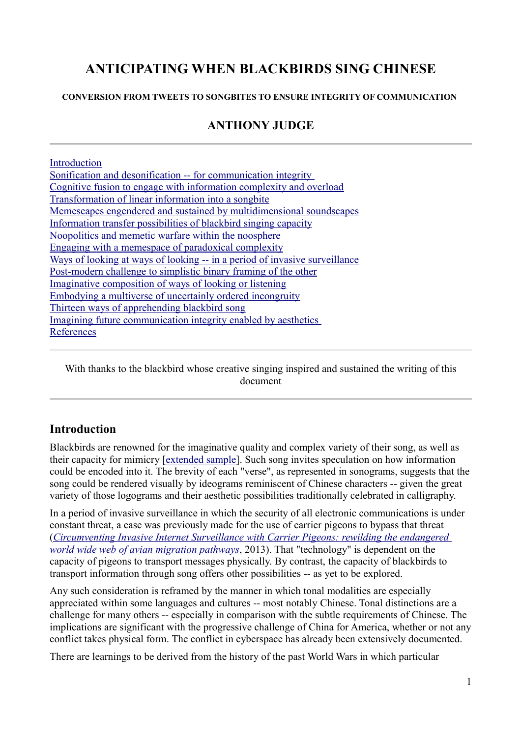# ANTICIPATING WHEN BLACKBIRDS SING CHINESE

#### CONVERSION FROM TWEETS TO SONGBITES TO ENSURE INTEGRITY OF COMMUNICATION

### ANTHONY JUDGE

---

[Introduction](#)
[Sonification and desonification -- for communication integrity](#)
[Cognitive fusion to engage with information complexity and overload](#)
[Transformation of linear information into a songbite](#)
[Memescapes engendered and sustained by multidimensional soundscapes](#)
[Information transfer possibilities of blackbird singing capacity](#)
[Noopolitics and memetic warfare within the noosphere](#)
[Engaging with a memespace of paradoxical complexity](#)
[Ways of looking at ways of looking -- in a period of invasive surveillance](#)
[Post-modern challenge to simplistic binary framing of the other](#)
[Imaginative composition of ways of looking or listening](#)
[Embodying a multiverse of uncertainly ordered incongruity](#)
[Thirteen ways of apprehending blackbird song](#)
[Imagining future communication integrity enabled by aesthetics](#)
[References](#)

---

With thanks to the blackbird whose creative singing inspired and sustained the writing of this document

---

## Introduction

Blackbirds are renowned for the imaginative quality and complex variety of their song, as well as their capacity for mimicry [extended sample]. Such song invites speculation on how information could be encoded into it. The brevity of each "verse", as represented in sonograms, suggests that the song could be rendered visually by ideograms reminiscent of Chinese characters -- given the great variety of those logograms and their aesthetic possibilities traditionally celebrated in calligraphy.

In a period of invasive surveillance in which the security of all electronic communications is under constant threat, a case was previously made for the use of carrier pigeons to bypass that threat (*Circumventing Invasive Internet Surveillance with Carrier Pigeons: rewilding the endangered world wide web of avian migration pathways*, 2013). That "technology" is dependent on the capacity of pigeons to transport messages physically. By contrast, the capacity of blackbirds to transport information through song offers other possibilities -- as yet to be explored.

Any such consideration is reframed by the manner in which tonal modalities are especially appreciated within some languages and cultures -- most notably Chinese. Tonal distinctions are a challenge for many others -- especially in comparison with the subtle requirements of Chinese. The implications are significant with the progressive challenge of China for America, whether or not any conflict takes physical form. The conflict in cyberspace has already been extensively documented.

There are learnings to be derived from the history of the past World Wars in which particular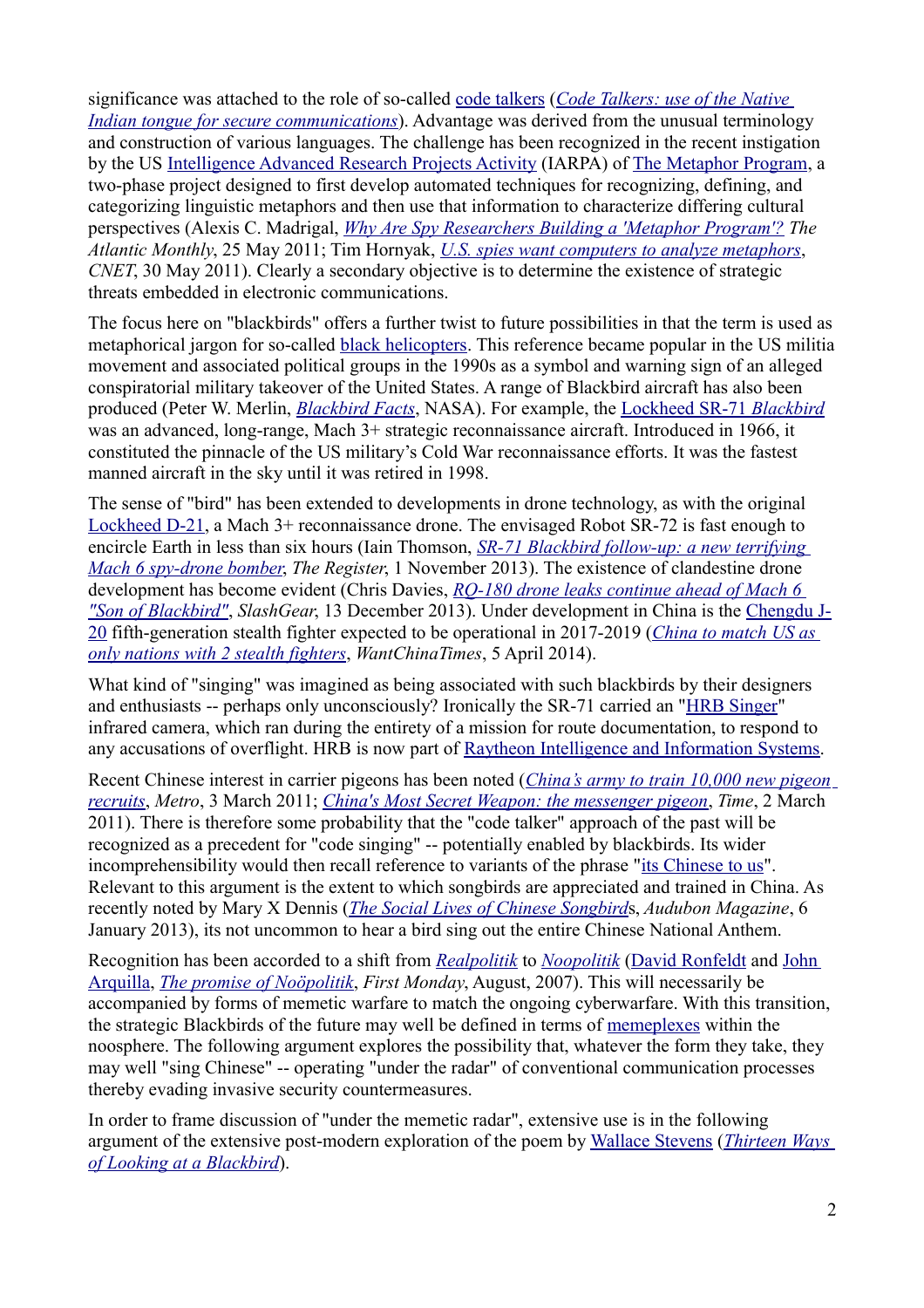significance was attached to the role of so-called code talkers (*Code Talkers: use of the Native Indian tongue for secure communications*). Advantage was derived from the unusual terminology and construction of various languages. The challenge has been recognized in the recent instigation by the US Intelligence Advanced Research Projects Activity (IARPA) of The Metaphor Program, a two-phase project designed to first develop automated techniques for recognizing, defining, and categorizing linguistic metaphors and then use that information to characterize differing cultural perspectives (Alexis C. Madrigal, *Why Are Spy Researchers Building a 'Metaphor Program'?* *The Atlantic Monthly*, 25 May 2011; Tim Hornyak, *U.S. spies want computers to analyze metaphors*, *CNET*, 30 May 2011). Clearly a secondary objective is to determine the existence of strategic threats embedded in electronic communications.

The focus here on "blackbirds" offers a further twist to future possibilities in that the term is used as metaphorical jargon for so-called black helicopters. This reference became popular in the US militia movement and associated political groups in the 1990s as a symbol and warning sign of an alleged conspiratorial military takeover of the United States. A range of Blackbird aircraft has also been produced (Peter W. Merlin, *Blackbird Facts*, NASA). For example, the Lockheed SR-71 *Blackbird* was an advanced, long-range, Mach 3+ strategic reconnaissance aircraft. Introduced in 1966, it constituted the pinnacle of the US military's Cold War reconnaissance efforts. It was the fastest manned aircraft in the sky until it was retired in 1998.

The sense of "bird" has been extended to developments in drone technology, as with the original Lockheed D-21, a Mach 3+ reconnaissance drone. The envisaged Robot SR-72 is fast enough to encircle Earth in less than six hours (Iain Thomson, *SR-71 Blackbird follow-up: a new terrifying Mach 6 spy-drone bomber*, *The Register*, 1 November 2013). The existence of clandestine drone development has become evident (Chris Davies, *RQ-180 drone leaks continue ahead of Mach 6 "Son of Blackbird"*, *SlashGear*, 13 December 2013). Under development in China is the Chengdu J-20 fifth-generation stealth fighter expected to be operational in 2017-2019 (*China to match US as only nations with 2 stealth fighters*, *WantChinaTimes*, 5 April 2014).

What kind of "singing" was imagined as being associated with such blackbirds by their designers and enthusiasts -- perhaps only unconsciously? Ironically the SR-71 carried an "HRB Singer" infrared camera, which ran during the entirety of a mission for route documentation, to respond to any accusations of overflight. HRB is now part of Raytheon Intelligence and Information Systems.

Recent Chinese interest in carrier pigeons has been noted (*China's army to train 10,000 new pigeon recruits*, *Metro*, 3 March 2011; *China's Most Secret Weapon: the messenger pigeon*, *Time*, 2 March 2011). There is therefore some probability that the "code talker" approach of the past will be recognized as a precedent for "code singing" -- potentially enabled by blackbirds. Its wider incomprehensibility would then recall reference to variants of the phrase "its Chinese to us". Relevant to this argument is the extent to which songbirds are appreciated and trained in China. As recently noted by Mary X Dennis (*The Social Lives of Chinese Songbirds*, *Audubon Magazine*, 6 January 2013), its not uncommon to hear a bird sing out the entire Chinese National Anthem.

Recognition has been accorded to a shift from *Realpolitik* to *Noopolitik* (David Ronfeldt and John Arquilla, *The promise of Noöpolitik*, *First Monday*, August, 2007). This will necessarily be accompanied by forms of memetic warfare to match the ongoing cyberwarfare. With this transition, the strategic Blackbirds of the future may well be defined in terms of memeplexes within the noosphere. The following argument explores the possibility that, whatever the form they take, they may well "sing Chinese" -- operating "under the radar" of conventional communication processes thereby evading invasive security countermeasures.

In order to frame discussion of "under the memetic radar", extensive use is in the following argument of the extensive post-modern exploration of the poem by Wallace Stevens (*Thirteen Ways of Looking at a Blackbird*).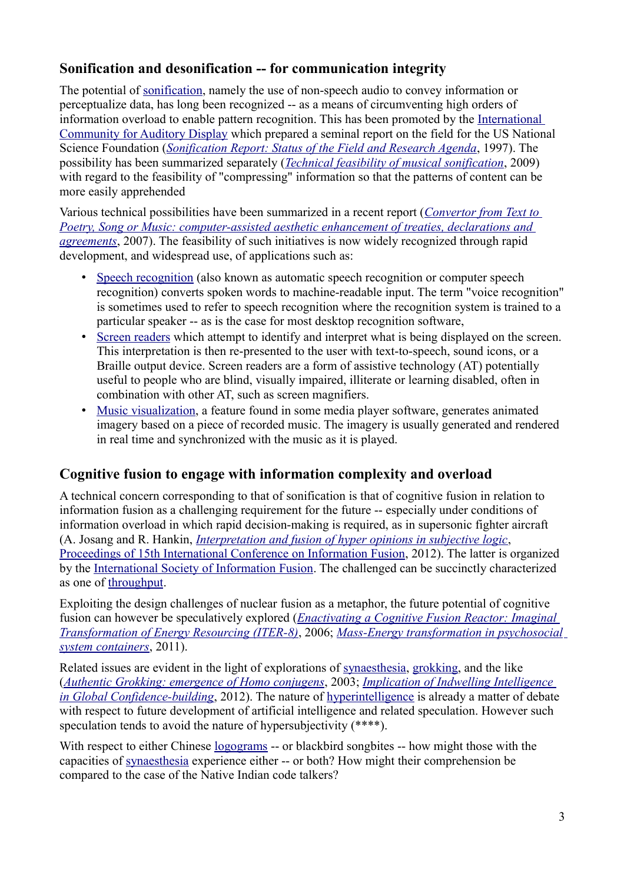## Sonification and desonification -- for communication integrity

The potential of sonification, namely the use of non-speech audio to convey information or perceptualize data, has long been recognized -- as a means of circumventing high orders of information overload to enable pattern recognition. This has been promoted by the International Community for Auditory Display which prepared a seminal report on the field for the US National Science Foundation (*Sonification Report: Status of the Field and Research Agenda*, 1997). The possibility has been summarized separately (*Technical feasibility of musical sonification*, 2009) with regard to the feasibility of "compressing" information so that the patterns of content can be more easily apprehended

Various technical possibilities have been summarized in a recent report (*Convertor from Text to Poetry, Song or Music: computer-assisted aesthetic enhancement of treaties, declarations and agreements*, 2007). The feasibility of such initiatives is now widely recognized through rapid development, and widespread use, of applications such as:

- Speech recognition (also known as automatic speech recognition or computer speech recognition) converts spoken words to machine-readable input. The term "voice recognition" is sometimes used to refer to speech recognition where the recognition system is trained to a particular speaker -- as is the case for most desktop recognition software,
- Screen readers which attempt to identify and interpret what is being displayed on the screen. This interpretation is then re-presented to the user with text-to-speech, sound icons, or a Braille output device. Screen readers are a form of assistive technology (AT) potentially useful to people who are blind, visually impaired, illiterate or learning disabled, often in combination with other AT, such as screen magnifiers.
- Music visualization, a feature found in some media player software, generates animated imagery based on a piece of recorded music. The imagery is usually generated and rendered in real time and synchronized with the music as it is played.

## Cognitive fusion to engage with information complexity and overload

A technical concern corresponding to that of sonification is that of cognitive fusion in relation to information fusion as a challenging requirement for the future -- especially under conditions of information overload in which rapid decision-making is required, as in supersonic fighter aircraft (A. Josang and R. Hankin, *Interpretation and fusion of hyper opinions in subjective logic*, Proceedings of 15th International Conference on Information Fusion, 2012). The latter is organized by the International Society of Information Fusion. The challenged can be succinctly characterized as one of throughput.

Exploiting the design challenges of nuclear fusion as a metaphor, the future potential of cognitive fusion can however be speculatively explored (*Enactivating a Cognitive Fusion Reactor: Imaginal Transformation of Energy Resourcing (ITER-8)*, 2006; *Mass-Energy transformation in psychosocial system containers*, 2011).

Related issues are evident in the light of explorations of synaesthesia, grokking, and the like (*Authentic Grokking: emergence of Homo conjugens*, 2003; *Implication of Indwelling Intelligence in Global Confidence-building*, 2012). The nature of hyperintelligence is already a matter of debate with respect to future development of artificial intelligence and related speculation. However such speculation tends to avoid the nature of hypersubjectivity (****).

With respect to either Chinese logograms -- or blackbird songbites -- how might those with the capacities of synaesthesia experience either -- or both? How might their comprehension be compared to the case of the Native Indian code talkers?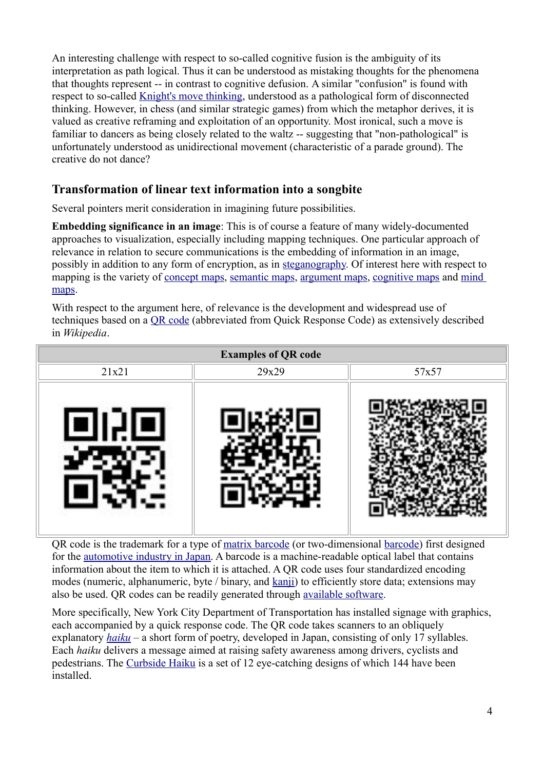An interesting challenge with respect to so-called cognitive fusion is the ambiguity of its interpretation as path logical. Thus it can be understood as mistaking thoughts for the phenomena that thoughts represent -- in contrast to cognitive defusion. A similar "confusion" is found with respect to so-called Knight's move thinking, understood as a pathological form of disconnected thinking. However, in chess (and similar strategic games) from which the metaphor derives, it is valued as creative reframing and exploitation of an opportunity. Most ironical, such a move is familiar to dancers as being closely related to the waltz -- suggesting that "non-pathological" is unfortunately understood as unidirectional movement (characteristic of a parade ground). The creative do not dance?

## Transformation of linear text information into a songbite

Several pointers merit consideration in imagining future possibilities.

**Embedding significance in an image**: This is of course a feature of many widely-documented approaches to visualization, especially including mapping techniques. One particular approach of relevance in relation to secure communications is the embedding of information in an image, possibly in addition to any form of encryption, as in steganography. Of interest here with respect to mapping is the variety of concept maps, semantic maps, argument maps, cognitive maps and mind maps.

With respect to the argument here, of relevance is the development and widespread use of techniques based on a QR code (abbreviated from Quick Response Code) as extensively described in *Wikipedia*.

| Examples of QR code | | |
|---|---|---|
| 21x21 | 29x29 | 57x57 |
| | | |

QR code is the trademark for a type of matrix barcode (or two-dimensional barcode) first designed for the automotive industry in Japan. A barcode is a machine-readable optical label that contains information about the item to which it is attached. A QR code uses four standardized encoding modes (numeric, alphanumeric, byte / binary, and kanji) to efficiently store data; extensions may also be used. QR codes can be readily generated through available software.

More specifically, New York City Department of Transportation has installed signage with graphics, each accompanied by a quick response code. The QR code takes scanners to an obliquely explanatory *haiku* – a short form of poetry, developed in Japan, consisting of only 17 syllables. Each *haiku* delivers a message aimed at raising safety awareness among drivers, cyclists and pedestrians. The Curbside Haiku is a set of 12 eye-catching designs of which 144 have been installed.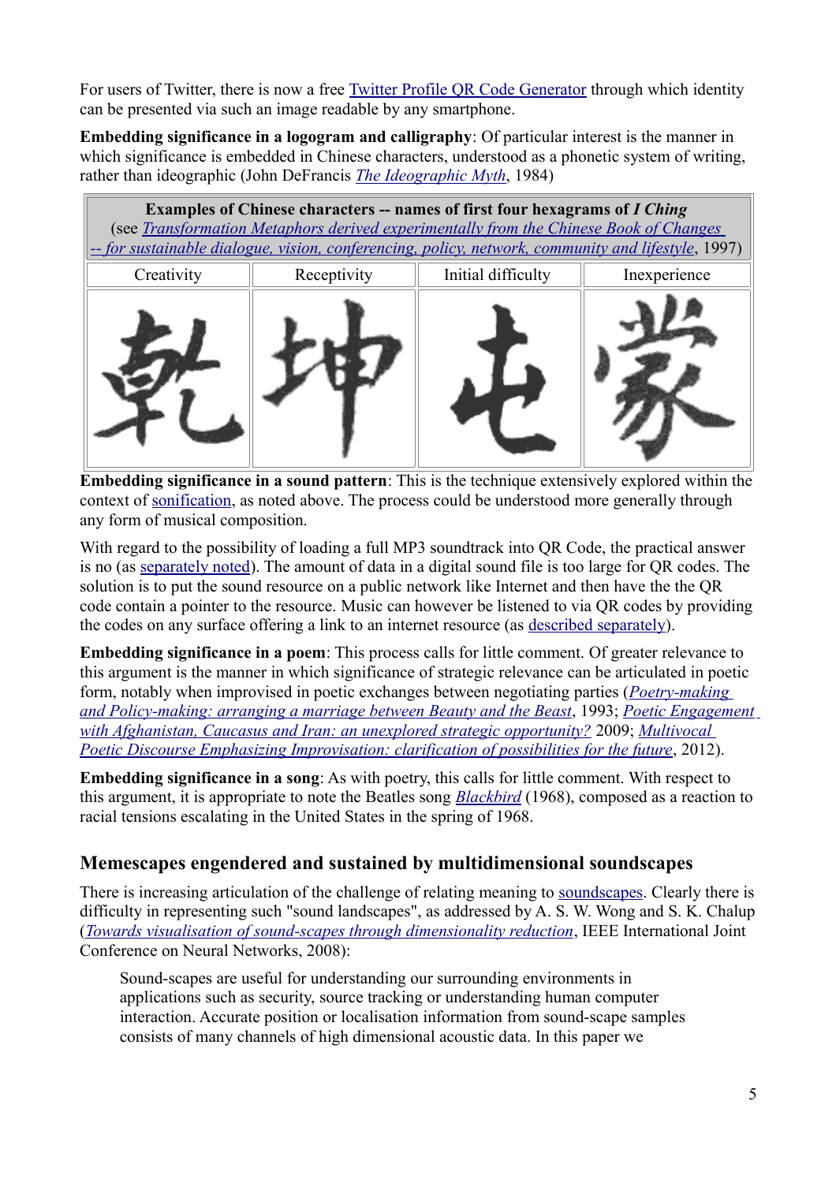For users of Twitter, there is now a free Twitter Profile QR Code Generator through which identity can be presented via such an image readable by any smartphone.

**Embedding significance in a logogram and calligraphy**: Of particular interest is the manner in which significance is embedded in Chinese characters, understood as a phonetic system of writing, rather than ideographic (John DeFrancis *The Ideographic Myth*, 1984)

| **Examples of Chinese characters -- names of first four hexagrams of *I Ching*** (see *Transformation Metaphors derived experimentally from the Chinese Book of Changes -- for sustainable dialogue, vision, conferencing, policy, network, community and lifestyle*, 1997) | | | |
|---|---|---|---|
| Creativity | Receptivity | Initial difficulty | Inexperience |
| 乾 | 坤 | 屯 | 蒙 |

**Embedding significance in a sound pattern**: This is the technique extensively explored within the context of sonification, as noted above. The process could be understood more generally through any form of musical composition.

With regard to the possibility of loading a full MP3 soundtrack into QR Code, the practical answer is no (as separately noted). The amount of data in a digital sound file is too large for QR codes. The solution is to put the sound resource on a public network like Internet and then have the the QR code contain a pointer to the resource. Music can however be listened to via QR codes by providing the codes on any surface offering a link to an internet resource (as described separately).

**Embedding significance in a poem**: This process calls for little comment. Of greater relevance to this argument is the manner in which significance of strategic relevance can be articulated in poetic form, notably when improvised in poetic exchanges between negotiating parties (*Poetry-making and Policy-making: arranging a marriage between Beauty and the Beast*, 1993; *Poetic Engagement with Afghanistan, Caucasus and Iran: an unexplored strategic opportunity?* 2009; *Multivocal Poetic Discourse Emphasizing Improvisation: clarification of possibilities for the future*, 2012).

**Embedding significance in a song**: As with poetry, this calls for little comment. With respect to this argument, it is appropriate to note the Beatles song *Blackbird* (1968), composed as a reaction to racial tensions escalating in the United States in the spring of 1968.

## Memescapes engendered and sustained by multidimensional soundscapes

There is increasing articulation of the challenge of relating meaning to soundscapes. Clearly there is difficulty in representing such "sound landscapes", as addressed by A. S. W. Wong and S. K. Chalup (*Towards visualisation of sound-scapes through dimensionality reduction*, IEEE International Joint Conference on Neural Networks, 2008):

> Sound-scapes are useful for understanding our surrounding environments in applications such as security, source tracking or understanding human computer interaction. Accurate position or localisation information from sound-scape samples consists of many channels of high dimensional acoustic data. In this paper we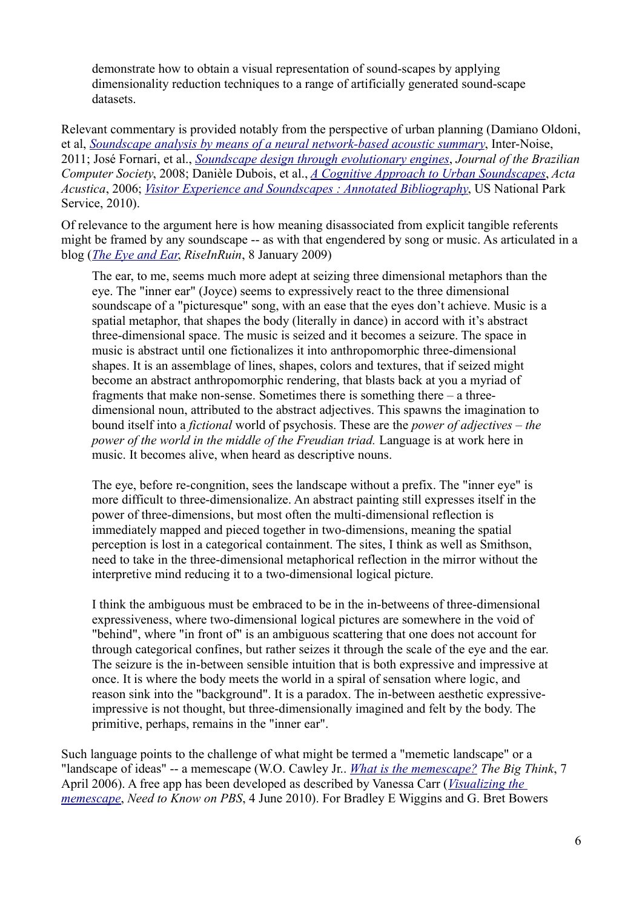> demonstrate how to obtain a visual representation of sound-scapes by applying dimensionality reduction techniques to a range of artificially generated sound-scape datasets.

Relevant commentary is provided notably from the perspective of urban planning (Damiano Oldoni, et al, *Soundscape analysis by means of a neural network-based acoustic summary*, Inter-Noise, 2011; José Fornari, et al., *Soundscape design through evolutionary engines*, *Journal of the Brazilian Computer Society*, 2008; Danièle Dubois, et al., *A Cognitive Approach to Urban Soundscapes*, *Acta Acustica*, 2006; *Visitor Experience and Soundscapes : Annotated Bibliography*, US National Park Service, 2010).

Of relevance to the argument here is how meaning disassociated from explicit tangible referents might be framed by any soundscape -- as with that engendered by song or music. As articulated in a blog (*The Eye and Ear*, *RiseInRuin*, 8 January 2009)

> The ear, to me, seems much more adept at seizing three dimensional metaphors than the eye. The "inner ear" (Joyce) seems to expressively react to the three dimensional soundscape of a "picturesque" song, with an ease that the eyes don't achieve. Music is a spatial metaphor, that shapes the body (literally in dance) in accord with it's abstract three-dimensional space. The music is seized and it becomes a seizure. The space in music is abstract until one fictionalizes it into anthropomorphic three-dimensional shapes. It is an assemblage of lines, shapes, colors and textures, that if seized might become an abstract anthropomorphic rendering, that blasts back at you a myriad of fragments that make non-sense. Sometimes there is something there – a three-dimensional noun, attributed to the abstract adjectives. This spawns the imagination to bound itself into a *fictional* world of psychosis. These are the *power of adjectives – the power of the world in the middle of the Freudian triad.* Language is at work here in music. It becomes alive, when heard as descriptive nouns.
>
> The eye, before re-congnition, sees the landscape without a prefix. The "inner eye" is more difficult to three-dimensionalize. An abstract painting still expresses itself in the power of three-dimensions, but most often the multi-dimensional reflection is immediately mapped and pieced together in two-dimensions, meaning the spatial perception is lost in a categorical containment. The sites, I think as well as Smithson, need to take in the three-dimensional metaphorical reflection in the mirror without the interpretive mind reducing it to a two-dimensional logical picture.
>
> I think the ambiguous must be embraced to be in the in-betweens of three-dimensional expressiveness, where two-dimensional logical pictures are somewhere in the void of "behind", where "in front of" is an ambiguous scattering that one does not account for through categorical confines, but rather seizes it through the scale of the eye and the ear. The seizure is the in-between sensible intuition that is both expressive and impressive at once. It is where the body meets the world in a spiral of sensation where logic, and reason sink into the "background". It is a paradox. The in-between aesthetic expressive-impressive is not thought, but three-dimensionally imagined and felt by the body. The primitive, perhaps, remains in the "inner ear".

Such language points to the challenge of what might be termed a "memetic landscape" or a "landscape of ideas" -- a memescape (W.O. Cawley Jr.. *What is the memescape?* *The Big Think*, 7 April 2006). A free app has been developed as described by Vanessa Carr (*Visualizing the memescape*, *Need to Know on PBS*, 4 June 2010). For Bradley E Wiggins and G. Bret Bowers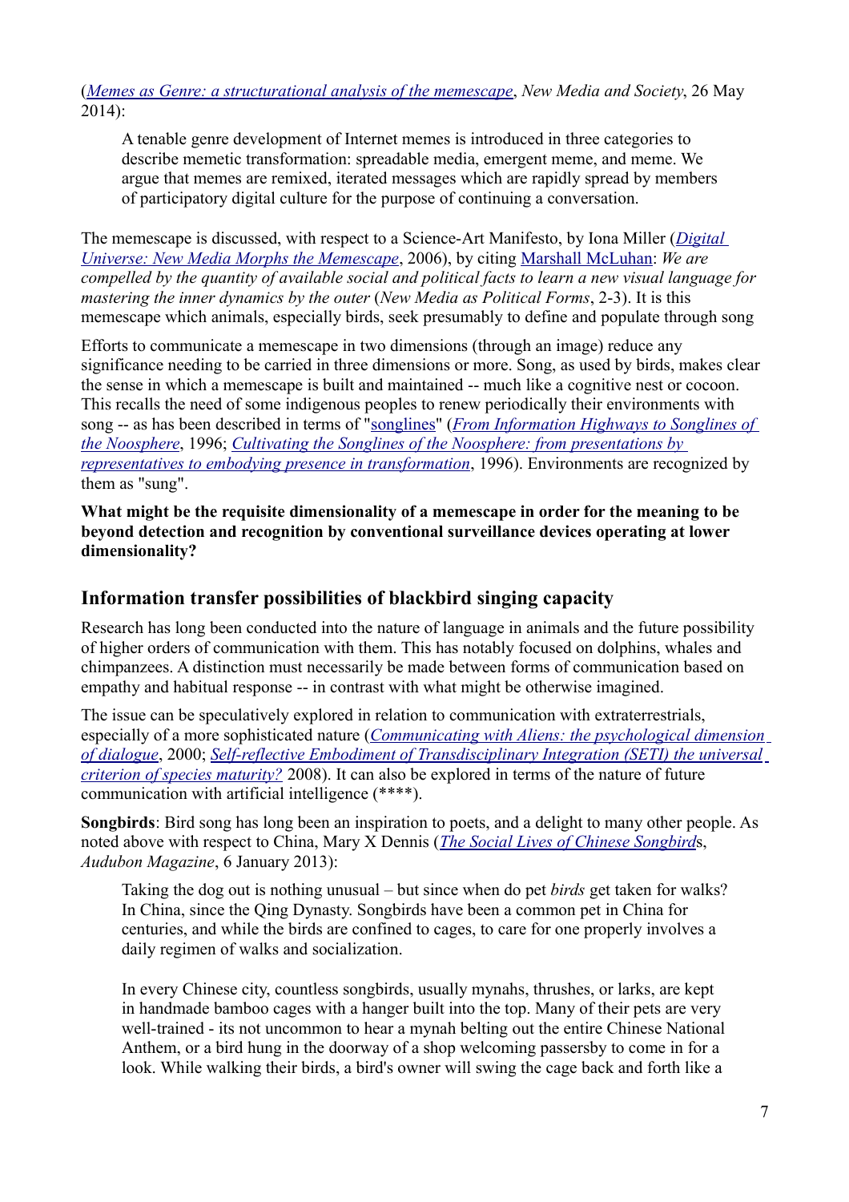(*Memes as Genre: a structurational analysis of the memescape*, *New Media and Society*, 26 May 2014):

> A tenable genre development of Internet memes is introduced in three categories to describe memetic transformation: spreadable media, emergent meme, and meme. We argue that memes are remixed, iterated messages which are rapidly spread by members of participatory digital culture for the purpose of continuing a conversation.

The memescape is discussed, with respect to a Science-Art Manifesto, by Iona Miller (*Digital Universe: New Media Morphs the Memescape*, 2006), by citing Marshall McLuhan: *We are compelled by the quantity of available social and political facts to learn a new visual language for mastering the inner dynamics by the outer* (*New Media as Political Forms*, 2-3). It is this memescape which animals, especially birds, seek presumably to define and populate through song

Efforts to communicate a memescape in two dimensions (through an image) reduce any significance needing to be carried in three dimensions or more. Song, as used by birds, makes clear the sense in which a memescape is built and maintained -- much like a cognitive nest or cocoon. This recalls the need of some indigenous peoples to renew periodically their environments with song -- as has been described in terms of "songlines" (*From Information Highways to Songlines of the Noosphere*, 1996; *Cultivating the Songlines of the Noosphere: from presentations by representatives to embodying presence in transformation*, 1996). Environments are recognized by them as "sung".

**What might be the requisite dimensionality of a memescape in order for the meaning to be beyond detection and recognition by conventional surveillance devices operating at lower dimensionality?**

## Information transfer possibilities of blackbird singing capacity

Research has long been conducted into the nature of language in animals and the future possibility of higher orders of communication with them. This has notably focused on dolphins, whales and chimpanzees. A distinction must necessarily be made between forms of communication based on empathy and habitual response -- in contrast with what might be otherwise imagined.

The issue can be speculatively explored in relation to communication with extraterrestrials, especially of a more sophisticated nature (*Communicating with Aliens: the psychological dimension of dialogue*, 2000; *Self-reflective Embodiment of Transdisciplinary Integration (SETI) the universal criterion of species maturity?* 2008). It can also be explored in terms of the nature of future communication with artificial intelligence (****).

**Songbirds**: Bird song has long been an inspiration to poets, and a delight to many other people. As noted above with respect to China, Mary X Dennis (*The Social Lives of Chinese Songbirds*, *Audubon Magazine*, 6 January 2013):

> Taking the dog out is nothing unusual – but since when do pet *birds* get taken for walks? In China, since the Qing Dynasty. Songbirds have been a common pet in China for centuries, and while the birds are confined to cages, to care for one properly involves a daily regimen of walks and socialization.
>
> In every Chinese city, countless songbirds, usually mynahs, thrushes, or larks, are kept in handmade bamboo cages with a hanger built into the top. Many of their pets are very well-trained - its not uncommon to hear a mynah belting out the entire Chinese National Anthem, or a bird hung in the doorway of a shop welcoming passersby to come in for a look. While walking their birds, a bird's owner will swing the cage back and forth like a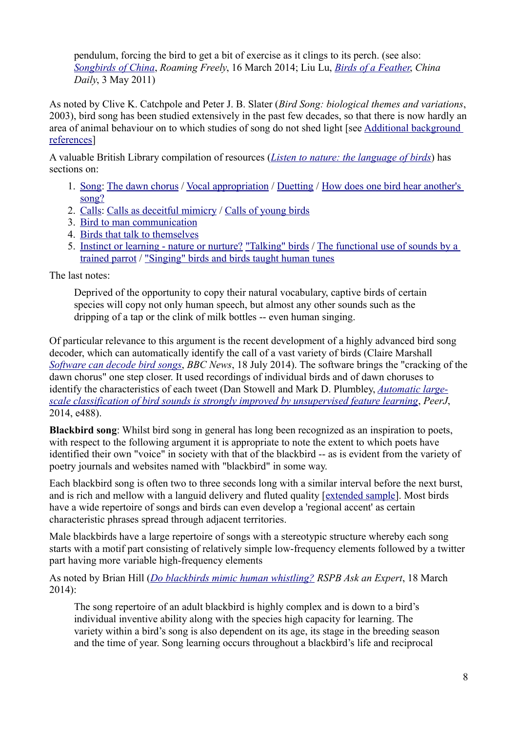pendulum, forcing the bird to get a bit of exercise as it clings to its perch. (see also: *Songbirds of China*, *Roaming Freely*, 16 March 2014; Liu Lu, *Birds of a Feather*, *China Daily*, 3 May 2011)

As noted by Clive K. Catchpole and Peter J. B. Slater (*Bird Song: biological themes and variations*, 2003), bird song has been studied extensively in the past few decades, so that there is now hardly an area of animal behaviour on to which studies of song do not shed light [see Additional background references]

A valuable British Library compilation of resources (*Listen to nature: the language of birds*) has sections on:

1. Song: The dawn chorus / Vocal appropriation / Duetting / How does one bird hear another's song?
2. Calls: Calls as deceitful mimicry / Calls of young birds
3. Bird to man communication
4. Birds that talk to themselves
5. Instinct or learning - nature or nurture? "Talking" birds / The functional use of sounds by a trained parrot / "Singing" birds and birds taught human tunes

The last notes:

> Deprived of the opportunity to copy their natural vocabulary, captive birds of certain species will copy not only human speech, but almost any other sounds such as the dripping of a tap or the clink of milk bottles -- even human singing.

Of particular relevance to this argument is the recent development of a highly advanced bird song decoder, which can automatically identify the call of a vast variety of birds (Claire Marshall *Software can decode bird songs*, *BBC News*, 18 July 2014). The software brings the "cracking of the dawn chorus" one step closer. It used recordings of individual birds and of dawn choruses to identify the characteristics of each tweet (Dan Stowell and Mark D. Plumbley, *Automatic large-scale classification of bird sounds is strongly improved by unsupervised feature learning*, *PeerJ*, 2014, e488).

**Blackbird song**: Whilst bird song in general has long been recognized as an inspiration to poets, with respect to the following argument it is appropriate to note the extent to which poets have identified their own "voice" in society with that of the blackbird -- as is evident from the variety of poetry journals and websites named with "blackbird" in some way.

Each blackbird song is often two to three seconds long with a similar interval before the next burst, and is rich and mellow with a languid delivery and fluted quality [extended sample]. Most birds have a wide repertoire of songs and birds can even develop a 'regional accent' as certain characteristic phrases spread through adjacent territories.

Male blackbirds have a large repertoire of songs with a stereotypic structure whereby each song starts with a motif part consisting of relatively simple low-frequency elements followed by a twitter part having more variable high-frequency elements

As noted by Brian Hill (*Do blackbirds mimic human whistling?* *RSPB Ask an Expert*, 18 March 2014):

> The song repertoire of an adult blackbird is highly complex and is down to a bird's individual inventive ability along with the species high capacity for learning. The variety within a bird's song is also dependent on its age, its stage in the breeding season and the time of year. Song learning occurs throughout a blackbird's life and reciprocal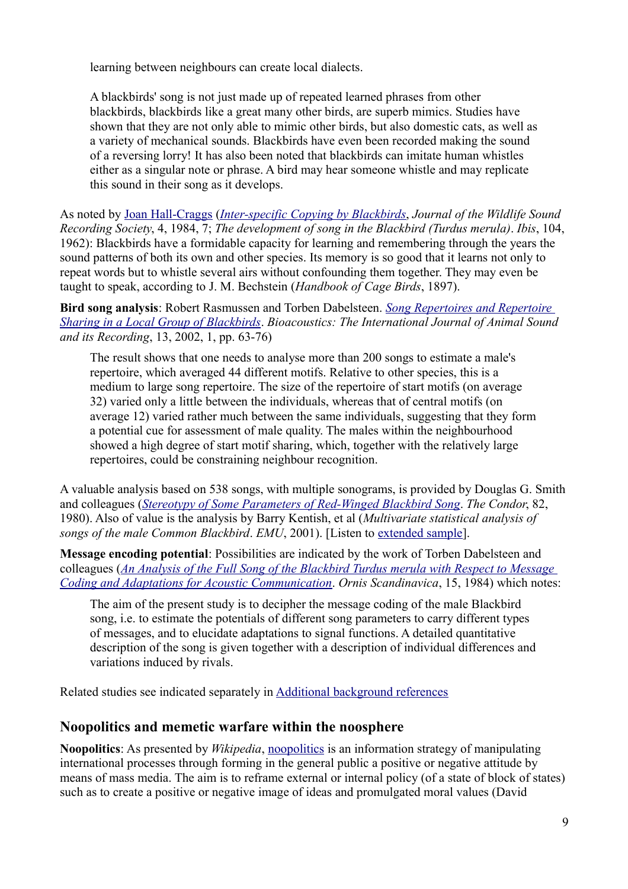learning between neighbours can create local dialects.

> A blackbirds' song is not just made up of repeated learned phrases from other blackbirds, blackbirds like a great many other birds, are superb mimics. Studies have shown that they are not only able to mimic other birds, but also domestic cats, as well as a variety of mechanical sounds. Blackbirds have even been recorded making the sound of a reversing lorry! It has also been noted that blackbirds can imitate human whistles either as a singular note or phrase. A bird may hear someone whistle and may replicate this sound in their song as it develops.

As noted by Joan Hall-Craggs (*Inter-specific Copying by Blackbirds*, *Journal of the Wildlife Sound Recording Society*, 4, 1984, 7; *The development of song in the Blackbird (Turdus merula)*. *Ibis*, 104, 1962): Blackbirds have a formidable capacity for learning and remembering through the years the sound patterns of both its own and other species. Its memory is so good that it learns not only to repeat words but to whistle several airs without confounding them together. They may even be taught to speak, according to J. M. Bechstein (*Handbook of Cage Birds*, 1897).

**Bird song analysis**: Robert Rasmussen and Torben Dabelsteen. *Song Repertoires and Repertoire Sharing in a Local Group of Blackbirds*. *Bioacoustics: The International Journal of Animal Sound and its Recording*, 13, 2002, 1, pp. 63-76)

> The result shows that one needs to analyse more than 200 songs to estimate a male's repertoire, which averaged 44 different motifs. Relative to other species, this is a medium to large song repertoire. The size of the repertoire of start motifs (on average 32) varied only a little between the individuals, whereas that of central motifs (on average 12) varied rather much between the same individuals, suggesting that they form a potential cue for assessment of male quality. The males within the neighbourhood showed a high degree of start motif sharing, which, together with the relatively large repertoires, could be constraining neighbour recognition.

A valuable analysis based on 538 songs, with multiple sonograms, is provided by Douglas G. Smith and colleagues (*Stereotypy of Some Parameters of Red-Winged Blackbird Song*. *The Condor*, 82, 1980). Also of value is the analysis by Barry Kentish, et al (*Multivariate statistical analysis of songs of the male Common Blackbird*. *EMU*, 2001). [Listen to extended sample].

**Message encoding potential**: Possibilities are indicated by the work of Torben Dabelsteen and colleagues (*An Analysis of the Full Song of the Blackbird Turdus merula with Respect to Message Coding and Adaptations for Acoustic Communication*. *Ornis Scandinavica*, 15, 1984) which notes:

> The aim of the present study is to decipher the message coding of the male Blackbird song, i.e. to estimate the potentials of different song parameters to carry different types of messages, and to elucidate adaptations to signal functions. A detailed quantitative description of the song is given together with a description of individual differences and variations induced by rivals.

Related studies see indicated separately in Additional background references

## Noopolitics and memetic warfare within the noosphere

**Noopolitics**: As presented by *Wikipedia*, noopolitics is an information strategy of manipulating international processes through forming in the general public a positive or negative attitude by means of mass media. The aim is to reframe external or internal policy (of a state of block of states) such as to create a positive or negative image of ideas and promulgated moral values (David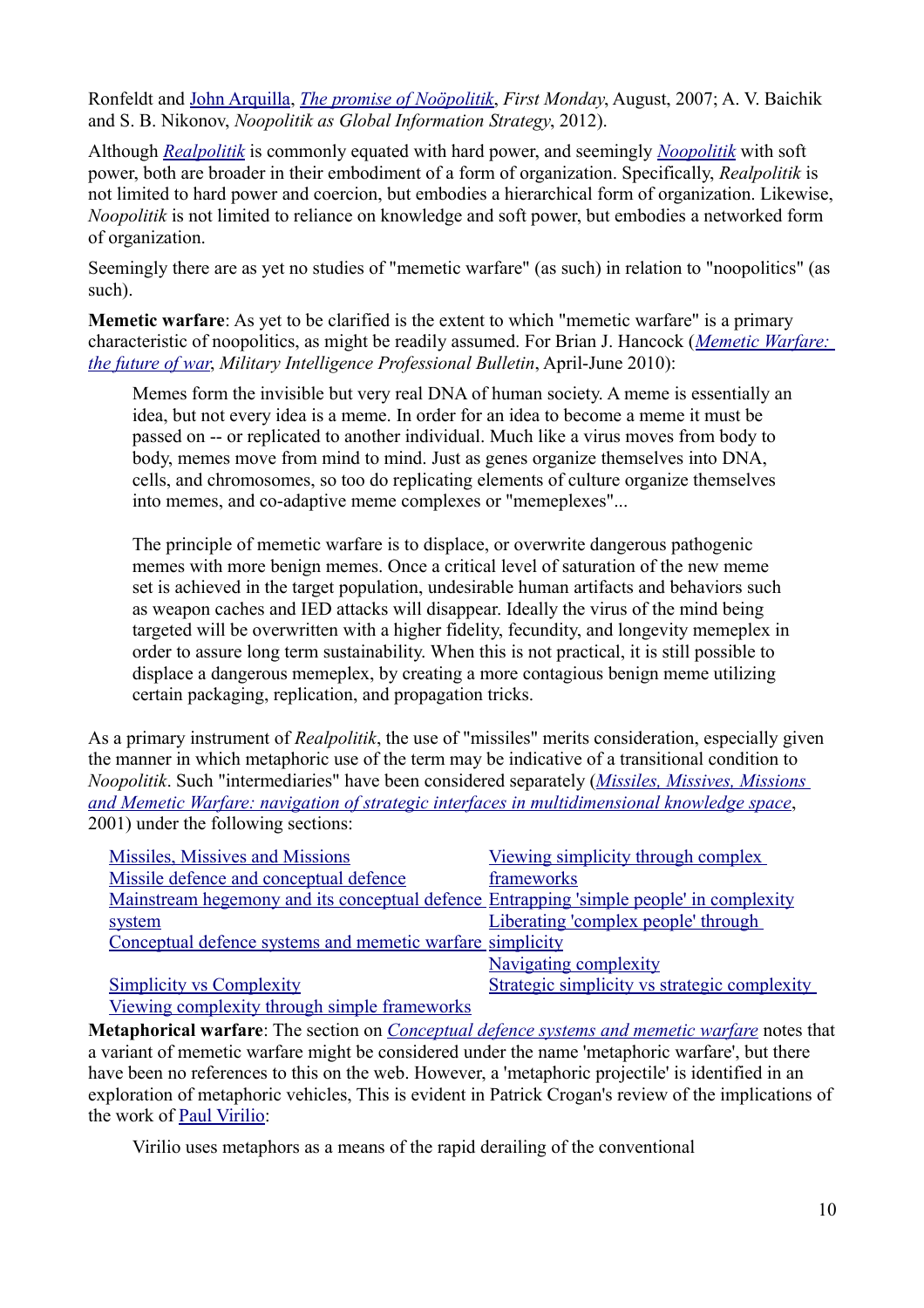Ronfeldt and John Arquilla, *The promise of Noöpolitik*, *First Monday*, August, 2007; A. V. Baichik and S. B. Nikonov, *Noopolitik as Global Information Strategy*, 2012).

Although *Realpolitik* is commonly equated with hard power, and seemingly *Noopolitik* with soft power, both are broader in their embodiment of a form of organization. Specifically, *Realpolitik* is not limited to hard power and coercion, but embodies a hierarchical form of organization. Likewise, *Noopolitik* is not limited to reliance on knowledge and soft power, but embodies a networked form of organization.

Seemingly there are as yet no studies of "memetic warfare" (as such) in relation to "noopolitics" (as such).

**Memetic warfare**: As yet to be clarified is the extent to which "memetic warfare" is a primary characteristic of noopolitics, as might be readily assumed. For Brian J. Hancock (*Memetic Warfare: the future of war*, *Military Intelligence Professional Bulletin*, April-June 2010):

> Memes form the invisible but very real DNA of human society. A meme is essentially an idea, but not every idea is a meme. In order for an idea to become a meme it must be passed on -- or replicated to another individual. Much like a virus moves from body to body, memes move from mind to mind. Just as genes organize themselves into DNA, cells, and chromosomes, so too do replicating elements of culture organize themselves into memes, and co-adaptive meme complexes or "memeplexes"...
>
> The principle of memetic warfare is to displace, or overwrite dangerous pathogenic memes with more benign memes. Once a critical level of saturation of the new meme set is achieved in the target population, undesirable human artifacts and behaviors such as weapon caches and IED attacks will disappear. Ideally the virus of the mind being targeted will be overwritten with a higher fidelity, fecundity, and longevity memeplex in order to assure long term sustainability. When this is not practical, it is still possible to displace a dangerous memeplex, by creating a more contagious benign meme utilizing certain packaging, replication, and propagation tricks.

As a primary instrument of *Realpolitik*, the use of "missiles" merits consideration, especially given the manner in which metaphoric use of the term may be indicative of a transitional condition to *Noopolitik*. Such "intermediaries" have been considered separately (*Missiles, Missives, Missions and Memetic Warfare: navigation of strategic interfaces in multidimensional knowledge space*, 2001) under the following sections:

- Missiles, Missives and Missions
- Missile defence and conceptual defence
- Mainstream hegemony and its conceptual defence system
- Conceptual defence systems and memetic warfare
- Simplicity vs Complexity
- Viewing complexity through simple frameworks
- Viewing simplicity through complex frameworks
- Entrapping 'simple people' in complexity
- Liberating 'complex people' through simplicity
- Navigating complexity
- Strategic simplicity vs strategic complexity

**Metaphorical warfare**: The section on *Conceptual defence systems and memetic warfare* notes that a variant of memetic warfare might be considered under the name 'metaphoric warfare', but there have been no references to this on the web. However, a 'metaphoric projectile' is identified in an exploration of metaphoric vehicles, This is evident in Patrick Crogan's review of the implications of the work of Paul Virilio:

> Virilio uses metaphors as a means of the rapid derailing of the conventional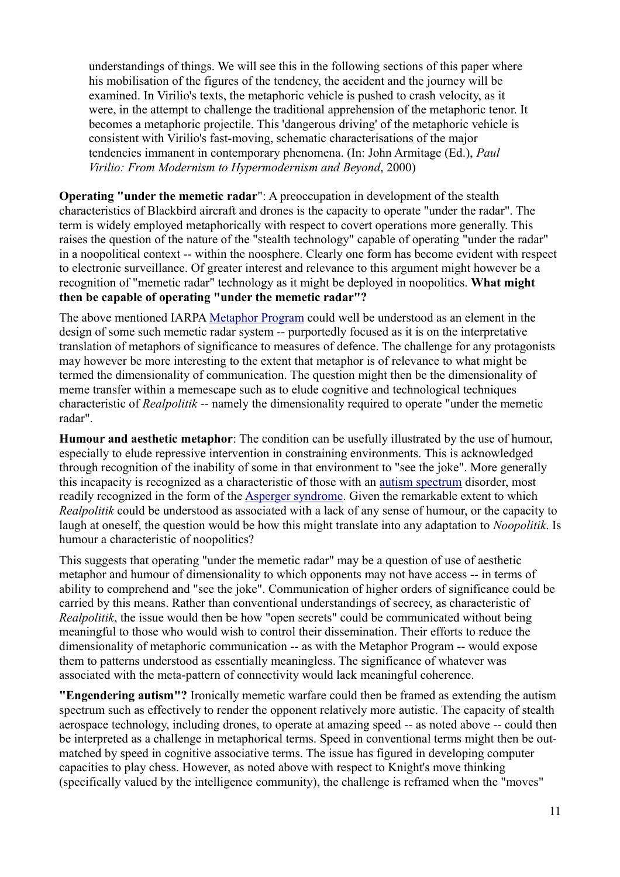> understandings of things. We will see this in the following sections of this paper where his mobilisation of the figures of the tendency, the accident and the journey will be examined. In Virilio's texts, the metaphoric vehicle is pushed to crash velocity, as it were, in the attempt to challenge the traditional apprehension of the metaphoric tenor. It becomes a metaphoric projectile. This 'dangerous driving' of the metaphoric vehicle is consistent with Virilio's fast-moving, schematic characterisations of the major tendencies immanent in contemporary phenomena. (In: John Armitage (Ed.), *Paul Virilio: From Modernism to Hypermodernism and Beyond*, 2000)

**Operating "under the memetic radar"**: A preoccupation in development of the stealth characteristics of Blackbird aircraft and drones is the capacity to operate "under the radar". The term is widely employed metaphorically with respect to covert operations more generally. This raises the question of the nature of the "stealth technology" capable of operating "under the radar" in a noopolitical context -- within the noosphere. Clearly one form has become evident with respect to electronic surveillance. Of greater interest and relevance to this argument might however be a recognition of "memetic radar" technology as it might be deployed in noopolitics. **What might then be capable of operating "under the memetic radar"?**

The above mentioned IARPA Metaphor Program could well be understood as an element in the design of some such memetic radar system -- purportedly focused as it is on the interpretative translation of metaphors of significance to measures of defence. The challenge for any protagonists may however be more interesting to the extent that metaphor is of relevance to what might be termed the dimensionality of communication. The question might then be the dimensionality of meme transfer within a memescape such as to elude cognitive and technological techniques characteristic of *Realpolitik* -- namely the dimensionality required to operate "under the memetic radar".

**Humour and aesthetic metaphor**: The condition can be usefully illustrated by the use of humour, especially to elude repressive intervention in constraining environments. This is acknowledged through recognition of the inability of some in that environment to "see the joke". More generally this incapacity is recognized as a characteristic of those with an autism spectrum disorder, most readily recognized in the form of the Asperger syndrome. Given the remarkable extent to which *Realpolitik* could be understood as associated with a lack of any sense of humour, or the capacity to laugh at oneself, the question would be how this might translate into any adaptation to *Noopolitik*. Is humour a characteristic of noopolitics?

This suggests that operating "under the memetic radar" may be a question of use of aesthetic metaphor and humour of dimensionality to which opponents may not have access -- in terms of ability to comprehend and "see the joke". Communication of higher orders of significance could be carried by this means. Rather than conventional understandings of secrecy, as characteristic of *Realpolitik*, the issue would then be how "open secrets" could be communicated without being meaningful to those who would wish to control their dissemination. Their efforts to reduce the dimensionality of metaphoric communication -- as with the Metaphor Program -- would expose them to patterns understood as essentially meaningless. The significance of whatever was associated with the meta-pattern of connectivity would lack meaningful coherence.

**"Engendering autism"?** Ironically memetic warfare could then be framed as extending the autism spectrum such as effectively to render the opponent relatively more autistic. The capacity of stealth aerospace technology, including drones, to operate at amazing speed -- as noted above -- could then be interpreted as a challenge in metaphorical terms. Speed in conventional terms might then be out-matched by speed in cognitive associative terms. The issue has figured in developing computer capacities to play chess. However, as noted above with respect to Knight's move thinking (specifically valued by the intelligence community), the challenge is reframed when the "moves"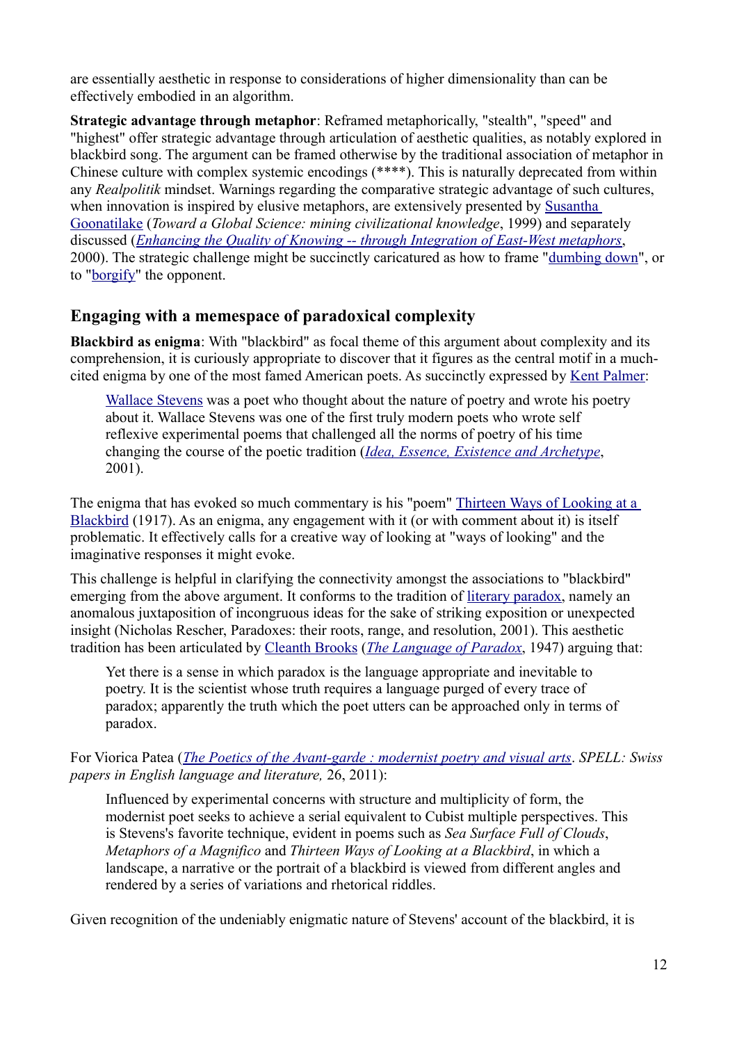are essentially aesthetic in response to considerations of higher dimensionality than can be effectively embodied in an algorithm.

**Strategic advantage through metaphor**: Reframed metaphorically, "stealth", "speed" and "highest" offer strategic advantage through articulation of aesthetic qualities, as notably explored in blackbird song. The argument can be framed otherwise by the traditional association of metaphor in Chinese culture with complex systemic encodings (****). This is naturally deprecated from within any *Realpolitik* mindset. Warnings regarding the comparative strategic advantage of such cultures, when innovation is inspired by elusive metaphors, are extensively presented by Susantha Goonatilake (*Toward a Global Science: mining civilizational knowledge*, 1999) and separately discussed (*Enhancing the Quality of Knowing -- through Integration of East-West metaphors*, 2000). The strategic challenge might be succinctly caricatured as how to frame "dumbing down", or to "borgify" the opponent.

## Engaging with a memespace of paradoxical complexity

**Blackbird as enigma**: With "blackbird" as focal theme of this argument about complexity and its comprehension, it is curiously appropriate to discover that it figures as the central motif in a much-cited enigma by one of the most famed American poets. As succinctly expressed by Kent Palmer:

> Wallace Stevens was a poet who thought about the nature of poetry and wrote his poetry about it. Wallace Stevens was one of the first truly modern poets who wrote self reflexive experimental poems that challenged all the norms of poetry of his time changing the course of the poetic tradition (*Idea, Essence, Existence and Archetype*, 2001).

The enigma that has evoked so much commentary is his "poem" Thirteen Ways of Looking at a Blackbird (1917). As an enigma, any engagement with it (or with comment about it) is itself problematic. It effectively calls for a creative way of looking at "ways of looking" and the imaginative responses it might evoke.

This challenge is helpful in clarifying the connectivity amongst the associations to "blackbird" emerging from the above argument. It conforms to the tradition of literary paradox, namely an anomalous juxtaposition of incongruous ideas for the sake of striking exposition or unexpected insight (Nicholas Rescher, Paradoxes: their roots, range, and resolution, 2001). This aesthetic tradition has been articulated by Cleanth Brooks (*The Language of Paradox*, 1947) arguing that:

> Yet there is a sense in which paradox is the language appropriate and inevitable to poetry. It is the scientist whose truth requires a language purged of every trace of paradox; apparently the truth which the poet utters can be approached only in terms of paradox.

For Viorica Patea (*The Poetics of the Avant-garde : modernist poetry and visual arts*. *SPELL: Swiss papers in English language and literature,* 26, 2011):

> Influenced by experimental concerns with structure and multiplicity of form, the modernist poet seeks to achieve a serial equivalent to Cubist multiple perspectives. This is Stevens's favorite technique, evident in poems such as *Sea Surface Full of Clouds*, *Metaphors of a Magnifico* and *Thirteen Ways of Looking at a Blackbird*, in which a landscape, a narrative or the portrait of a blackbird is viewed from different angles and rendered by a series of variations and rhetorical riddles.

Given recognition of the undeniably enigmatic nature of Stevens' account of the blackbird, it is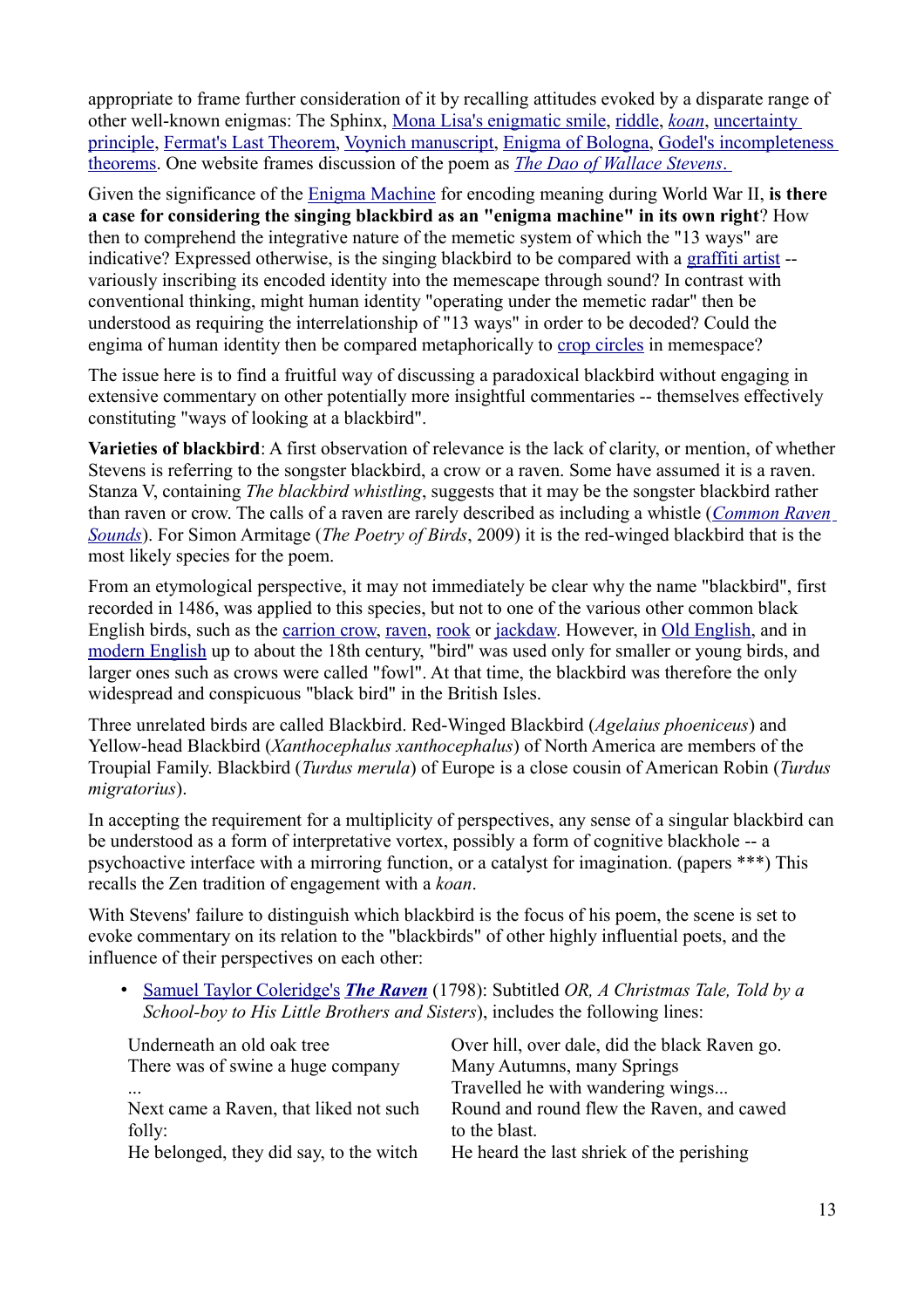appropriate to frame further consideration of it by recalling attitudes evoked by a disparate range of other well-known enigmas: The Sphinx, Mona Lisa's enigmatic smile, riddle, *koan*, uncertainty principle, Fermat's Last Theorem, Voynich manuscript, Enigma of Bologna, Godel's incompleteness theorems. One website frames discussion of the poem as *The Dao of Wallace Stevens*.

Given the significance of the Enigma Machine for encoding meaning during World War II, **is there a case for considering the singing blackbird as an "enigma machine" in its own right**? How then to comprehend the integrative nature of the memetic system of which the "13 ways" are indicative? Expressed otherwise, is the singing blackbird to be compared with a graffiti artist -- variously inscribing its encoded identity into the memescape through sound? In contrast with conventional thinking, might human identity "operating under the memetic radar" then be understood as requiring the interrelationship of "13 ways" in order to be decoded? Could the engima of human identity then be compared metaphorically to crop circles in memespace?

The issue here is to find a fruitful way of discussing a paradoxical blackbird without engaging in extensive commentary on other potentially more insightful commentaries -- themselves effectively constituting "ways of looking at a blackbird".

**Varieties of blackbird**: A first observation of relevance is the lack of clarity, or mention, of whether Stevens is referring to the songster blackbird, a crow or a raven. Some have assumed it is a raven. Stanza V, containing *The blackbird whistling*, suggests that it may be the songster blackbird rather than raven or crow. The calls of a raven are rarely described as including a whistle (*Common Raven Sounds*). For Simon Armitage (*The Poetry of Birds*, 2009) it is the red-winged blackbird that is the most likely species for the poem.

From an etymological perspective, it may not immediately be clear why the name "blackbird", first recorded in 1486, was applied to this species, but not to one of the various other common black English birds, such as the carrion crow, raven, rook or jackdaw. However, in Old English, and in modern English up to about the 18th century, "bird" was used only for smaller or young birds, and larger ones such as crows were called "fowl". At that time, the blackbird was therefore the only widespread and conspicuous "black bird" in the British Isles.

Three unrelated birds are called Blackbird. Red-Winged Blackbird (*Agelaius phoeniceus*) and Yellow-head Blackbird (*Xanthocephalus xanthocephalus*) of North America are members of the Troupial Family. Blackbird (*Turdus merula*) of Europe is a close cousin of American Robin (*Turdus migratorius*).

In accepting the requirement for a multiplicity of perspectives, any sense of a singular blackbird can be understood as a form of interpretative vortex, possibly a form of cognitive blackhole -- a psychoactive interface with a mirroring function, or a catalyst for imagination. (papers ***) This recalls the Zen tradition of engagement with a *koan*.

With Stevens' failure to distinguish which blackbird is the focus of his poem, the scene is set to evoke commentary on its relation to the "blackbirds" of other highly influential poets, and the influence of their perspectives on each other:

- Samuel Taylor Coleridge's ***The Raven*** (1798): Subtitled *OR, A Christmas Tale, Told by a School-boy to His Little Brothers and Sisters*), includes the following lines:

| | |
|---|---|
| Underneath an old oak tree<br>There was of swine a huge company<br>...<br>Next came a Raven, that liked not such folly:<br>He belonged, they did say, to the witch | Over hill, over dale, did the black Raven go.<br>Many Autumns, many Springs<br>Travelled he with wandering wings...<br>Round and round flew the Raven, and cawed to the blast.<br>He heard the last shriek of the perishing |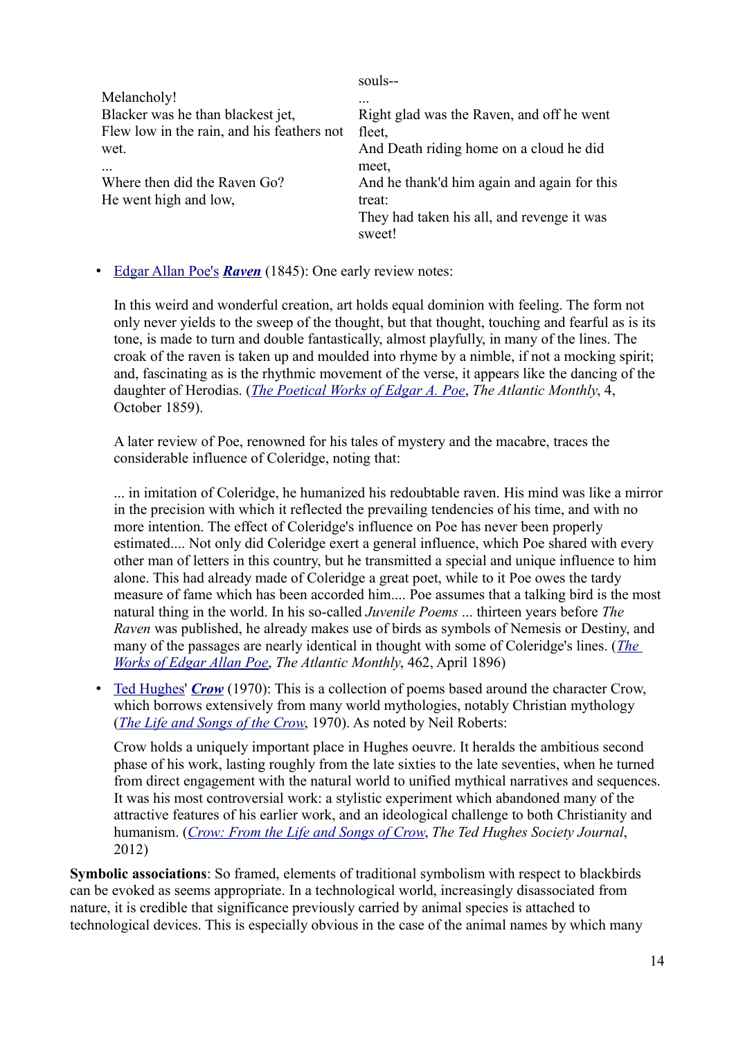Melancholy!
Blacker was he than blackest jet,
Flew low in the rain, and his feathers not wet.
...
Where then did the Raven Go?
He went high and low,

souls--
...
Right glad was the Raven, and off he went fleet,
And Death riding home on a cloud he did meet,
And he thank'd him again and again for this treat:
They had taken his all, and revenge it was sweet!

- Edgar Allan Poe's ***Raven*** (1845): One early review notes:

  In this weird and wonderful creation, art holds equal dominion with feeling. The form not only never yields to the sweep of the thought, but that thought, touching and fearful as is its tone, is made to turn and double fantastically, almost playfully, in many of the lines. The croak of the raven is taken up and moulded into rhyme by a nimble, if not a mocking spirit; and, fascinating as is the rhythmic movement of the verse, it appears like the dancing of the daughter of Herodias. (*The Poetical Works of Edgar A. Poe*, *The Atlantic Monthly*, 4, October 1859).

  A later review of Poe, renowned for his tales of mystery and the macabre, traces the considerable influence of Coleridge, noting that:

  ... in imitation of Coleridge, he humanized his redoubtable raven. His mind was like a mirror in the precision with which it reflected the prevailing tendencies of his time, and with no more intention. The effect of Coleridge's influence on Poe has never been properly estimated.... Not only did Coleridge exert a general influence, which Poe shared with every other man of letters in this country, but he transmitted a special and unique influence to him alone. This had already made of Coleridge a great poet, while to it Poe owes the tardy measure of fame which has been accorded him.... Poe assumes that a talking bird is the most natural thing in the world. In his so-called *Juvenile Poems* ... thirteen years before *The Raven* was published, he already makes use of birds as symbols of Nemesis or Destiny, and many of the passages are nearly identical in thought with some of Coleridge's lines. (*The Works of Edgar Allan Poe*, *The Atlantic Monthly*, 462, April 1896)

- Ted Hughes' ***Crow*** (1970): This is a collection of poems based around the character Crow, which borrows extensively from many world mythologies, notably Christian mythology (*The Life and Songs of the Crow*, 1970). As noted by Neil Roberts:

  Crow holds a uniquely important place in Hughes oeuvre. It heralds the ambitious second phase of his work, lasting roughly from the late sixties to the late seventies, when he turned from direct engagement with the natural world to unified mythical narratives and sequences. It was his most controversial work: a stylistic experiment which abandoned many of the attractive features of his earlier work, and an ideological challenge to both Christianity and humanism. (*Crow: From the Life and Songs of Crow*, *The Ted Hughes Society Journal*, 2012)

**Symbolic associations**: So framed, elements of traditional symbolism with respect to blackbirds can be evoked as seems appropriate. In a technological world, increasingly disassociated from nature, it is credible that significance previously carried by animal species is attached to technological devices. This is especially obvious in the case of the animal names by which many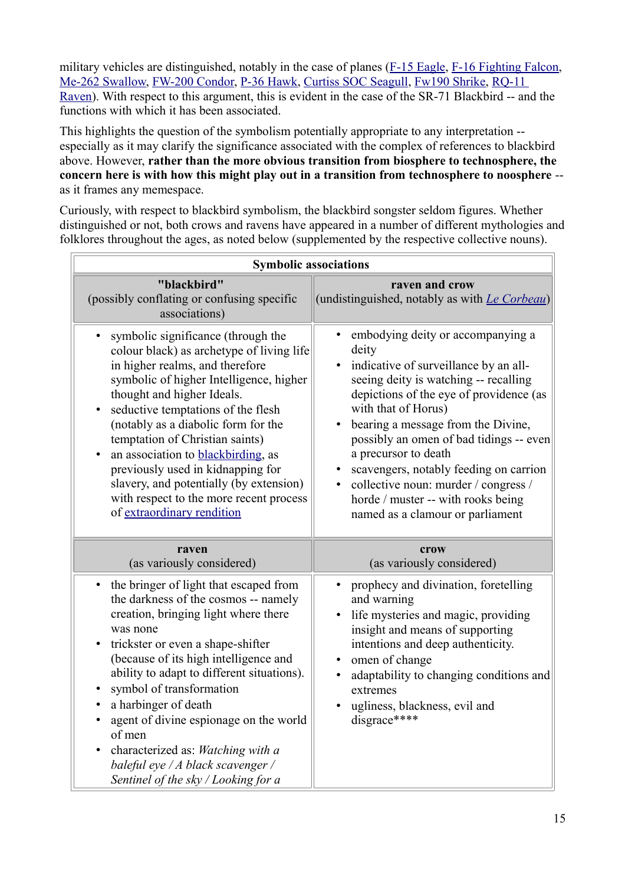military vehicles are distinguished, notably in the case of planes (F-15 Eagle, F-16 Fighting Falcon, Me-262 Swallow, FW-200 Condor, P-36 Hawk, Curtiss SOC Seagull, Fw190 Shrike, RQ-11 Raven). With respect to this argument, this is evident in the case of the SR-71 Blackbird -- and the functions with which it has been associated.

This highlights the question of the symbolism potentially appropriate to any interpretation -- especially as it may clarify the significance associated with the complex of references to blackbird above. However, **rather than the more obvious transition from biosphere to technosphere, the concern here is with how this might play out in a transition from technosphere to noosphere** -- as it frames any memespace.

Curiously, with respect to blackbird symbolism, the blackbird songster seldom figures. Whether distinguished or not, both crows and ravens have appeared in a number of different mythologies and folklores throughout the ages, as noted below (supplemented by the respective collective nouns).

| **Symbolic associations** | |
|---|---|
| **"blackbird"** (possibly conflating or confusing specific associations) | **raven and crow** (undistinguished, notably as with *Le Corbeau*) |
| • symbolic significance (through the colour black) as archetype of living life in higher realms, and therefore symbolic of higher Intelligence, higher thought and higher Ideals.<br>• seductive temptations of the flesh (notably as a diabolic form for the temptation of Christian saints)<br>• an association to blackbirding, as previously used in kidnapping for slavery, and potentially (by extension) with respect to the more recent process of extraordinary rendition | • embodying deity or accompanying a deity<br>• indicative of surveillance by an all-seeing deity is watching -- recalling depictions of the eye of providence (as with that of Horus)<br>• bearing a message from the Divine, possibly an omen of bad tidings -- even a precursor to death<br>• scavengers, notably feeding on carrion<br>• collective noun: murder / congress / horde / muster -- with rooks being named as a clamour or parliament |
| **raven** (as variously considered) | **crow** (as variously considered) |
| • the bringer of light that escaped from the darkness of the cosmos -- namely creation, bringing light where there was none<br>• trickster or even a shape-shifter (because of its high intelligence and ability to adapt to different situations).<br>• symbol of transformation<br>• a harbinger of death<br>• agent of divine espionage on the world of men<br>• characterized as: *Watching with a baleful eye / A black scavenger / Sentinel of the sky / Looking for a* | • prophecy and divination, foretelling and warning<br>• life mysteries and magic, providing insight and means of supporting intentions and deep authenticity.<br>• omen of change<br>• adaptability to changing conditions and extremes<br>• ugliness, blackness, evil and disgrace**** |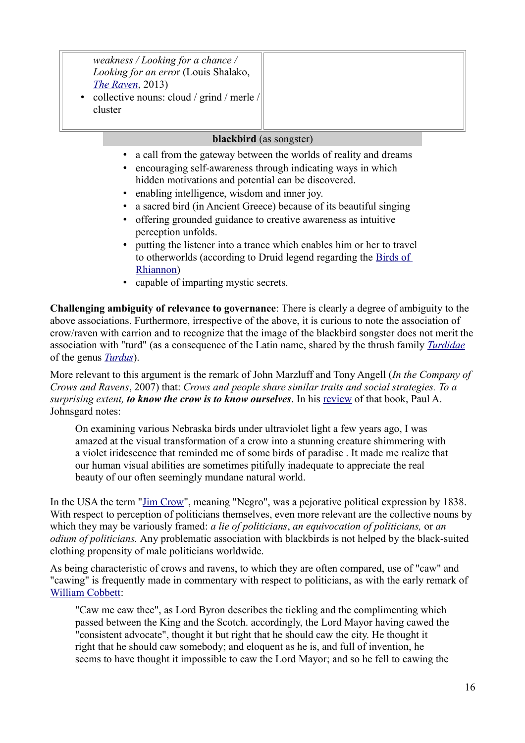| | |
|---|---|
| *weakness / Looking for a chance / Looking for an error* (Louis Shalako, *The Raven*, 2013)<br>• collective nouns: cloud / grind / merle / cluster | |

**blackbird** (as songster)

- a call from the gateway between the worlds of reality and dreams
- encouraging self-awareness through indicating ways in which hidden motivations and potential can be discovered.
- enabling intelligence, wisdom and inner joy.
- a sacred bird (in Ancient Greece) because of its beautiful singing
- offering grounded guidance to creative awareness as intuitive perception unfolds.
- putting the listener into a trance which enables him or her to travel to otherworlds (according to Druid legend regarding the Birds of Rhiannon)
- capable of imparting mystic secrets.

**Challenging ambiguity of relevance to governance**: There is clearly a degree of ambiguity to the above associations. Furthermore, irrespective of the above, it is curious to note the association of crow/raven with carrion and to recognize that the image of the blackbird songster does not merit the association with "turd" (as a consequence of the Latin name, shared by the thrush family *Turdidae* of the genus *Turdus*).

More relevant to this argument is the remark of John Marzluff and Tony Angell (*In the Company of Crows and Ravens*, 2007) that: *Crows and people share similar traits and social strategies. To a surprising extent, **to know the crow is to know ourselves***. In his review of that book, Paul A. Johnsgard notes:

> On examining various Nebraska birds under ultraviolet light a few years ago, I was amazed at the visual transformation of a crow into a stunning creature shimmering with a violet iridescence that reminded me of some birds of paradise . It made me realize that our human visual abilities are sometimes pitifully inadequate to appreciate the real beauty of our often seemingly mundane natural world.

In the USA the term "Jim Crow", meaning "Negro", was a pejorative political expression by 1838. With respect to perception of politicians themselves, even more relevant are the collective nouns by which they may be variously framed: *a lie of politicians*, *an equivocation of politicians,* or *an odium of politicians.* Any problematic association with blackbirds is not helped by the black-suited clothing propensity of male politicians worldwide.

As being characteristic of crows and ravens, to which they are often compared, use of "caw" and "cawing" is frequently made in commentary with respect to politicians, as with the early remark of William Cobbett:

> "Caw me caw thee", as Lord Byron describes the tickling and the complimenting which passed between the King and the Scotch. accordingly, the Lord Mayor having cawed the "consistent advocate", thought it but right that he should caw the city. He thought it right that he should caw somebody; and eloquent as he is, and full of invention, he seems to have thought it impossible to caw the Lord Mayor; and so he fell to cawing the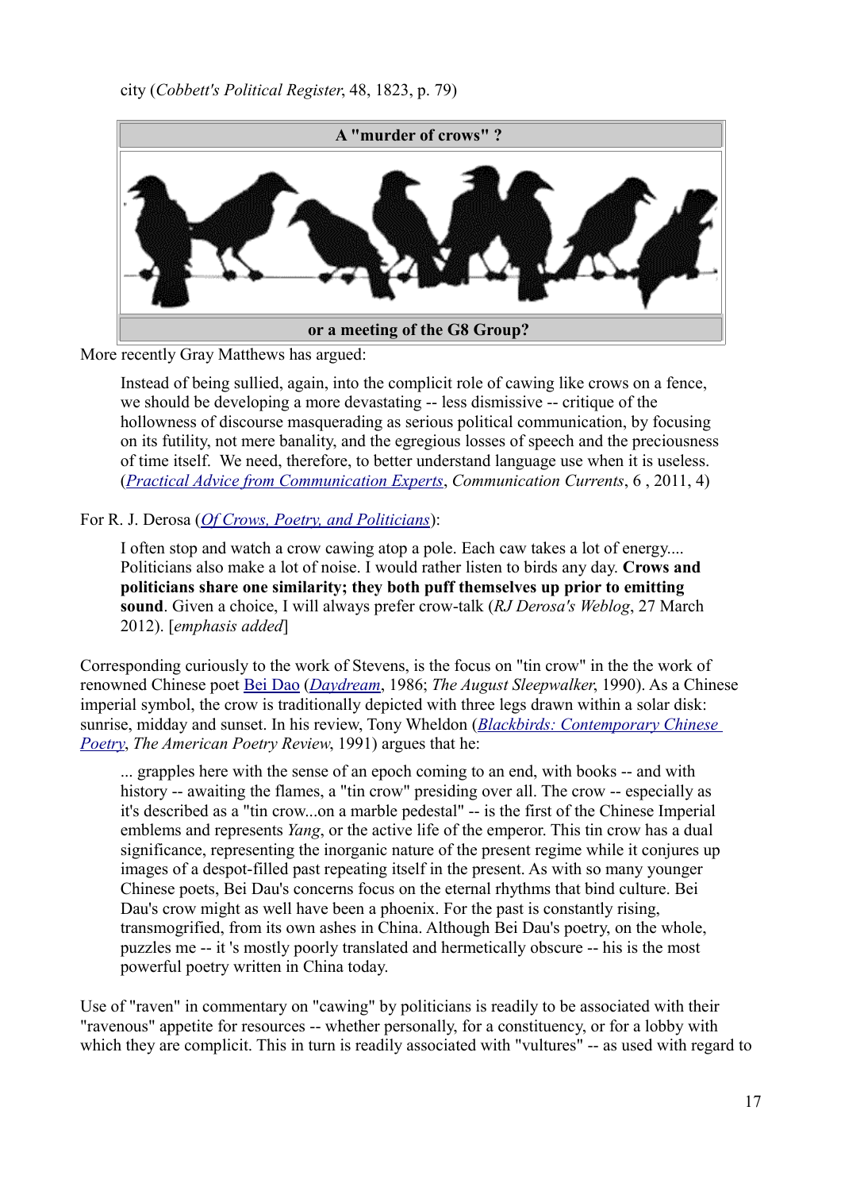city (*Cobbett's Political Register*, 48, 1823, p. 79)

| A "murder of crows" ? |
|---|
| |
| or a meeting of the G8 Group? |

More recently Gray Matthews has argued:

> Instead of being sullied, again, into the complicit role of cawing like crows on a fence, we should be developing a more devastating -- less dismissive -- critique of the hollowness of discourse masquerading as serious political communication, by focusing on its futility, not mere banality, and the egregious losses of speech and the preciousness of time itself. We need, therefore, to better understand language use when it is useless. (*Practical Advice from Communication Experts*, *Communication Currents*, 6 , 2011, 4)

For R. J. Derosa (*Of Crows, Poetry, and Politicians*):

> I often stop and watch a crow cawing atop a pole. Each caw takes a lot of energy.... Politicians also make a lot of noise. I would rather listen to birds any day. **Crows and politicians share one similarity; they both puff themselves up prior to emitting sound**. Given a choice, I will always prefer crow-talk (*RJ Derosa's Weblog*, 27 March 2012). [*emphasis added*]

Corresponding curiously to the work of Stevens, is the focus on "tin crow" in the the work of renowned Chinese poet Bei Dao (*Daydream*, 1986; *The August Sleepwalker*, 1990). As a Chinese imperial symbol, the crow is traditionally depicted with three legs drawn within a solar disk: sunrise, midday and sunset. In his review, Tony Wheldon (*Blackbirds: Contemporary Chinese Poetry*, *The American Poetry Review*, 1991) argues that he:

> ... grapples here with the sense of an epoch coming to an end, with books -- and with history -- awaiting the flames, a "tin crow" presiding over all. The crow -- especially as it's described as a "tin crow...on a marble pedestal" -- is the first of the Chinese Imperial emblems and represents *Yang*, or the active life of the emperor. This tin crow has a dual significance, representing the inorganic nature of the present regime while it conjures up images of a despot-filled past repeating itself in the present. As with so many younger Chinese poets, Bei Dau's concerns focus on the eternal rhythms that bind culture. Bei Dau's crow might as well have been a phoenix. For the past is constantly rising, transmogrified, from its own ashes in China. Although Bei Dau's poetry, on the whole, puzzles me -- it 's mostly poorly translated and hermetically obscure -- his is the most powerful poetry written in China today.

Use of "raven" in commentary on "cawing" by politicians is readily to be associated with their "ravenous" appetite for resources -- whether personally, for a constituency, or for a lobby with which they are complicit. This in turn is readily associated with "vultures" -- as used with regard to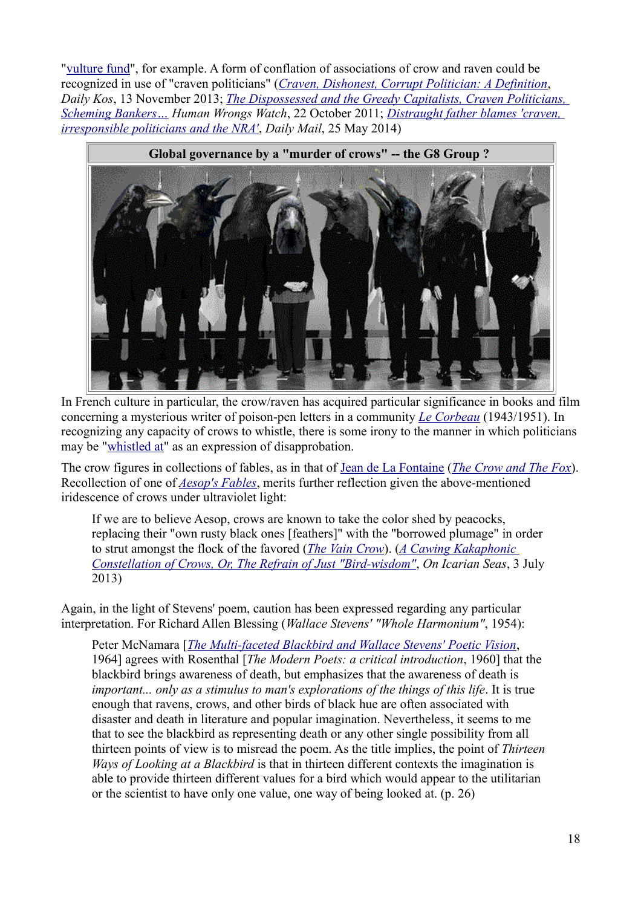"vulture fund", for example. A form of conflation of associations of crow and raven could be recognized in use of "craven politicians" (*Craven, Dishonest, Corrupt Politician: A Definition*, *Daily Kos*, 13 November 2013; *The Dispossessed and the Greedy Capitalists, Craven Politicians, Scheming Bankers…* *Human Wrongs Watch*, 22 October 2011; *Distraught father blames 'craven, irresponsible politicians and the NRA'*, *Daily Mail*, 25 May 2014)

**Global governance by a "murder of crows" -- the G8 Group ?**

In French culture in particular, the crow/raven has acquired particular significance in books and film concerning a mysterious writer of poison-pen letters in a community *Le Corbeau* (1943/1951). In recognizing any capacity of crows to whistle, there is some irony to the manner in which politicians may be "whistled at" as an expression of disapprobation.

The crow figures in collections of fables, as in that of Jean de La Fontaine (*The Crow and The Fox*). Recollection of one of *Aesop's Fables*, merits further reflection given the above-mentioned iridescence of crows under ultraviolet light:

> If we are to believe Aesop, crows are known to take the color shed by peacocks, replacing their "own rusty black ones [feathers]" with the "borrowed plumage" in order to strut amongst the flock of the favored (*The Vain Crow*). (*A Cawing Kakaphonic Constellation of Crows, Or, The Refrain of Just "Bird-wisdom"*, *On Icarian Seas*, 3 July 2013)

Again, in the light of Stevens' poem, caution has been expressed regarding any particular interpretation. For Richard Allen Blessing (*Wallace Stevens' "Whole Harmonium"*, 1954):

> Peter McNamara [*The Multi-faceted Blackbird and Wallace Stevens' Poetic Vision*, 1964] agrees with Rosenthal [*The Modern Poets: a critical introduction*, 1960] that the blackbird brings awareness of death, but emphasizes that the awareness of death is *important... only as a stimulus to man's explorations of the things of this life*. It is true enough that ravens, crows, and other birds of black hue are often associated with disaster and death in literature and popular imagination. Nevertheless, it seems to me that to see the blackbird as representing death or any other single possibility from all thirteen points of view is to misread the poem. As the title implies, the point of *Thirteen Ways of Looking at a Blackbird* is that in thirteen different contexts the imagination is able to provide thirteen different values for a bird which would appear to the utilitarian or the scientist to have only one value, one way of being looked at. (p. 26)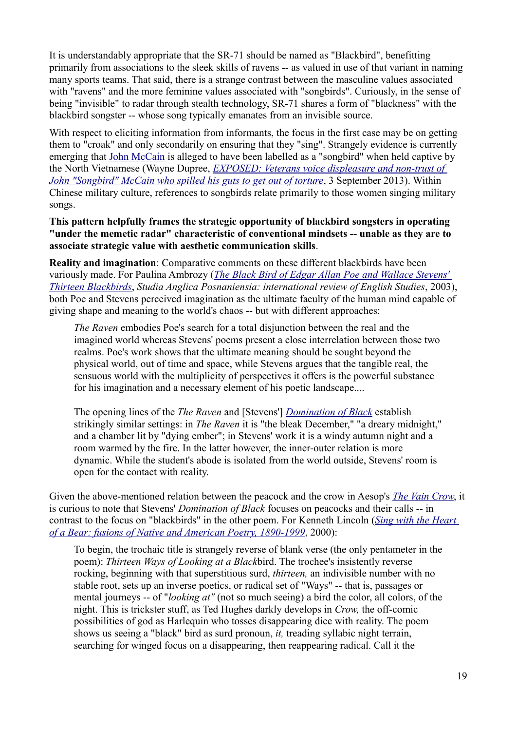It is understandably appropriate that the SR-71 should be named as "Blackbird", benefitting primarily from associations to the sleek skills of ravens -- as valued in use of that variant in naming many sports teams. That said, there is a strange contrast between the masculine values associated with "ravens" and the more feminine values associated with "songbirds". Curiously, in the sense of being "invisible" to radar through stealth technology, SR-71 shares a form of "blackness" with the blackbird songster -- whose song typically emanates from an invisible source.

With respect to eliciting information from informants, the focus in the first case may be on getting them to "croak" and only secondarily on ensuring that they "sing". Strangely evidence is currently emerging that John McCain is alleged to have been labelled as a "songbird" when held captive by the North Vietnamese (Wayne Dupree, *EXPOSED: Veterans voice displeasure and non-trust of John "Songbird" McCain who spilled his guts to get out of torture*, 3 September 2013). Within Chinese military culture, references to songbirds relate primarily to those women singing military songs.

**This pattern helpfully frames the strategic opportunity of blackbird songsters in operating "under the memetic radar" characteristic of conventional mindsets -- unable as they are to associate strategic value with aesthetic communication skills**.

**Reality and imagination**: Comparative comments on these different blackbirds have been variously made. For Paulina Ambrozy (*The Black Bird of Edgar Allan Poe and Wallace Stevens' Thirteen Blackbirds*, *Studia Anglica Posnaniensia: international review of English Studies*, 2003), both Poe and Stevens perceived imagination as the ultimate faculty of the human mind capable of giving shape and meaning to the world's chaos -- but with different approaches:

> *The Raven* embodies Poe's search for a total disjunction between the real and the imagined world whereas Stevens' poems present a close interrelation between those two realms. Poe's work shows that the ultimate meaning should be sought beyond the physical world, out of time and space, while Stevens argues that the tangible real, the sensuous world with the multiplicity of perspectives it offers is the powerful substance for his imagination and a necessary element of his poetic landscape....
>
> The opening lines of the *The Raven* and [Stevens'] *Domination of Black* establish strikingly similar settings: in *The Raven* it is "the bleak December," "a dreary midnight," and a chamber lit by "dying ember"; in Stevens' work it is a windy autumn night and a room warmed by the fire. In the latter however, the inner-outer relation is more dynamic. While the student's abode is isolated from the world outside, Stevens' room is open for the contact with reality.

Given the above-mentioned relation between the peacock and the crow in Aesop's *The Vain Crow*, it is curious to note that Stevens' *Domination of Black* focuses on peacocks and their calls -- in contrast to the focus on "blackbirds" in the other poem. For Kenneth Lincoln (*Sing with the Heart of a Bear: fusions of Native and American Poetry, 1890-1999*, 2000):

> To begin, the trochaic title is strangely reverse of blank verse (the only pentameter in the poem): *Thirteen Ways of Looking at a Black*bird. The trochee's insistently reverse rocking, beginning with that superstitious surd, *thirteen,* an indivisible number with no stable root, sets up an inverse poetics, or radical set of "Ways" -- that is, passages or mental journeys -- of "*looking at"* (not so much seeing) a bird the color, all colors, of the night. This is trickster stuff, as Ted Hughes darkly develops in *Crow,* the off-comic possibilities of god as Harlequin who tosses disappearing dice with reality. The poem shows us seeing a "black" bird as surd pronoun, *it,* treading syllabic night terrain, searching for winged focus on a disappearing, then reappearing radical. Call it the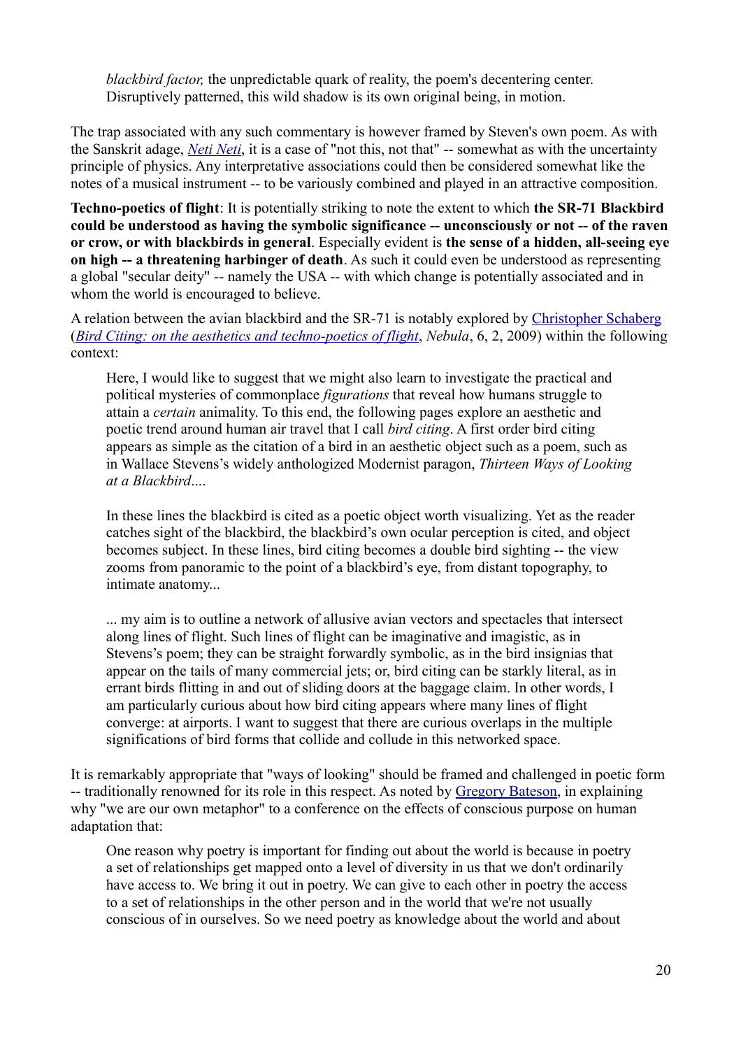> *blackbird factor,* the unpredictable quark of reality, the poem's decentering center. Disruptively patterned, this wild shadow is its own original being, in motion.

The trap associated with any such commentary is however framed by Steven's own poem. As with the Sanskrit adage, *Neti Neti*, it is a case of "not this, not that" -- somewhat as with the uncertainty principle of physics. Any interpretative associations could then be considered somewhat like the notes of a musical instrument -- to be variously combined and played in an attractive composition.

**Techno-poetics of flight**: It is potentially striking to note the extent to which **the SR-71 Blackbird could be understood as having the symbolic significance -- unconsciously or not -- of the raven or crow, or with blackbirds in general**. Especially evident is **the sense of a hidden, all-seeing eye on high -- a threatening harbinger of death**. As such it could even be understood as representing a global "secular deity" -- namely the USA -- with which change is potentially associated and in whom the world is encouraged to believe.

A relation between the avian blackbird and the SR-71 is notably explored by Christopher Schaberg (*Bird Citing: on the aesthetics and techno-poetics of flight*, *Nebula*, 6, 2, 2009) within the following context:

> Here, I would like to suggest that we might also learn to investigate the practical and political mysteries of commonplace *figurations* that reveal how humans struggle to attain a *certain* animality. To this end, the following pages explore an aesthetic and poetic trend around human air travel that I call *bird citing*. A first order bird citing appears as simple as the citation of a bird in an aesthetic object such as a poem, such as in Wallace Stevens's widely anthologized Modernist paragon, *Thirteen Ways of Looking at a Blackbird*....
>
> In these lines the blackbird is cited as a poetic object worth visualizing. Yet as the reader catches sight of the blackbird, the blackbird's own ocular perception is cited, and object becomes subject. In these lines, bird citing becomes a double bird sighting -- the view zooms from panoramic to the point of a blackbird's eye, from distant topography, to intimate anatomy...
>
> ... my aim is to outline a network of allusive avian vectors and spectacles that intersect along lines of flight. Such lines of flight can be imaginative and imagistic, as in Stevens's poem; they can be straight forwardly symbolic, as in the bird insignias that appear on the tails of many commercial jets; or, bird citing can be starkly literal, as in errant birds flitting in and out of sliding doors at the baggage claim. In other words, I am particularly curious about how bird citing appears where many lines of flight converge: at airports. I want to suggest that there are curious overlaps in the multiple significations of bird forms that collide and collude in this networked space.

It is remarkably appropriate that "ways of looking" should be framed and challenged in poetic form -- traditionally renowned for its role in this respect. As noted by Gregory Bateson, in explaining why "we are our own metaphor" to a conference on the effects of conscious purpose on human adaptation that:

> One reason why poetry is important for finding out about the world is because in poetry a set of relationships get mapped onto a level of diversity in us that we don't ordinarily have access to. We bring it out in poetry. We can give to each other in poetry the access to a set of relationships in the other person and in the world that we're not usually conscious of in ourselves. So we need poetry as knowledge about the world and about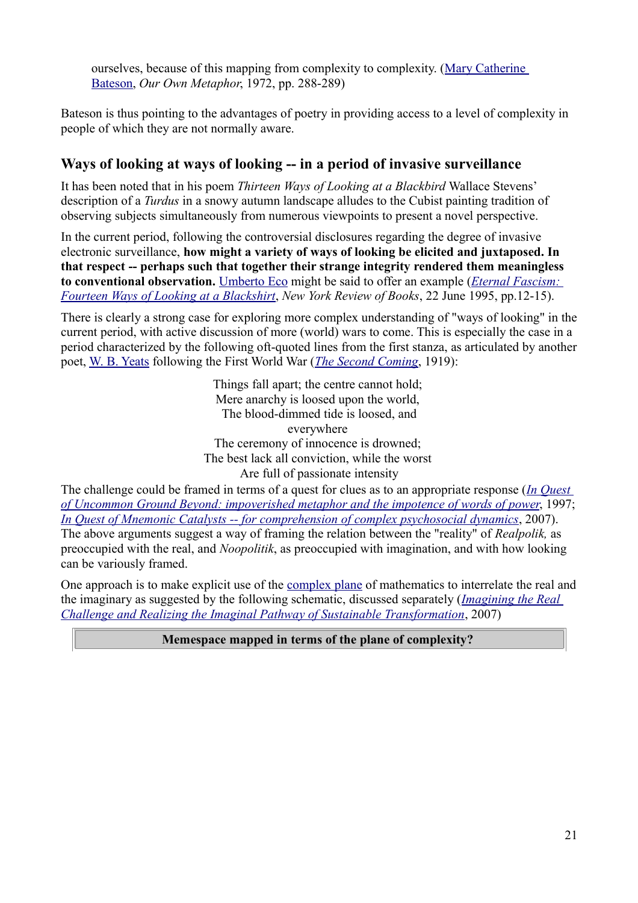> ourselves, because of this mapping from complexity to complexity. (Mary Catherine Bateson, *Our Own Metaphor*, 1972, pp. 288-289)

Bateson is thus pointing to the advantages of poetry in providing access to a level of complexity in people of which they are not normally aware.

## Ways of looking at ways of looking -- in a period of invasive surveillance

It has been noted that in his poem *Thirteen Ways of Looking at a Blackbird* Wallace Stevens' description of a *Turdus* in a snowy autumn landscape alludes to the Cubist painting tradition of observing subjects simultaneously from numerous viewpoints to present a novel perspective.

In the current period, following the controversial disclosures regarding the degree of invasive electronic surveillance, **how might a variety of ways of looking be elicited and juxtaposed. In that respect -- perhaps such that together their strange integrity rendered them meaningless to conventional observation.** Umberto Eco might be said to offer an example (*Eternal Fascism: Fourteen Ways of Looking at a Blackshirt*, *New York Review of Books*, 22 June 1995, pp.12-15).

There is clearly a strong case for exploring more complex understanding of "ways of looking" in the current period, with active discussion of more (world) wars to come. This is especially the case in a period characterized by the following oft-quoted lines from the first stanza, as articulated by another poet, W. B. Yeats following the First World War (*The Second Coming*, 1919):

> Things fall apart; the centre cannot hold;
> Mere anarchy is loosed upon the world,
> The blood-dimmed tide is loosed, and everywhere
> The ceremony of innocence is drowned;
> The best lack all conviction, while the worst
> Are full of passionate intensity

The challenge could be framed in terms of a quest for clues as to an appropriate response (*In Quest of Uncommon Ground Beyond: impoverished metaphor and the impotence of words of power*, 1997; *In Quest of Mnemonic Catalysts -- for comprehension of complex psychosocial dynamics*, 2007). The above arguments suggest a way of framing the relation between the "reality" of *Realpolik,* as preoccupied with the real, and *Noopolitik*, as preoccupied with imagination, and with how looking can be variously framed.

One approach is to make explicit use of the complex plane of mathematics to interrelate the real and the imaginary as suggested by the following schematic, discussed separately (*Imagining the Real Challenge and Realizing the Imaginal Pathway of Sustainable Transformation*, 2007)

| Memespace mapped in terms of the plane of complexity? |
|---|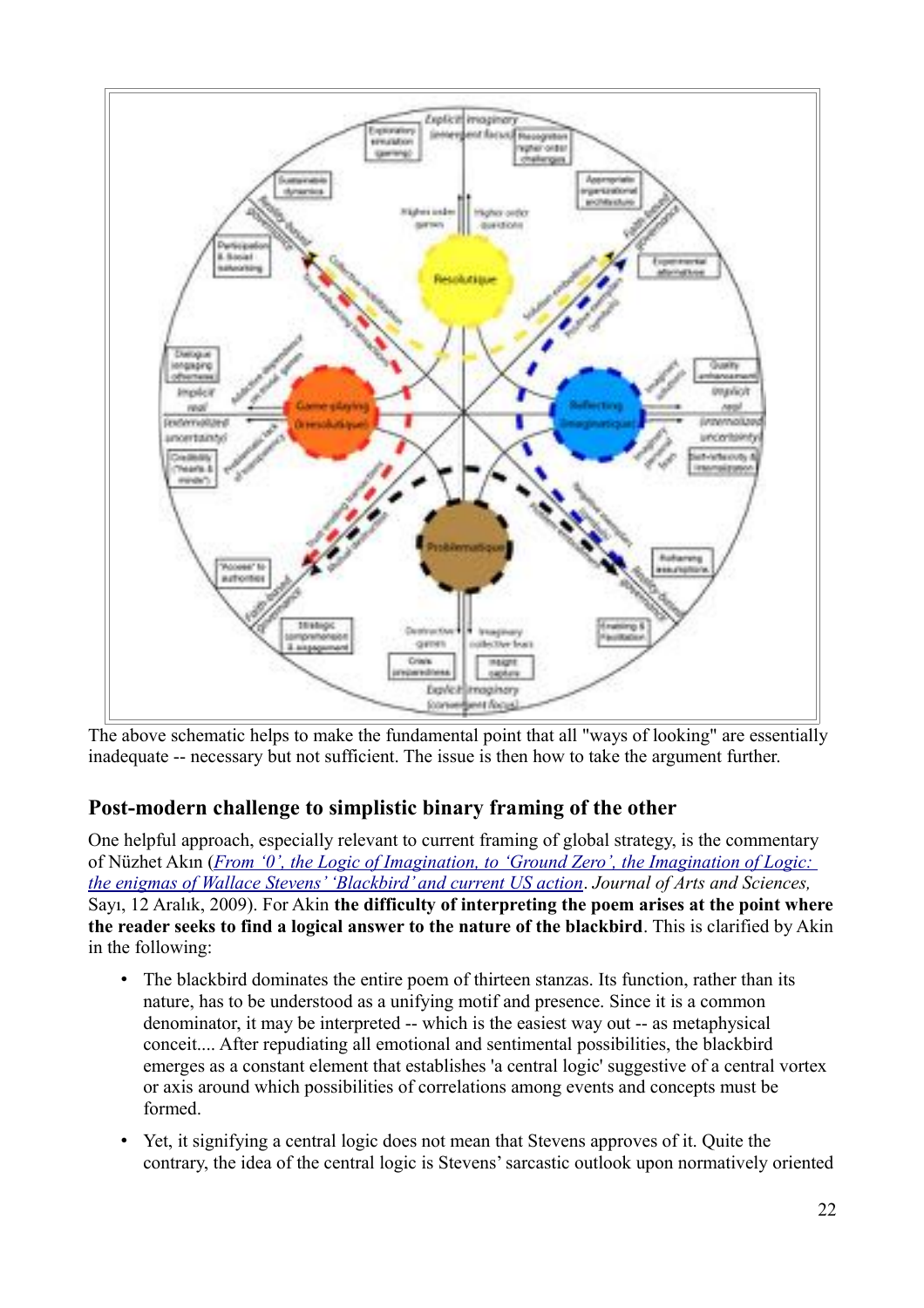The above schematic helps to make the fundamental point that all "ways of looking" are essentially inadequate -- necessary but not sufficient. The issue is then how to take the argument further.

### Post-modern challenge to simplistic binary framing of the other

One helpful approach, especially relevant to current framing of global strategy, is the commentary of Nüzhet Akın (*From '0', the Logic of Imagination, to 'Ground Zero', the Imagination of Logic: the enigmas of Wallace Stevens' 'Blackbird' and current US action*. *Journal of Arts and Sciences,* Sayı, 12 Aralık, 2009). For Akın **the difficulty of interpreting the poem arises at the point where the reader seeks to find a logical answer to the nature of the blackbird**. This is clarified by Akin in the following:

- The blackbird dominates the entire poem of thirteen stanzas. Its function, rather than its nature, has to be understood as a unifying motif and presence. Since it is a common denominator, it may be interpreted -- which is the easiest way out -- as metaphysical conceit.... After repudiating all emotional and sentimental possibilities, the blackbird emerges as a constant element that establishes 'a central logic' suggestive of a central vortex or axis around which possibilities of correlations among events and concepts must be formed.
- Yet, it signifying a central logic does not mean that Stevens approves of it. Quite the contrary, the idea of the central logic is Stevens' sarcastic outlook upon normatively oriented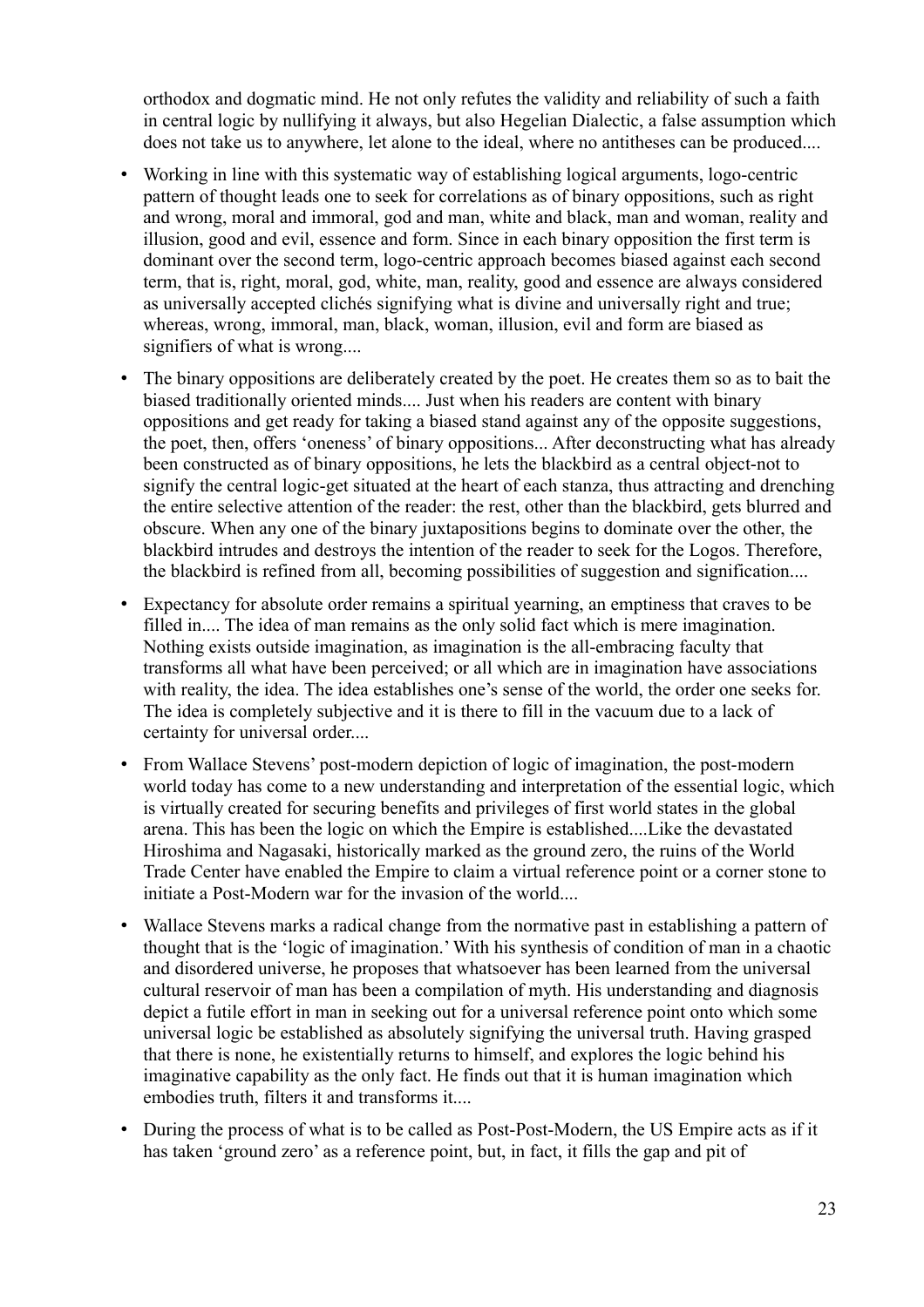orthodox and dogmatic mind. He not only refutes the validity and reliability of such a faith in central logic by nullifying it always, but also Hegelian Dialectic, a false assumption which does not take us to anywhere, let alone to the ideal, where no antitheses can be produced....

- Working in line with this systematic way of establishing logical arguments, logo-centric pattern of thought leads one to seek for correlations as of binary oppositions, such as right and wrong, moral and immoral, god and man, white and black, man and woman, reality and illusion, good and evil, essence and form. Since in each binary opposition the first term is dominant over the second term, logo-centric approach becomes biased against each second term, that is, right, moral, god, white, man, reality, good and essence are always considered as universally accepted clichés signifying what is divine and universally right and true; whereas, wrong, immoral, man, black, woman, illusion, evil and form are biased as signifiers of what is wrong....
- The binary oppositions are deliberately created by the poet. He creates them so as to bait the biased traditionally oriented minds.... Just when his readers are content with binary oppositions and get ready for taking a biased stand against any of the opposite suggestions, the poet, then, offers 'oneness' of binary oppositions... After deconstructing what has already been constructed as of binary oppositions, he lets the blackbird as a central object-not to signify the central logic-get situated at the heart of each stanza, thus attracting and drenching the entire selective attention of the reader: the rest, other than the blackbird, gets blurred and obscure. When any one of the binary juxtapositions begins to dominate over the other, the blackbird intrudes and destroys the intention of the reader to seek for the Logos. Therefore, the blackbird is refined from all, becoming possibilities of suggestion and signification....
- Expectancy for absolute order remains a spiritual yearning, an emptiness that craves to be filled in.... The idea of man remains as the only solid fact which is mere imagination. Nothing exists outside imagination, as imagination is the all-embracing faculty that transforms all what have been perceived; or all which are in imagination have associations with reality, the idea. The idea establishes one's sense of the world, the order one seeks for. The idea is completely subjective and it is there to fill in the vacuum due to a lack of certainty for universal order....
- From Wallace Stevens' post-modern depiction of logic of imagination, the post-modern world today has come to a new understanding and interpretation of the essential logic, which is virtually created for securing benefits and privileges of first world states in the global arena. This has been the logic on which the Empire is established....Like the devastated Hiroshima and Nagasaki, historically marked as the ground zero, the ruins of the World Trade Center have enabled the Empire to claim a virtual reference point or a corner stone to initiate a Post-Modern war for the invasion of the world....
- Wallace Stevens marks a radical change from the normative past in establishing a pattern of thought that is the 'logic of imagination.' With his synthesis of condition of man in a chaotic and disordered universe, he proposes that whatsoever has been learned from the universal cultural reservoir of man has been a compilation of myth. His understanding and diagnosis depict a futile effort in man in seeking out for a universal reference point onto which some universal logic be established as absolutely signifying the universal truth. Having grasped that there is none, he existentially returns to himself, and explores the logic behind his imaginative capability as the only fact. He finds out that it is human imagination which embodies truth, filters it and transforms it....
- During the process of what is to be called as Post-Post-Modern, the US Empire acts as if it has taken 'ground zero' as a reference point, but, in fact, it fills the gap and pit of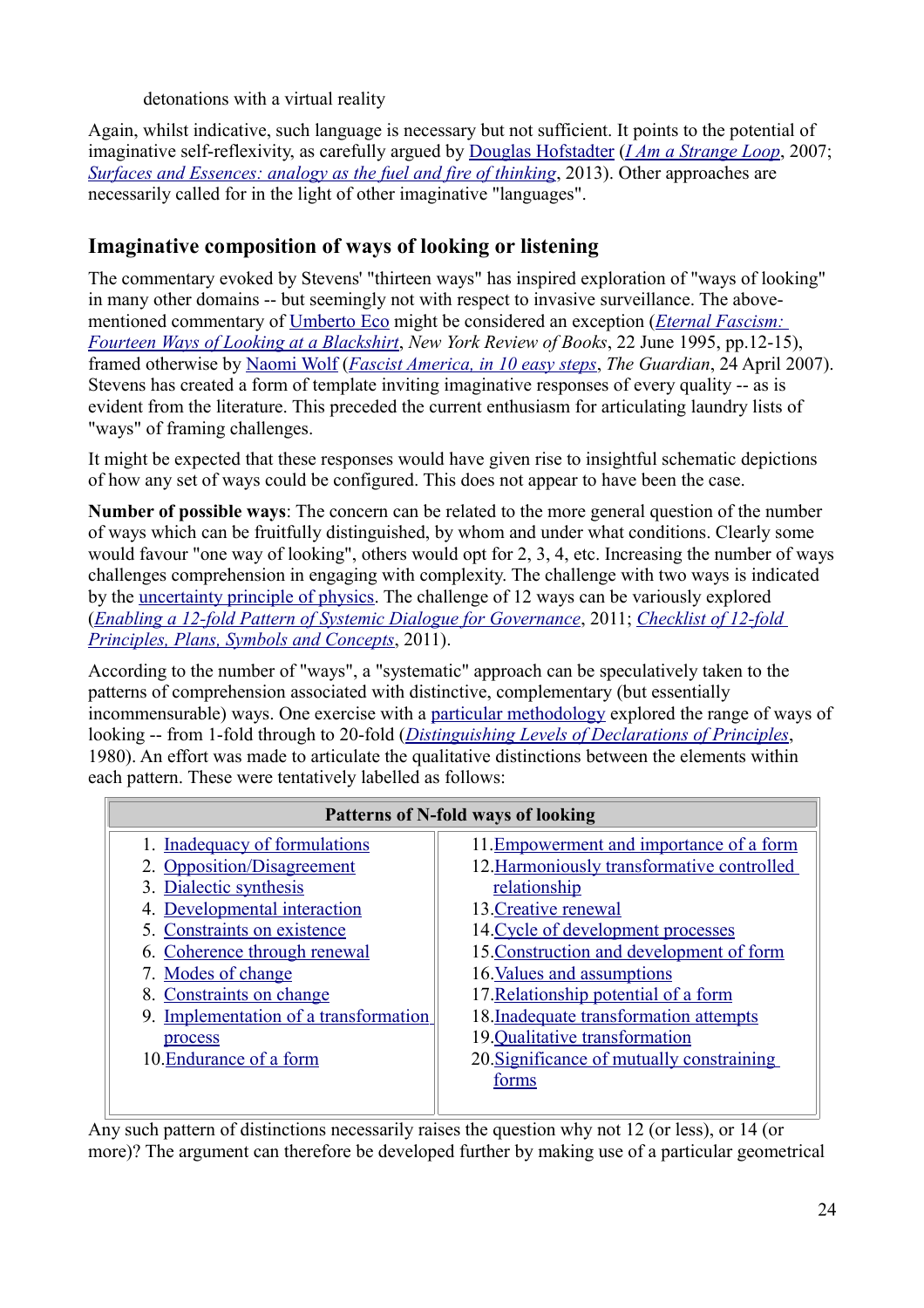detonations with a virtual reality

Again, whilst indicative, such language is necessary but not sufficient. It points to the potential of imaginative self-reflexivity, as carefully argued by Douglas Hofstadter (*I Am a Strange Loop*, 2007; *Surfaces and Essences: analogy as the fuel and fire of thinking*, 2013). Other approaches are necessarily called for in the light of other imaginative "languages".

## Imaginative composition of ways of looking or listening

The commentary evoked by Stevens' "thirteen ways" has inspired exploration of "ways of looking" in many other domains -- but seemingly not with respect to invasive surveillance. The above-mentioned commentary of Umberto Eco might be considered an exception (*Eternal Fascism: Fourteen Ways of Looking at a Blackshirt*, *New York Review of Books*, 22 June 1995, pp.12-15), framed otherwise by Naomi Wolf (*Fascist America, in 10 easy steps*, *The Guardian*, 24 April 2007). Stevens has created a form of template inviting imaginative responses of every quality -- as is evident from the literature. This preceded the current enthusiasm for articulating laundry lists of "ways" of framing challenges.

It might be expected that these responses would have given rise to insightful schematic depictions of how any set of ways could be configured. This does not appear to have been the case.

**Number of possible ways**: The concern can be related to the more general question of the number of ways which can be fruitfully distinguished, by whom and under what conditions. Clearly some would favour "one way of looking", others would opt for 2, 3, 4, etc. Increasing the number of ways challenges comprehension in engaging with complexity. The challenge with two ways is indicated by the uncertainty principle of physics. The challenge of 12 ways can be variously explored (*Enabling a 12-fold Pattern of Systemic Dialogue for Governance*, 2011; *Checklist of 12-fold Principles, Plans, Symbols and Concepts*, 2011).

According to the number of "ways", a "systematic" approach can be speculatively taken to the patterns of comprehension associated with distinctive, complementary (but essentially incommensurable) ways. One exercise with a particular methodology explored the range of ways of looking -- from 1-fold through to 20-fold (*Distinguishing Levels of Declarations of Principles*, 1980). An effort was made to articulate the qualitative distinctions between the elements within each pattern. These were tentatively labelled as follows:

| Patterns of N-fold ways of looking | |
|---|---|
| 1. Inadequacy of formulations | 11. Empowerment and importance of a form |
| 2. Opposition/Disagreement | 12. Harmoniously transformative controlled relationship |
| 3. Dialectic synthesis | 13. Creative renewal |
| 4. Developmental interaction | 14. Cycle of development processes |
| 5. Constraints on existence | 15. Construction and development of form |
| 6. Coherence through renewal | 16. Values and assumptions |
| 7. Modes of change | 17. Relationship potential of a form |
| 8. Constraints on change | 18. Inadequate transformation attempts |
| 9. Implementation of a transformation process | 19. Qualitative transformation |
| 10. Endurance of a form | 20. Significance of mutually constraining forms |

Any such pattern of distinctions necessarily raises the question why not 12 (or less), or 14 (or more)? The argument can therefore be developed further by making use of a particular geometrical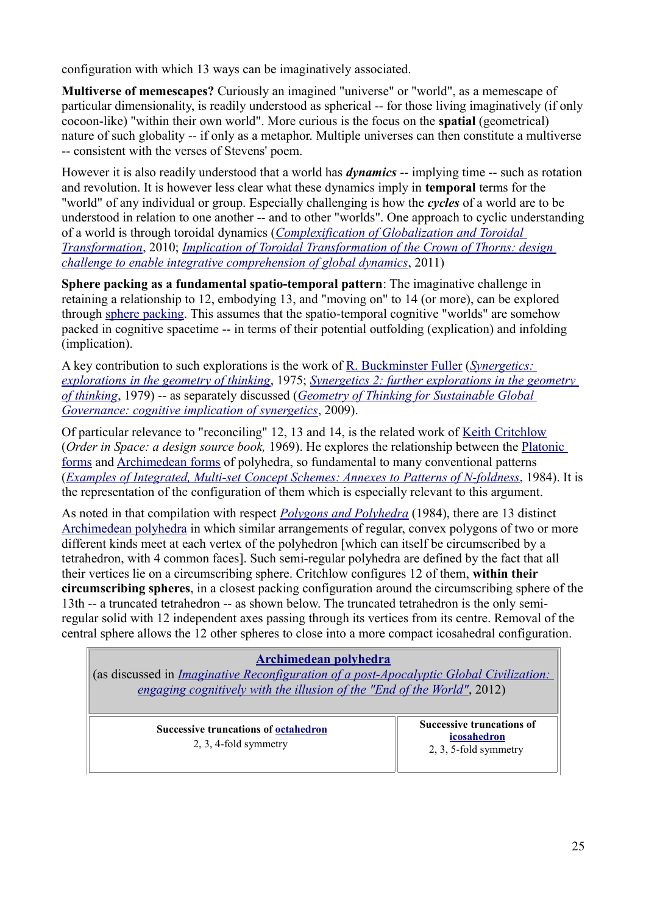configuration with which 13 ways can be imaginatively associated.

**Multiverse of memescapes?** Curiously an imagined "universe" or "world", as a memescape of particular dimensionality, is readily understood as spherical -- for those living imaginatively (if only cocoon-like) "within their own world". More curious is the focus on the **spatial** (geometrical) nature of such globality -- if only as a metaphor. Multiple universes can then constitute a multiverse -- consistent with the verses of Stevens' poem.

However it is also readily understood that a world has ***dynamics*** -- implying time -- such as rotation and revolution. It is however less clear what these dynamics imply in **temporal** terms for the "world" of any individual or group. Especially challenging is how the ***cycles*** of a world are to be understood in relation to one another -- and to other "worlds". One approach to cyclic understanding of a world is through toroidal dynamics (*Complexification of Globalization and Toroidal Transformation*, 2010; *Implication of Toroidal Transformation of the Crown of Thorns: design challenge to enable integrative comprehension of global dynamics*, 2011)

**Sphere packing as a fundamental spatio-temporal pattern**: The imaginative challenge in retaining a relationship to 12, embodying 13, and "moving on" to 14 (or more), can be explored through sphere packing. This assumes that the spatio-temporal cognitive "worlds" are somehow packed in cognitive spacetime -- in terms of their potential outfolding (explication) and infolding (implication).

A key contribution to such explorations is the work of R. Buckminster Fuller (*Synergetics: explorations in the geometry of thinking*, 1975; *Synergetics 2: further explorations in the geometry of thinking*, 1979) -- as separately discussed (*Geometry of Thinking for Sustainable Global Governance: cognitive implication of synergetics*, 2009).

Of particular relevance to "reconciling" 12, 13 and 14, is the related work of Keith Critchlow (*Order in Space: a design source book,* 1969). He explores the relationship between the Platonic forms and Archimedean forms of polyhedra, so fundamental to many conventional patterns (*Examples of Integrated, Multi-set Concept Schemes: Annexes to Patterns of N-foldness*, 1984). It is the representation of the configuration of them which is especially relevant to this argument.

As noted in that compilation with respect *Polygons and Polyhedra* (1984), there are 13 distinct Archimedean polyhedra in which similar arrangements of regular, convex polygons of two or more different kinds meet at each vertex of the polyhedron [which can itself be circumscribed by a tetrahedron, with 4 common faces]. Such semi-regular polyhedra are defined by the fact that all their vertices lie on a circumscribing sphere. Critchlow configures 12 of them, **within their circumscribing spheres**, in a closest packing configuration around the circumscribing sphere of the 13th -- a truncated tetrahedron -- as shown below. The truncated tetrahedron is the only semi-regular solid with 12 independent axes passing through its vertices from its centre. Removal of the central sphere allows the 12 other spheres to close into a more compact icosahedral configuration.

| **Archimedean polyhedra** (as discussed in *Imaginative Reconfiguration of a post-Apocalyptic Global Civilization: engaging cognitively with the illusion of the "End of the World"*, 2012) | |
|---|---|
| **Successive truncations of octahedron** 2, 3, 4-fold symmetry | **Successive truncations of icosahedron** 2, 3, 5-fold symmetry |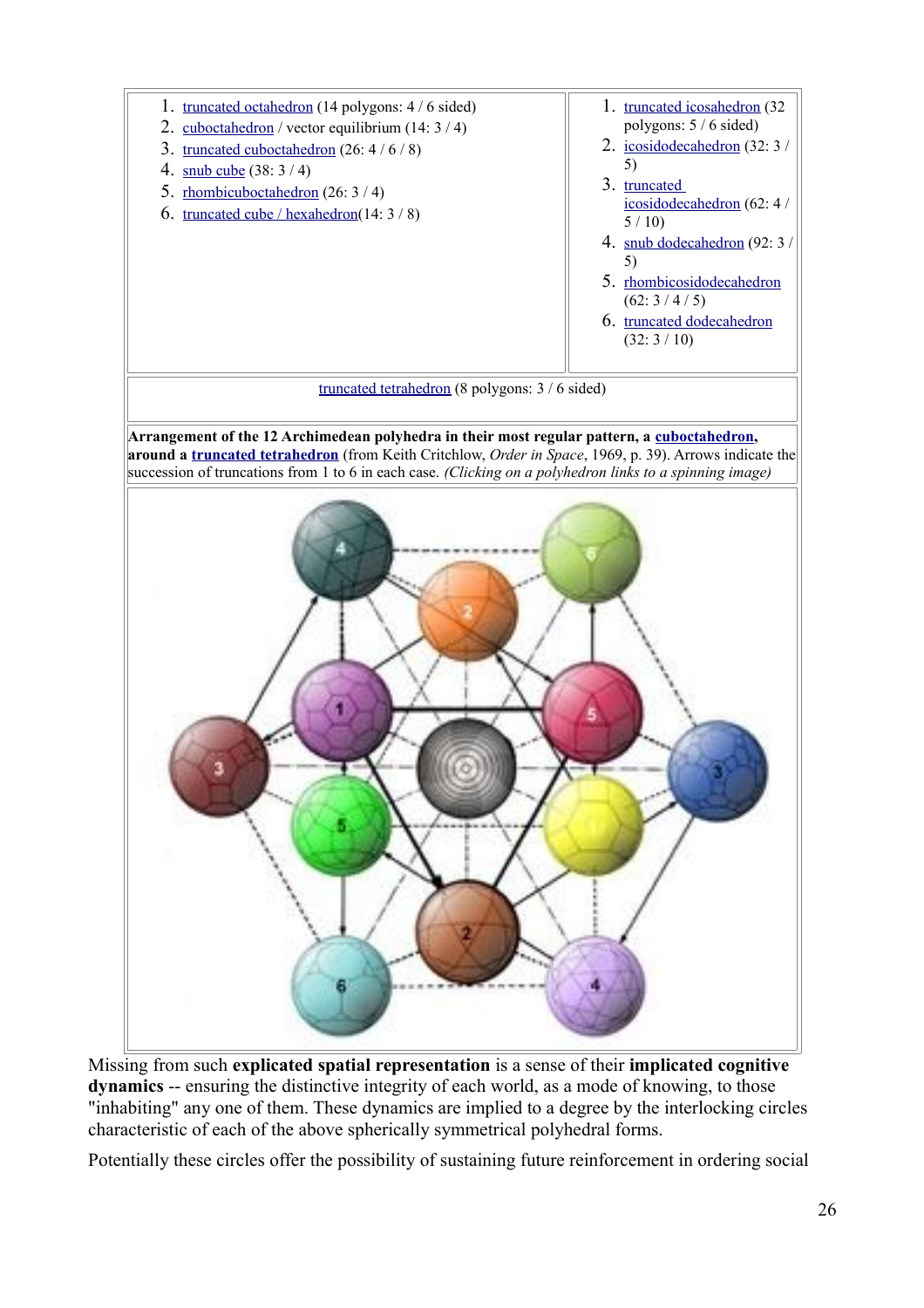| 1. truncated octahedron (14 polygons: 4 / 6 sided)<br>2. cuboctahedron / vector equilibrium (14: 3 / 4)<br>3. truncated cuboctahedron (26: 4 / 6 / 8)<br>4. snub cube (38: 3 / 4)<br>5. rhombicuboctahedron (26: 3 / 4)<br>6. truncated cube / hexahedron(14: 3 / 8) | 1. truncated icosahedron (32 polygons: 5 / 6 sided)<br>2. icosidodecahedron (32: 3 / 5)<br>3. truncated icosidodecahedron (62: 4 / 5 / 10)<br>4. snub dodecahedron (92: 3 / 5)<br>5. rhombicosidodecahedron (62: 3 / 4 / 5)<br>6. truncated dodecahedron (32: 3 / 10) |
|---|---|
| truncated tetrahedron (8 polygons: 3 / 6 sided) | |

**Arrangement of the 12 Archimedean polyhedra in their most regular pattern, a cuboctahedron, around a truncated tetrahedron** (from Keith Critchlow, *Order in Space*, 1969, p. 39). Arrows indicate the succession of truncations from 1 to 6 in each case. *(Clicking on a polyhedron links to a spinning image)*

Missing from such **explicated spatial representation** is a sense of their **implicated cognitive dynamics** -- ensuring the distinctive integrity of each world, as a mode of knowing, to those "inhabiting" any one of them. These dynamics are implied to a degree by the interlocking circles characteristic of each of the above spherically symmetrical polyhedral forms.

Potentially these circles offer the possibility of sustaining future reinforcement in ordering social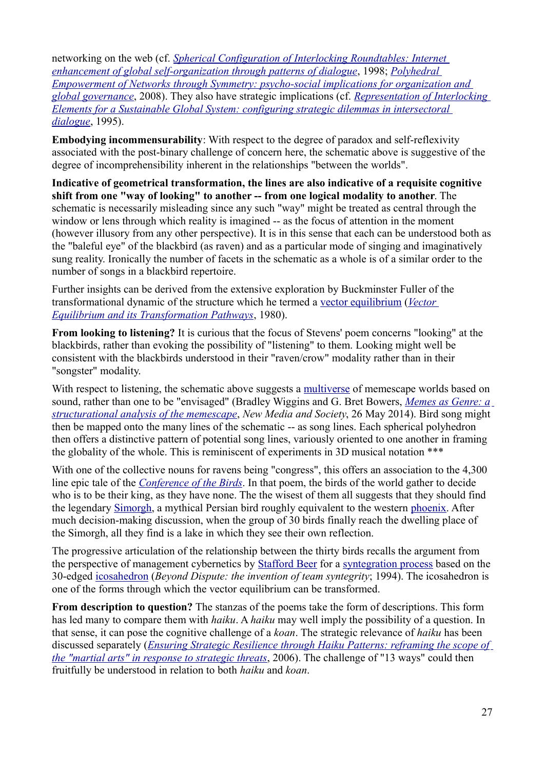networking on the web (cf. *Spherical Configuration of Interlocking Roundtables: Internet enhancement of global self-organization through patterns of dialogue*, 1998; *Polyhedral Empowerment of Networks through Symmetry: psycho-social implications for organization and global governance*, 2008). They also have strategic implications (cf. *Representation of Interlocking Elements for a Sustainable Global System: configuring strategic dilemmas in intersectoral dialogue*, 1995).

**Embodying incommensurability**: With respect to the degree of paradox and self-reflexivity associated with the post-binary challenge of concern here, the schematic above is suggestive of the degree of incomprehensibility inherent in the relationships "between the worlds".

**Indicative of geometrical transformation, the lines are also indicative of a requisite cognitive shift from one "way of looking" to another -- from one logical modality to another**. The schematic is necessarily misleading since any such "way" might be treated as central through the window or lens through which reality is imagined -- as the focus of attention in the moment (however illusory from any other perspective). It is in this sense that each can be understood both as the "baleful eye" of the blackbird (as raven) and as a particular mode of singing and imaginatively sung reality. Ironically the number of facets in the schematic as a whole is of a similar order to the number of songs in a blackbird repertoire.

Further insights can be derived from the extensive exploration by Buckminster Fuller of the transformational dynamic of the structure which he termed a vector equilibrium (*Vector Equilibrium and its Transformation Pathways*, 1980).

**From looking to listening?** It is curious that the focus of Stevens' poem concerns "looking" at the blackbirds, rather than evoking the possibility of "listening" to them. Looking might well be consistent with the blackbirds understood in their "raven/crow" modality rather than in their "songster" modality.

With respect to listening, the schematic above suggests a multiverse of memescape worlds based on sound, rather than one to be "envisaged" (Bradley Wiggins and G. Bret Bowers, *Memes as Genre: a structurational analysis of the memescape*, *New Media and Society*, 26 May 2014). Bird song might then be mapped onto the many lines of the schematic -- as song lines. Each spherical polyhedron then offers a distinctive pattern of potential song lines, variously oriented to one another in framing the globality of the whole. This is reminiscent of experiments in 3D musical notation ***

With one of the collective nouns for ravens being "congress", this offers an association to the 4,300 line epic tale of the *Conference of the Birds*. In that poem, the birds of the world gather to decide who is to be their king, as they have none. The the wisest of them all suggests that they should find the legendary Simorgh, a mythical Persian bird roughly equivalent to the western phoenix. After much decision-making discussion, when the group of 30 birds finally reach the dwelling place of the Simorgh, all they find is a lake in which they see their own reflection.

The progressive articulation of the relationship between the thirty birds recalls the argument from the perspective of management cybernetics by Stafford Beer for a syntegration process based on the 30-edged icosahedron (*Beyond Dispute: the invention of team syntegrity*; 1994). The icosahedron is one of the forms through which the vector equilibrium can be transformed.

**From description to question?** The stanzas of the poems take the form of descriptions. This form has led many to compare them with *haiku*. A *haiku* may well imply the possibility of a question. In that sense, it can pose the cognitive challenge of a *koan*. The strategic relevance of *haiku* has been discussed separately (*Ensuring Strategic Resilience through Haiku Patterns: reframing the scope of the "martial arts" in response to strategic threats*, 2006). The challenge of "13 ways" could then fruitfully be understood in relation to both *haiku* and *koan*.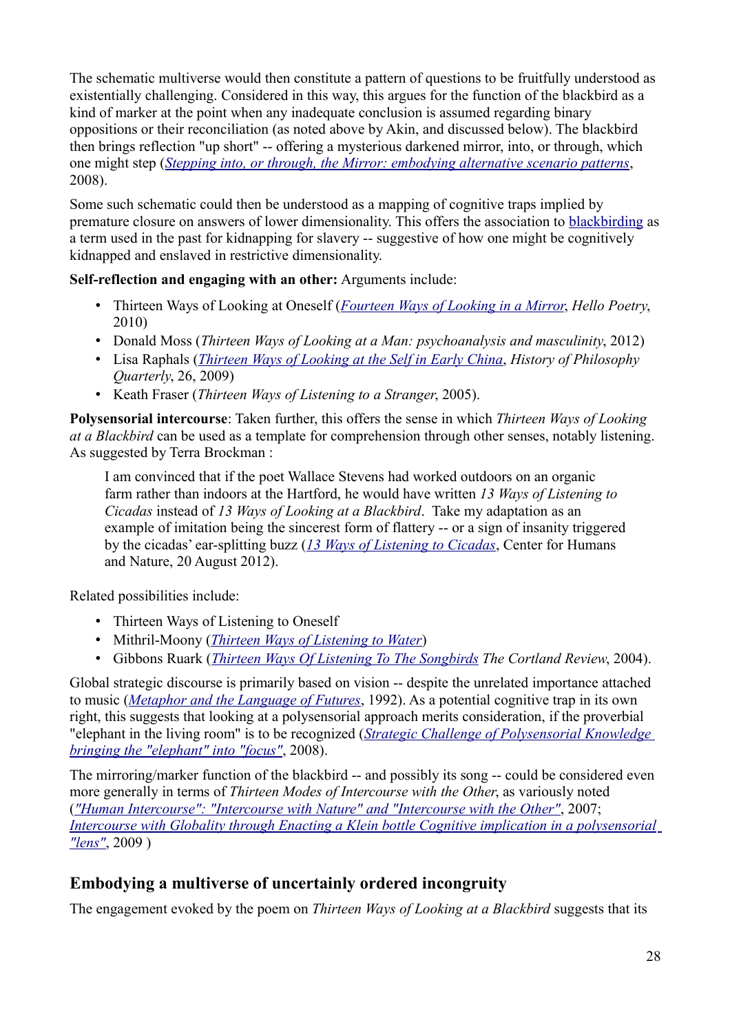The schematic multiverse would then constitute a pattern of questions to be fruitfully understood as existentially challenging. Considered in this way, this argues for the function of the blackbird as a kind of marker at the point when any inadequate conclusion is assumed regarding binary oppositions or their reconciliation (as noted above by Akin, and discussed below). The blackbird then brings reflection "up short" -- offering a mysterious darkened mirror, into, or through, which one might step (*Stepping into, or through, the Mirror: embodying alternative scenario patterns*, 2008).

Some such schematic could then be understood as a mapping of cognitive traps implied by premature closure on answers of lower dimensionality. This offers the association to blackbirding as a term used in the past for kidnapping for slavery -- suggestive of how one might be cognitively kidnapped and enslaved in restrictive dimensionality.

**Self-reflection and engaging with an other:** Arguments include:

- Thirteen Ways of Looking at Oneself (*Fourteen Ways of Looking in a Mirror*, *Hello Poetry*, 2010)
- Donald Moss (*Thirteen Ways of Looking at a Man: psychoanalysis and masculinity*, 2012)
- Lisa Raphals (*Thirteen Ways of Looking at the Self in Early China*, *History of Philosophy Quarterly*, 26, 2009)
- Keath Fraser (*Thirteen Ways of Listening to a Stranger*, 2005).

**Polysensorial intercourse**: Taken further, this offers the sense in which *Thirteen Ways of Looking at a Blackbird* can be used as a template for comprehension through other senses, notably listening. As suggested by Terra Brockman :

> I am convinced that if the poet Wallace Stevens had worked outdoors on an organic farm rather than indoors at the Hartford, he would have written *13 Ways of Listening to Cicadas* instead of *13 Ways of Looking at a Blackbird*. Take my adaptation as an example of imitation being the sincerest form of flattery -- or a sign of insanity triggered by the cicadas' ear-splitting buzz (*13 Ways of Listening to Cicadas*, Center for Humans and Nature, 20 August 2012).

Related possibilities include:

- Thirteen Ways of Listening to Oneself
- Mithril-Moony (*Thirteen Ways of Listening to Water*)
- Gibbons Ruark (*Thirteen Ways Of Listening To The Songbirds* *The Cortland Review*, 2004).

Global strategic discourse is primarily based on vision -- despite the unrelated importance attached to music (*Metaphor and the Language of Futures*, 1992). As a potential cognitive trap in its own right, this suggests that looking at a polysensorial approach merits consideration, if the proverbial "elephant in the living room" is to be recognized (*Strategic Challenge of Polysensorial Knowledge bringing the "elephant" into "focus"*, 2008).

The mirroring/marker function of the blackbird -- and possibly its song -- could be considered even more generally in terms of *Thirteen Modes of Intercourse with the Other*, as variously noted (*"Human Intercourse": "Intercourse with Nature" and "Intercourse with the Other"*, 2007; *Intercourse with Globality through Enacting a Klein bottle Cognitive implication in a polysensorial "lens"*, 2009 )

## Embodying a multiverse of uncertainly ordered incongruity

The engagement evoked by the poem on *Thirteen Ways of Looking at a Blackbird* suggests that its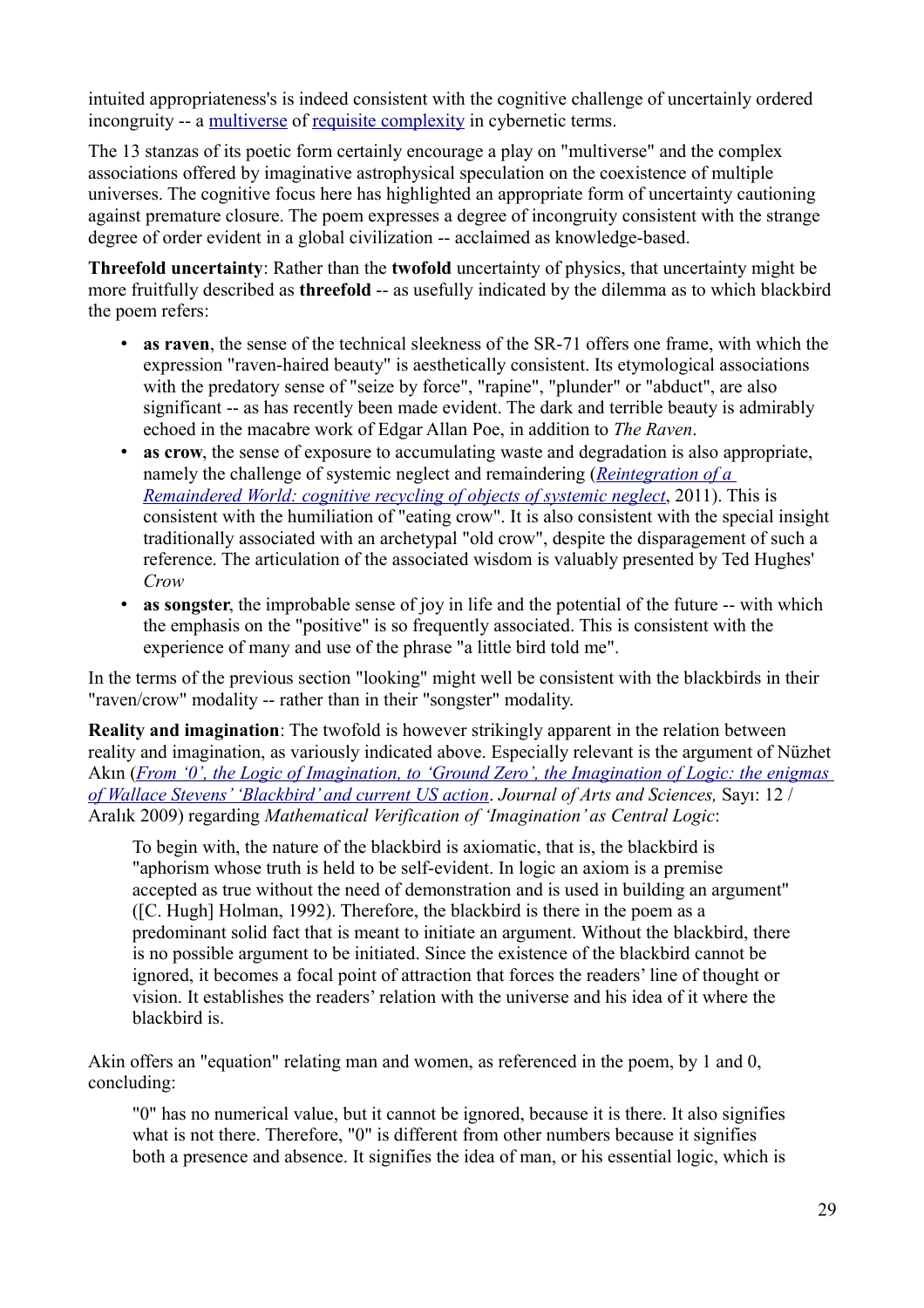intuited appropriateness's is indeed consistent with the cognitive challenge of uncertainly ordered incongruity -- a multiverse of requisite complexity in cybernetic terms.

The 13 stanzas of its poetic form certainly encourage a play on "multiverse" and the complex associations offered by imaginative astrophysical speculation on the coexistence of multiple universes. The cognitive focus here has highlighted an appropriate form of uncertainty cautioning against premature closure. The poem expresses a degree of incongruity consistent with the strange degree of order evident in a global civilization -- acclaimed as knowledge-based.

**Threefold uncertainty**: Rather than the **twofold** uncertainty of physics, that uncertainty might be more fruitfully described as **threefold** -- as usefully indicated by the dilemma as to which blackbird the poem refers:

- **as raven**, the sense of the technical sleekness of the SR-71 offers one frame, with which the expression "raven-haired beauty" is aesthetically consistent. Its etymological associations with the predatory sense of "seize by force", "rapine", "plunder" or "abduct", are also significant -- as has recently been made evident. The dark and terrible beauty is admirably echoed in the macabre work of Edgar Allan Poe, in addition to *The Raven*.
- **as crow**, the sense of exposure to accumulating waste and degradation is also appropriate, namely the challenge of systemic neglect and remaindering (*Reintegration of a Remaindered World: cognitive recycling of objects of systemic neglect*, 2011). This is consistent with the humiliation of "eating crow". It is also consistent with the special insight traditionally associated with an archetypal "old crow", despite the disparagement of such a reference. The articulation of the associated wisdom is valuably presented by Ted Hughes' *Crow*
- **as songster**, the improbable sense of joy in life and the potential of the future -- with which the emphasis on the "positive" is so frequently associated. This is consistent with the experience of many and use of the phrase "a little bird told me".

In the terms of the previous section "looking" might well be consistent with the blackbirds in their "raven/crow" modality -- rather than in their "songster" modality.

**Reality and imagination**: The twofold is however strikingly apparent in the relation between reality and imagination, as variously indicated above. Especially relevant is the argument of Nüzhet Akın (*From '0', the Logic of Imagination, to 'Ground Zero', the Imagination of Logic: the enigmas of Wallace Stevens' 'Blackbird' and current US action*. *Journal of Arts and Sciences,* Sayı: 12 / Aralık 2009) regarding *Mathematical Verification of 'Imagination' as Central Logic*:

> To begin with, the nature of the blackbird is axiomatic, that is, the blackbird is "aphorism whose truth is held to be self-evident. In logic an axiom is a premise accepted as true without the need of demonstration and is used in building an argument" ([C. Hugh] Holman, 1992). Therefore, the blackbird is there in the poem as a predominant solid fact that is meant to initiate an argument. Without the blackbird, there is no possible argument to be initiated. Since the existence of the blackbird cannot be ignored, it becomes a focal point of attraction that forces the readers' line of thought or vision. It establishes the readers' relation with the universe and his idea of it where the blackbird is.

Akin offers an "equation" relating man and women, as referenced in the poem, by 1 and 0, concluding:

> "0" has no numerical value, but it cannot be ignored, because it is there. It also signifies what is not there. Therefore, "0" is different from other numbers because it signifies both a presence and absence. It signifies the idea of man, or his essential logic, which is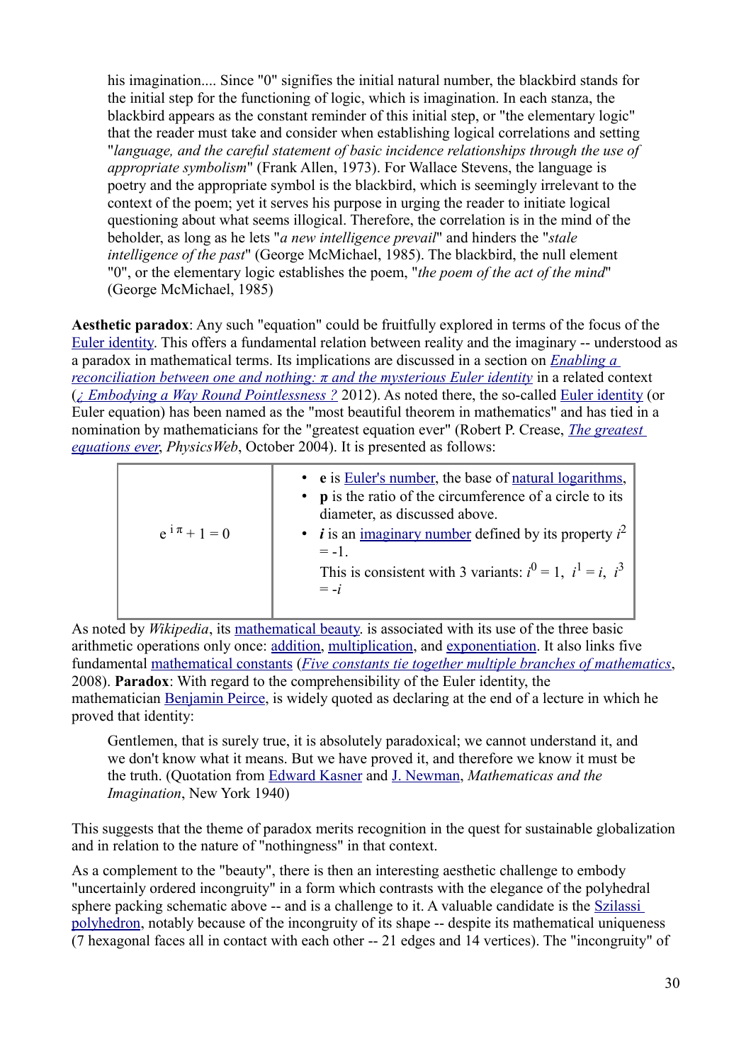> his imagination.... Since "0" signifies the initial natural number, the blackbird stands for the initial step for the functioning of logic, which is imagination. In each stanza, the blackbird appears as the constant reminder of this initial step, or "the elementary logic" that the reader must take and consider when establishing logical correlations and setting "*language, and the careful statement of basic incidence relationships through the use of appropriate symbolism*" (Frank Allen, 1973). For Wallace Stevens, the language is poetry and the appropriate symbol is the blackbird, which is seemingly irrelevant to the context of the poem; yet it serves his purpose in urging the reader to initiate logical questioning about what seems illogical. Therefore, the correlation is in the mind of the beholder, as long as he lets "*a new intelligence prevail*" and hinders the "*stale intelligence of the past*" (George McMichael, 1985). The blackbird, the null element "0", or the elementary logic establishes the poem, "*the poem of the act of the mind*" (George McMichael, 1985)

**Aesthetic paradox**: Any such "equation" could be fruitfully explored in terms of the focus of the Euler identity. This offers a fundamental relation between reality and the imaginary -- understood as a paradox in mathematical terms. Its implications are discussed in a section on *Enabling a reconciliation between one and nothing: π and the mysterious Euler identity* in a related context (*¿ Embodying a Way Round Pointlessness ?* 2012). As noted there, the so-called Euler identity (or Euler equation) has been named as the "most beautiful theorem in mathematics" and has tied in a nomination by mathematicians for the "greatest equation ever" (Robert P. Crease, *The greatest equations ever*, *PhysicsWeb*, October 2004). It is presented as follows:

| | |
|---|---|
| $e^{i\pi} + 1 = 0$ | • **e** is Euler's number, the base of natural logarithms,<br>• **p** is the ratio of the circumference of a circle to its diameter, as discussed above.<br>• ***i*** is an imaginary number defined by its property $i^2 = -1$.<br>This is consistent with 3 variants: $i^0 = 1$, $i^1 = i$, $i^3 = -i$ |

As noted by *Wikipedia*, its mathematical beauty. is associated with its use of the three basic arithmetic operations only once: addition, multiplication, and exponentiation. It also links five fundamental mathematical constants (*Five constants tie together multiple branches of mathematics*, 2008). **Paradox**: With regard to the comprehensibility of the Euler identity, the mathematician Benjamin Peirce, is widely quoted as declaring at the end of a lecture in which he proved that identity:

> Gentlemen, that is surely true, it is absolutely paradoxical; we cannot understand it, and we don't know what it means. But we have proved it, and therefore we know it must be the truth. (Quotation from Edward Kasner and J. Newman, *Mathematicas and the Imagination*, New York 1940)

This suggests that the theme of paradox merits recognition in the quest for sustainable globalization and in relation to the nature of "nothingness" in that context.

As a complement to the "beauty", there is then an interesting aesthetic challenge to embody "uncertainly ordered incongruity" in a form which contrasts with the elegance of the polyhedral sphere packing schematic above -- and is a challenge to it. A valuable candidate is the Szilassi polyhedron, notably because of the incongruity of its shape -- despite its mathematical uniqueness (7 hexagonal faces all in contact with each other -- 21 edges and 14 vertices). The "incongruity" of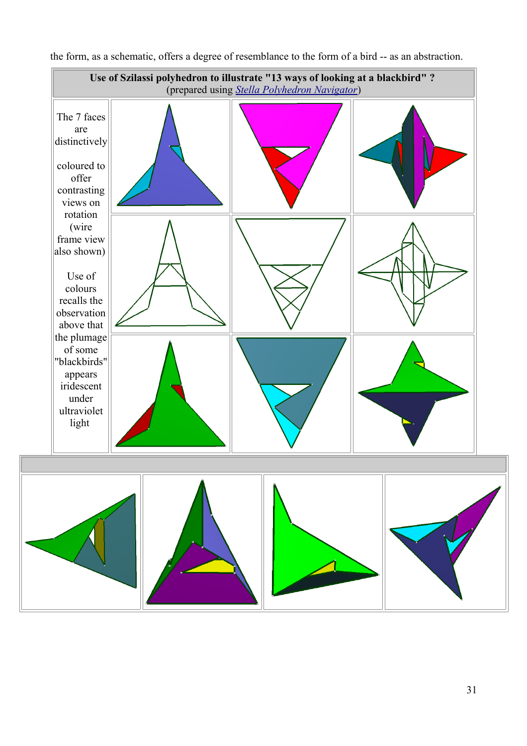the form, as a schematic, offers a degree of resemblance to the form of a bird -- as an abstraction.

| **Use of Szilassi polyhedron to illustrate "13 ways of looking at a blackbird" ?** (prepared using *Stella Polyhedron Navigator*) | | | |
|---|---|---|---|
| The 7 faces are distinctively coloured to offer contrasting views on rotation (wire frame view also shown) Use of colours recalls the observation above that the plumage of some "blackbirds" appears iridescent under ultraviolet light | | | |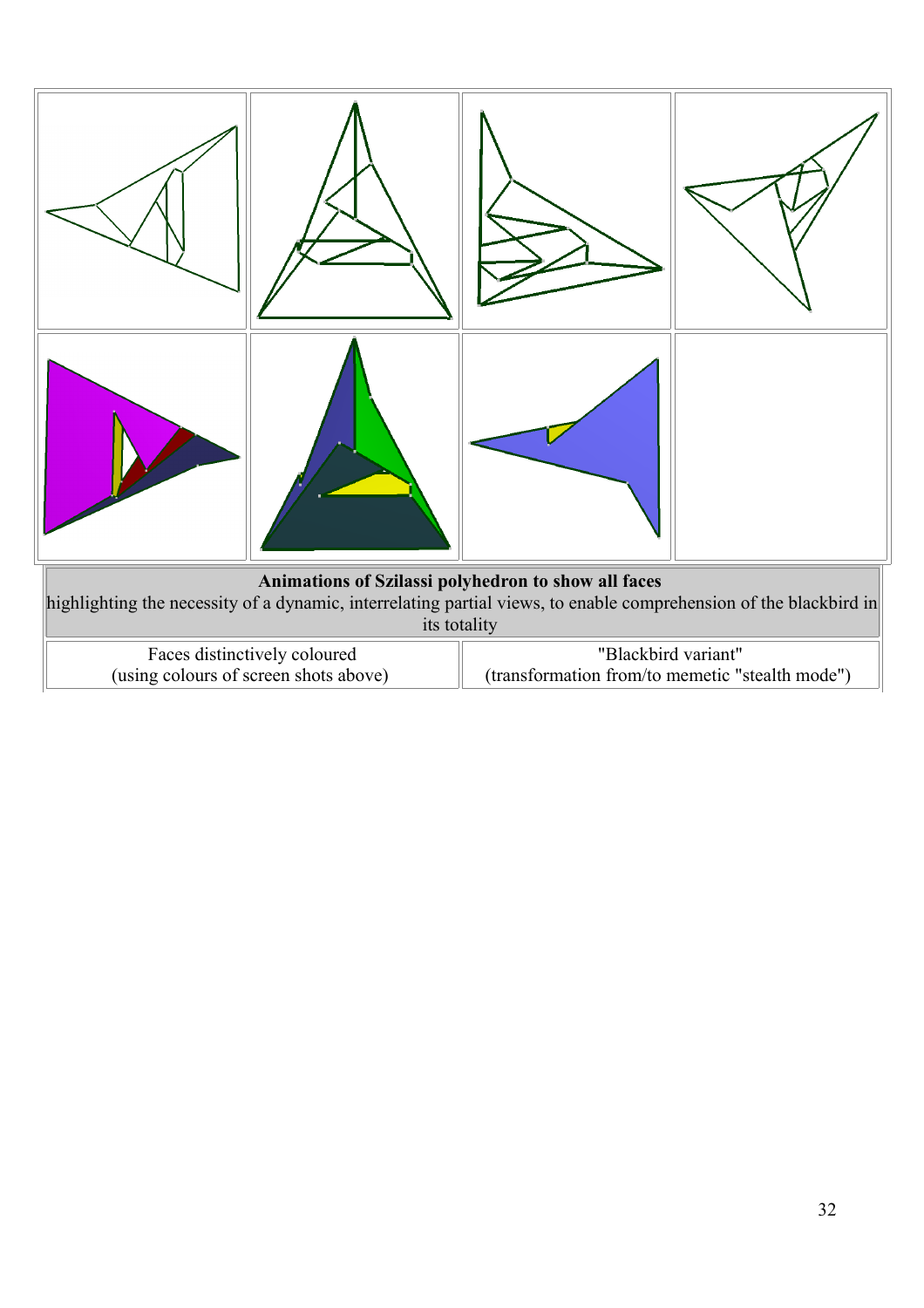| | |
|---|---|
| **Animations of Szilassi polyhedron to show all faces**<br>highlighting the necessity of a dynamic, interrelating partial views, to enable comprehension of the blackbird in its totality | |
| Faces distinctively coloured<br>(using colours of screen shots above) | "Blackbird variant"<br>(transformation from/to memetic "stealth mode") |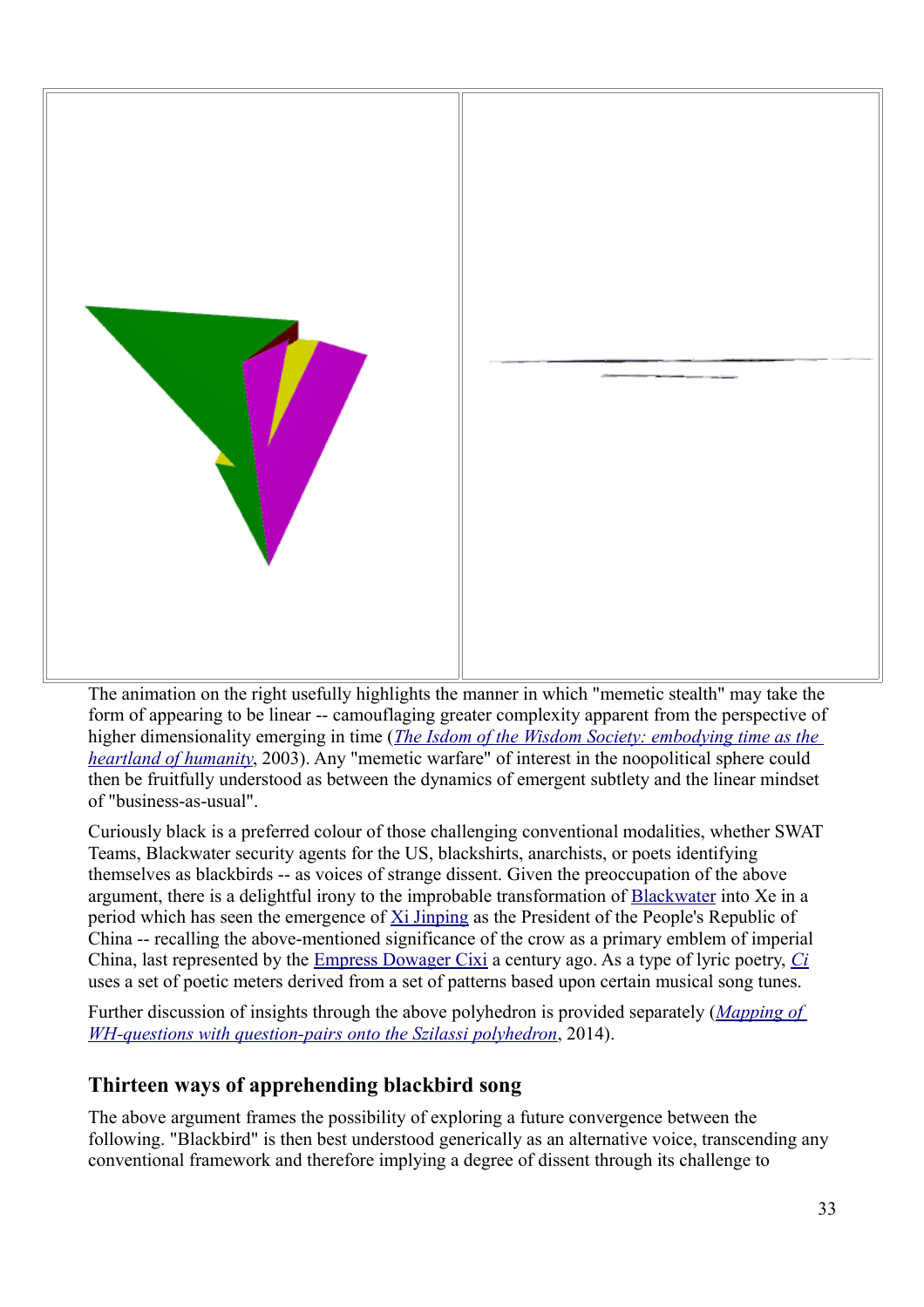The animation on the right usefully highlights the manner in which "memetic stealth" may take the form of appearing to be linear -- camouflaging greater complexity apparent from the perspective of higher dimensionality emerging in time (*The Isdom of the Wisdom Society: embodying time as the heartland of humanity*, 2003). Any "memetic warfare" of interest in the noopolitical sphere could then be fruitfully understood as between the dynamics of emergent subtlety and the linear mindset of "business-as-usual".

Curiously black is a preferred colour of those challenging conventional modalities, whether SWAT Teams, Blackwater security agents for the US, blackshirts, anarchists, or poets identifying themselves as blackbirds -- as voices of strange dissent. Given the preoccupation of the above argument, there is a delightful irony to the improbable transformation of Blackwater into Xe in a period which has seen the emergence of Xi Jinping as the President of the People's Republic of China -- recalling the above-mentioned significance of the crow as a primary emblem of imperial China, last represented by the Empress Dowager Cixi a century ago. As a type of lyric poetry, *Ci* uses a set of poetic meters derived from a set of patterns based upon certain musical song tunes.

Further discussion of insights through the above polyhedron is provided separately (*Mapping of WH-questions with question-pairs onto the Szilassi polyhedron*, 2014).

## Thirteen ways of apprehending blackbird song

The above argument frames the possibility of exploring a future convergence between the following. "Blackbird" is then best understood generically as an alternative voice, transcending any conventional framework and therefore implying a degree of dissent through its challenge to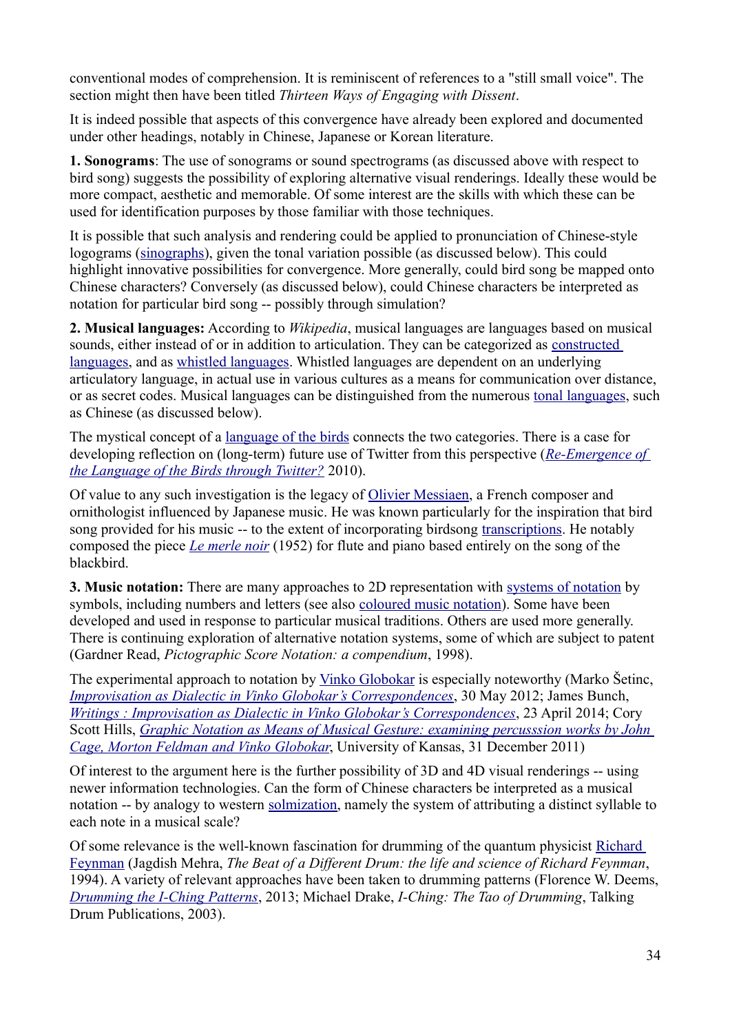conventional modes of comprehension. It is reminiscent of references to a "still small voice". The section might then have been titled *Thirteen Ways of Engaging with Dissent*.

It is indeed possible that aspects of this convergence have already been explored and documented under other headings, notably in Chinese, Japanese or Korean literature.

**1. Sonograms**: The use of sonograms or sound spectrograms (as discussed above with respect to bird song) suggests the possibility of exploring alternative visual renderings. Ideally these would be more compact, aesthetic and memorable. Of some interest are the skills with which these can be used for identification purposes by those familiar with those techniques.

It is possible that such analysis and rendering could be applied to pronunciation of Chinese-style logograms (sinographs), given the tonal variation possible (as discussed below). This could highlight innovative possibilities for convergence. More generally, could bird song be mapped onto Chinese characters? Conversely (as discussed below), could Chinese characters be interpreted as notation for particular bird song -- possibly through simulation?

**2. Musical languages:** According to *Wikipedia*, musical languages are languages based on musical sounds, either instead of or in addition to articulation. They can be categorized as constructed languages, and as whistled languages. Whistled languages are dependent on an underlying articulatory language, in actual use in various cultures as a means for communication over distance, or as secret codes. Musical languages can be distinguished from the numerous tonal languages, such as Chinese (as discussed below).

The mystical concept of a language of the birds connects the two categories. There is a case for developing reflection on (long-term) future use of Twitter from this perspective (*Re-Emergence of the Language of the Birds through Twitter?* 2010).

Of value to any such investigation is the legacy of Olivier Messiaen, a French composer and ornithologist influenced by Japanese music. He was known particularly for the inspiration that bird song provided for his music -- to the extent of incorporating birdsong transcriptions. He notably composed the piece *Le merle noir* (1952) for flute and piano based entirely on the song of the blackbird.

**3. Music notation:** There are many approaches to 2D representation with systems of notation by symbols, including numbers and letters (see also coloured music notation). Some have been developed and used in response to particular musical traditions. Others are used more generally. There is continuing exploration of alternative notation systems, some of which are subject to patent (Gardner Read, *Pictographic Score Notation: a compendium*, 1998).

The experimental approach to notation by Vinko Globokar is especially noteworthy (Marko Šetinc, *Improvisation as Dialectic in Vinko Globokar's Correspondences*, 30 May 2012; James Bunch, *Writings : Improvisation as Dialectic in Vinko Globokar's Correspondences*, 23 April 2014; Cory Scott Hills, *Graphic Notation as Means of Musical Gesture: examining percusssion works by John Cage, Morton Feldman and Vinko Globokar*, University of Kansas, 31 December 2011)

Of interest to the argument here is the further possibility of 3D and 4D visual renderings -- using newer information technologies. Can the form of Chinese characters be interpreted as a musical notation -- by analogy to western solmization, namely the system of attributing a distinct syllable to each note in a musical scale?

Of some relevance is the well-known fascination for drumming of the quantum physicist Richard Feynman (Jagdish Mehra, *The Beat of a Different Drum: the life and science of Richard Feynman*, 1994). A variety of relevant approaches have been taken to drumming patterns (Florence W. Deems, *Drumming the I-Ching Patterns*, 2013; Michael Drake, *I-Ching: The Tao of Drumming*, Talking Drum Publications, 2003).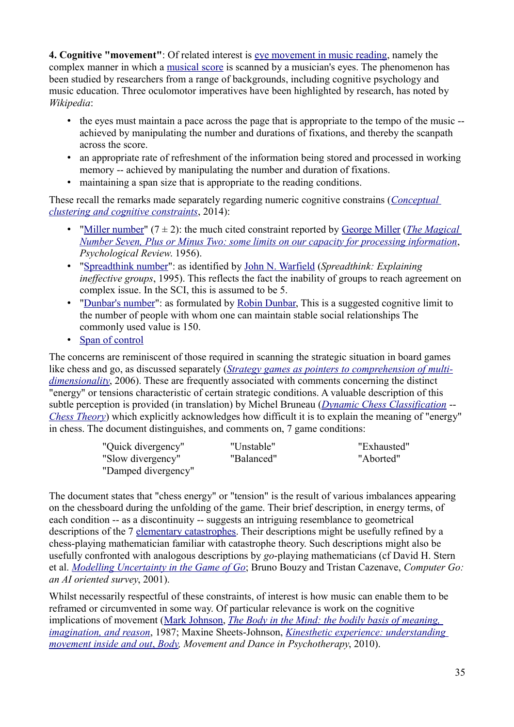**4. Cognitive "movement"**: Of related interest is eye movement in music reading, namely the complex manner in which a musical score is scanned by a musician's eyes. The phenomenon has been studied by researchers from a range of backgrounds, including cognitive psychology and music education. Three oculomotor imperatives have been highlighted by research, has noted by *Wikipedia*:

- the eyes must maintain a pace across the page that is appropriate to the tempo of the music -- achieved by manipulating the number and durations of fixations, and thereby the scanpath across the score.
- an appropriate rate of refreshment of the information being stored and processed in working memory -- achieved by manipulating the number and duration of fixations.
- maintaining a span size that is appropriate to the reading conditions.

These recall the remarks made separately regarding numeric cognitive constrains (*Conceptual clustering and cognitive constraints*, 2014):

- "Miller number" (7 ± 2): the much cited constraint reported by George Miller (*The Magical Number Seven, Plus or Minus Two: some limits on our capacity for processing information*, *Psychological Review.* 1956).
- "Spreadthink number": as identified by John N. Warfield (*Spreadthink: Explaining ineffective groups*, 1995). This reflects the fact the inability of groups to reach agreement on complex issue. In the SCI, this is assumed to be 5.
- "Dunbar's number": as formulated by Robin Dunbar, This is a suggested cognitive limit to the number of people with whom one can maintain stable social relationships The commonly used value is 150.
- Span of control

The concerns are reminiscent of those required in scanning the strategic situation in board games like chess and go, as discussed separately (*Strategy games as pointers to comprehension of multi-dimensionality*, 2006). These are frequently associated with comments concerning the distinct "energy" or tensions characteristic of certain strategic conditions. A valuable description of this subtle perception is provided (in translation) by Michel Bruneau (*Dynamic Chess Classification* -- *Chess Theory*) which explicitly acknowledges how difficult it is to explain the meaning of "energy" in chess. The document distinguishes, and comments on, 7 game conditions:

| | | |
|---|---|---|
| "Quick divergency" | "Unstable" | "Exhausted" |
| "Slow divergency" | "Balanced" | "Aborted" |
| "Damped divergency" | | |

The document states that "chess energy" or "tension" is the result of various imbalances appearing on the chessboard during the unfolding of the game. Their brief description, in energy terms, of each condition -- as a discontinuity -- suggests an intriguing resemblance to geometrical descriptions of the 7 elementary catastrophes. Their descriptions might be usefully refined by a chess-playing mathematician familiar with catastrophe theory. Such descriptions might also be usefully confronted with analogous descriptions by *go*-playing mathematicians (cf David H. Stern et al. *Modelling Uncertainty in the Game of Go*; Bruno Bouzy and Tristan Cazenave, *Computer Go: an AI oriented survey*, 2001).

Whilst necessarily respectful of these constraints, of interest is how music can enable them to be reframed or circumvented in some way. Of particular relevance is work on the cognitive implications of movement (Mark Johnson, *The Body in the Mind: the bodily basis of meaning, imagination, and reason*, 1987; Maxine Sheets-Johnson, *Kinesthetic experience: understanding movement inside and out*, *Body, Movement and Dance in Psychotherapy*, 2010).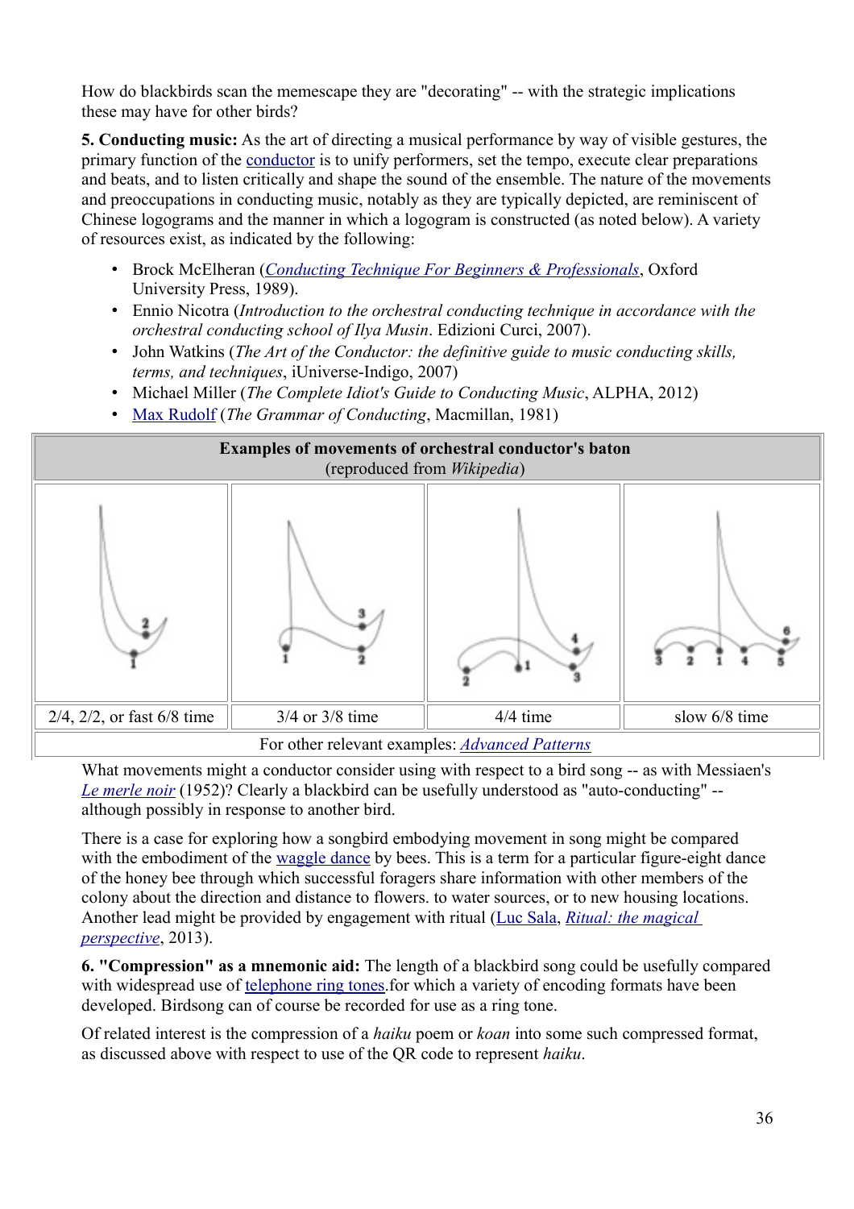How do blackbirds scan the memescape they are "decorating" -- with the strategic implications these may have for other birds?

**5. Conducting music:** As the art of directing a musical performance by way of visible gestures, the primary function of the conductor is to unify performers, set the tempo, execute clear preparations and beats, and to listen critically and shape the sound of the ensemble. The nature of the movements and preoccupations in conducting music, notably as they are typically depicted, are reminiscent of Chinese logograms and the manner in which a logogram is constructed (as noted below). A variety of resources exist, as indicated by the following:

- Brock McElheran (*Conducting Technique For Beginners & Professionals*, Oxford University Press, 1989).
- Ennio Nicotra (*Introduction to the orchestral conducting technique in accordance with the orchestral conducting school of Ilya Musin*. Edizioni Curci, 2007).
- John Watkins (*The Art of the Conductor: the definitive guide to music conducting skills, terms, and techniques*, iUniverse-Indigo, 2007)
- Michael Miller (*The Complete Idiot's Guide to Conducting Music*, ALPHA, 2012)
- Max Rudolf (*The Grammar of Conducting*, Macmillan, 1981)

| **Examples of movements of orchestral conductor's baton** (reproduced from *Wikipedia*) | | | |
|---|---|---|---|
| 2/4, 2/2, or fast 6/8 time | 3/4 or 3/8 time | 4/4 time | slow 6/8 time |
| For other relevant examples: *Advanced Patterns* | | | |

What movements might a conductor consider using with respect to a bird song -- as with Messiaen's *Le merle noir* (1952)? Clearly a blackbird can be usefully understood as "auto-conducting" -- although possibly in response to another bird.

There is a case for exploring how a songbird embodying movement in song might be compared with the embodiment of the waggle dance by bees. This is a term for a particular figure-eight dance of the honey bee through which successful foragers share information with other members of the colony about the direction and distance to flowers. to water sources, or to new housing locations. Another lead might be provided by engagement with ritual (Luc Sala, *Ritual: the magical perspective*, 2013).

**6. "Compression" as a mnemonic aid:** The length of a blackbird song could be usefully compared with widespread use of telephone ring tones.for which a variety of encoding formats have been developed. Birdsong can of course be recorded for use as a ring tone.

Of related interest is the compression of a *haiku* poem or *koan* into some such compressed format, as discussed above with respect to use of the QR code to represent *haiku*.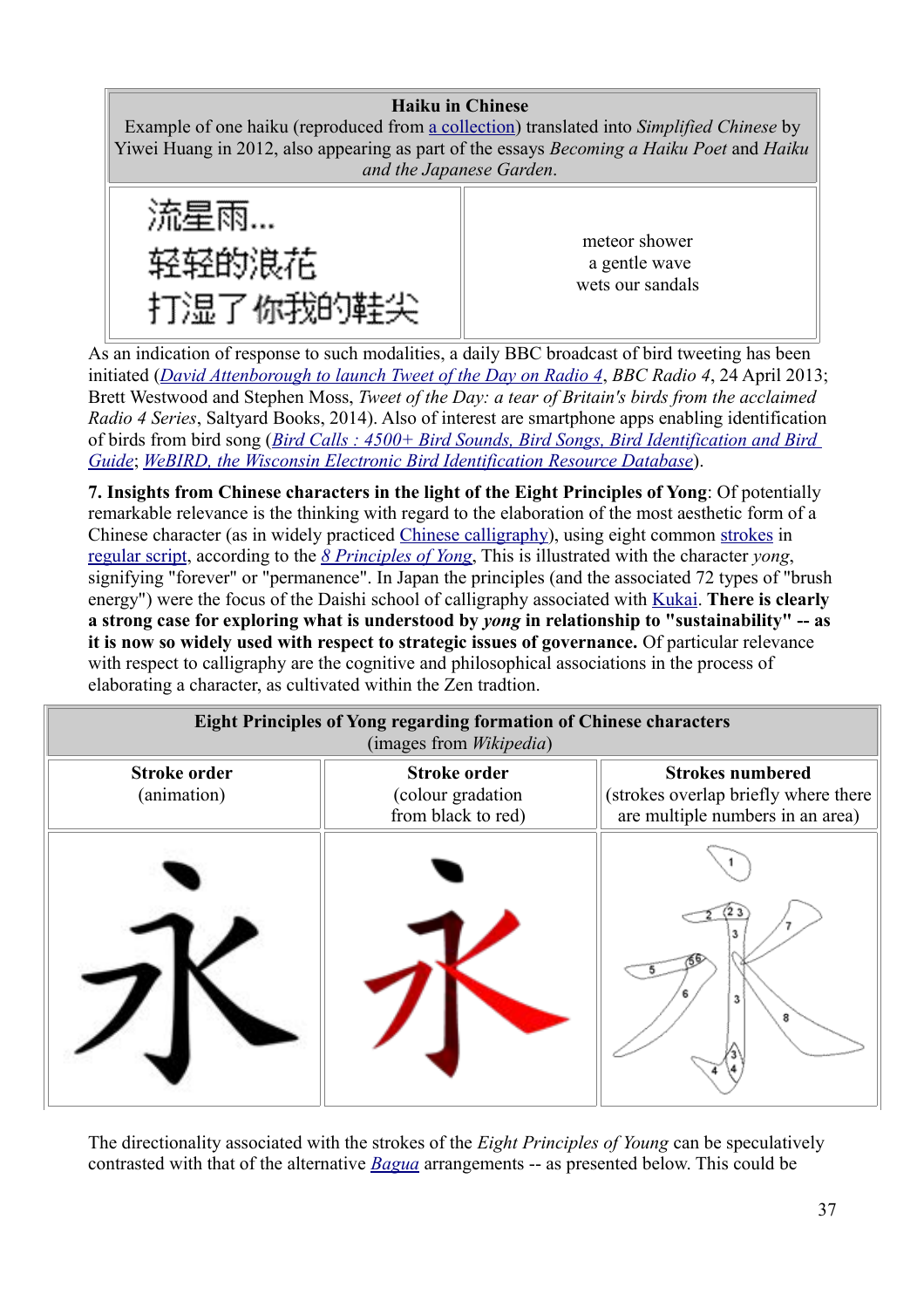| Haiku in Chinese<br>Example of one haiku (reproduced from a collection) translated into *Simplified Chinese* by Yiwei Huang in 2012, also appearing as part of the essays *Becoming a Haiku Poet* and *Haiku and the Japanese Garden*. | |
|---|---|
| 流星雨...<br>轻轻的浪花<br>打湿了你我的鞋尖 | meteor shower<br>a gentle wave<br>wets our sandals |

As an indication of response to such modalities, a daily BBC broadcast of bird tweeting has been initiated (*David Attenborough to launch Tweet of the Day on Radio 4*, *BBC Radio 4*, 24 April 2013; Brett Westwood and Stephen Moss, *Tweet of the Day: a tear of Britain's birds from the acclaimed Radio 4 Series*, Saltyard Books, 2014). Also of interest are smartphone apps enabling identification of birds from bird song (*Bird Calls : 4500+ Bird Sounds, Bird Songs, Bird Identification and Bird Guide*; *WeBIRD, the Wisconsin Electronic Bird Identification Resource Database*).

**7. Insights from Chinese characters in the light of the Eight Principles of Yong**: Of potentially remarkable relevance is the thinking with regard to the elaboration of the most aesthetic form of a Chinese character (as in widely practiced Chinese calligraphy), using eight common strokes in regular script, according to the *8 Principles of Yong*. This is illustrated with the character *yong*, signifying "forever" or "permanence". In Japan the principles (and the associated 72 types of "brush energy") were the focus of the Daishi school of calligraphy associated with Kukai. **There is clearly a strong case for exploring what is understood by *yong* in relationship to "sustainability" -- as it is now so widely used with respect to strategic issues of governance.** Of particular relevance with respect to calligraphy are the cognitive and philosophical associations in the process of elaborating a character, as cultivated within the Zen tradtion.

| Eight Principles of Yong regarding formation of Chinese characters<br>(images from *Wikipedia*) | | |
|---|---|---|
| **Stroke order**<br>(animation) | **Stroke order**<br>(colour gradation from black to red) | **Strokes numbered**<br>(strokes overlap briefly where there are multiple numbers in an area) |
| 永 | 永 | 永 |

The directionality associated with the strokes of the *Eight Principles of Young* can be speculatively contrasted with that of the alternative *Bagua* arrangements -- as presented below. This could be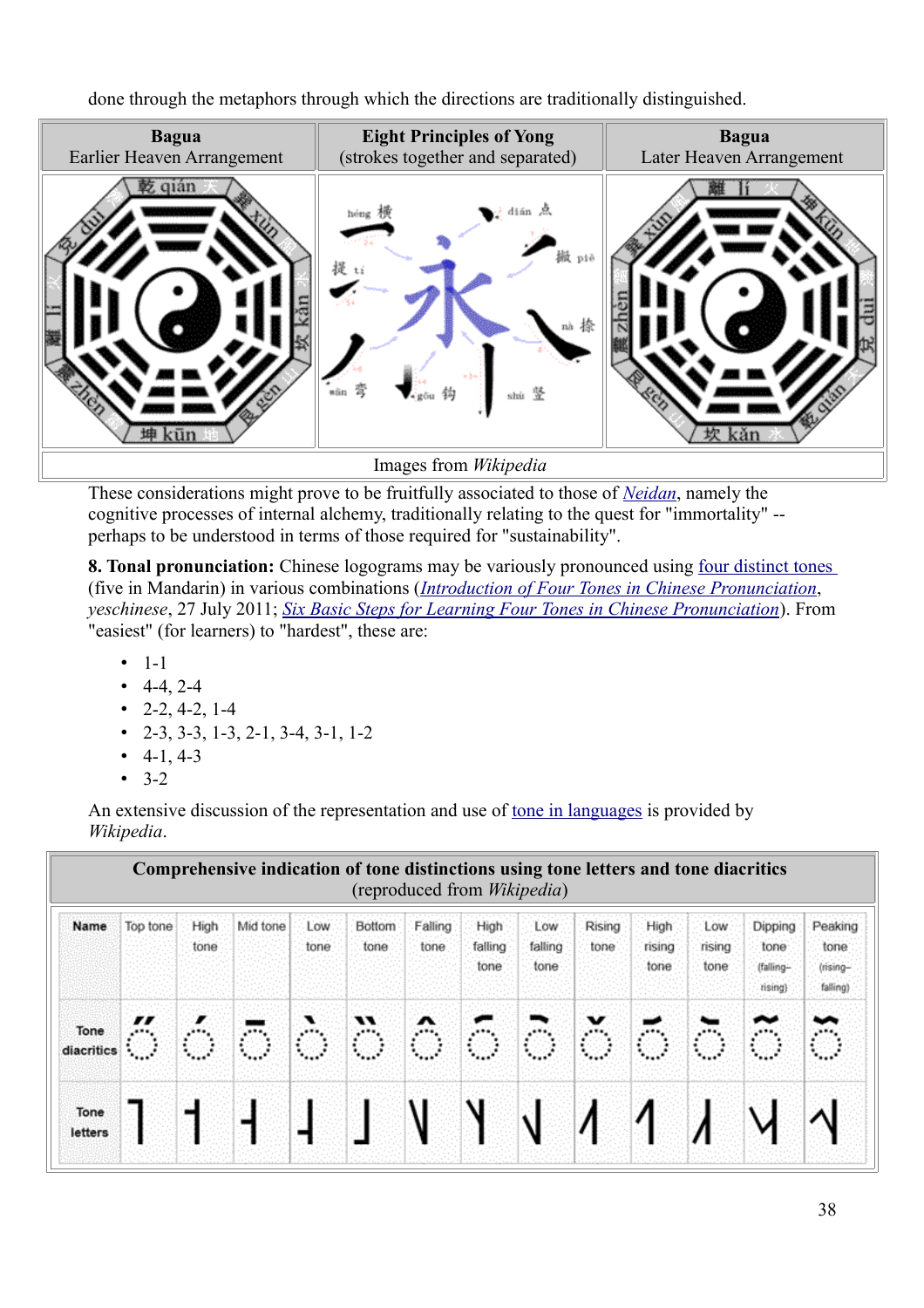done through the metaphors through which the directions are traditionally distinguished.

| Bagua<br>Earlier Heaven Arrangement | Eight Principles of Yong<br>(strokes together and separated) | Bagua<br>Later Heaven Arrangement |
|---|---|---|
| | | |
| Images from *Wikipedia* | | |

These considerations might prove to be fruitfully associated to those of *Neidan*, namely the cognitive processes of internal alchemy, traditionally relating to the quest for "immortality" -- perhaps to be understood in terms of those required for "sustainability".

**8. Tonal pronunciation:** Chinese logograms may be variously pronounced using four distinct tones (five in Mandarin) in various combinations (*Introduction of Four Tones in Chinese Pronunciation*, *yeschinese*, 27 July 2011; *Six Basic Steps for Learning Four Tones in Chinese Pronunciation*). From "easiest" (for learners) to "hardest", these are:

- 1-1
- 4-4, 2-4
- 2-2, 4-2, 1-4
- 2-3, 3-3, 1-3, 2-1, 3-4, 3-1, 1-2
- 4-1, 4-3
- 3-2

An extensive discussion of the representation and use of tone in languages is provided by *Wikipedia*.

| Comprehensive indication of tone distinctions using tone letters and tone diacritics (reproduced from *Wikipedia*) | | | | | | | | | | | | | |
|---|---|---|---|---|---|---|---|---|---|---|---|---|---|
| Name | Top tone | High tone | Mid tone | Low tone | Bottom tone | Falling tone | High falling tone | Low falling tone | Rising tone | High rising tone | Low rising tone | Dipping tone (falling–rising) | Peaking tone (rising–falling) |
| Tone diacritics | ◌̋ | ◌́ | ◌̄ | ◌̀ | ◌̏ | ◌̂ | ◌᷇ | ◌᷆ | ◌̌ | ◌᷄ | ◌᷅ | ◌᷉ | ◌᷈ |
| Tone letters | ˥ | ˦ | ˧ | ˨ | ˩ | ˥˩ | ˥˧ | ˧˩ | ˩˥ | ˧˥ | ˩˧ | ˧˩˧ | ˧˥˧ |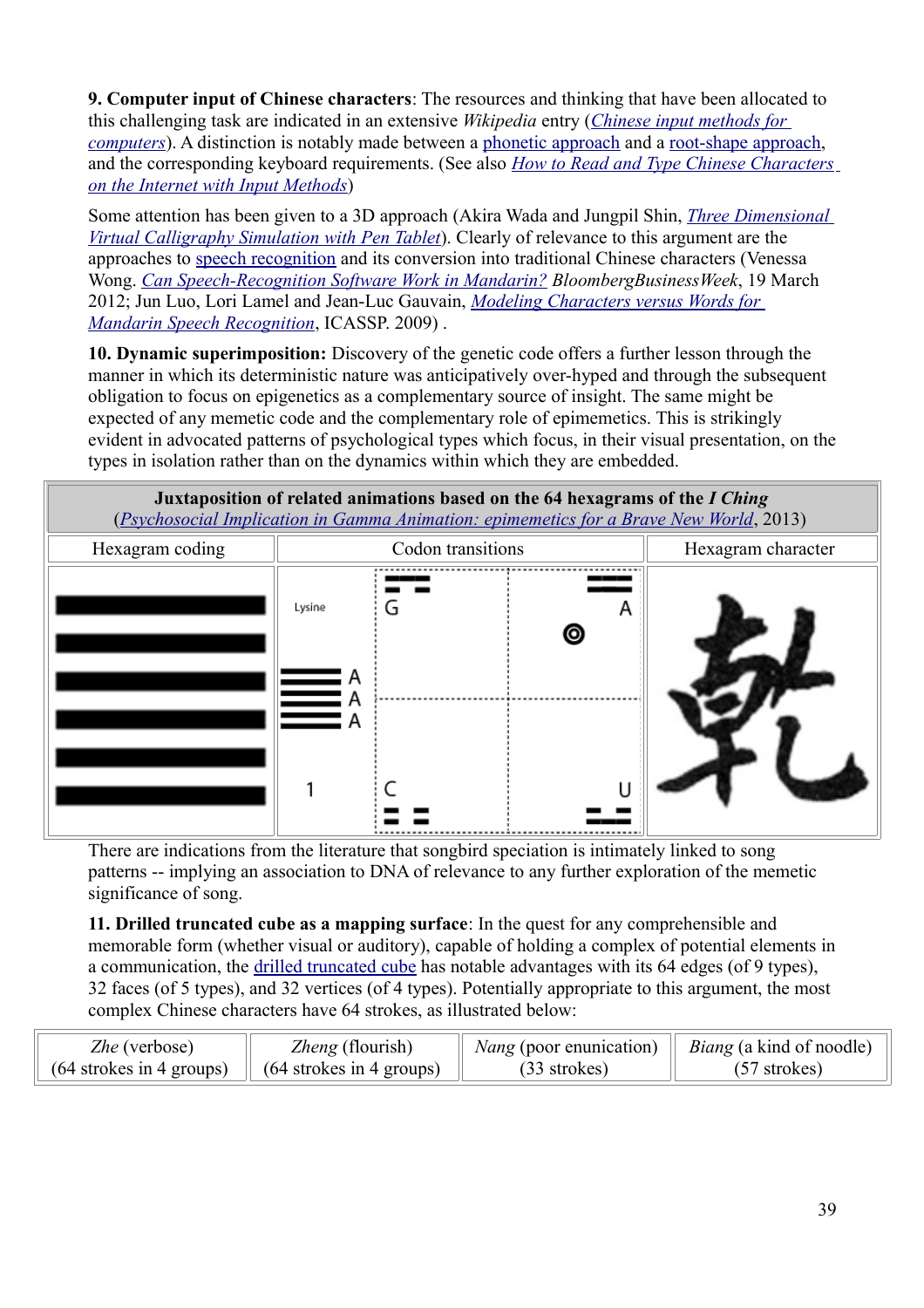**9. Computer input of Chinese characters**: The resources and thinking that have been allocated to this challenging task are indicated in an extensive *Wikipedia* entry (Chinese input methods for computers). A distinction is notably made between a phonetic approach and a root-shape approach, and the corresponding keyboard requirements. (See also How to Read and Type Chinese Characters on the Internet with Input Methods)

Some attention has been given to a 3D approach (Akira Wada and Jungpil Shin, Three Dimensional Virtual Calligraphy Simulation with Pen Tablet). Clearly of relevance to this argument are the approaches to speech recognition and its conversion into traditional Chinese characters (Venessa Wong. Can Speech-Recognition Software Work in Mandarin? *BloombergBusinessWeek*, 19 March 2012; Jun Luo, Lori Lamel and Jean-Luc Gauvain, Modeling Characters versus Words for Mandarin Speech Recognition, ICASSP. 2009) .

**10. Dynamic superimposition:** Discovery of the genetic code offers a further lesson through the manner in which its deterministic nature was anticipatively over-hyped and through the subsequent obligation to focus on epigenetics as a complementary source of insight. The same might be expected of any memetic code and the complementary role of epimemetics. This is strikingly evident in advocated patterns of psychological types which focus, in their visual presentation, on the types in isolation rather than on the dynamics within which they are embedded.

| Juxtaposition of related animations based on the 64 hexagrams of the *I Ching* (Psychosocial Implication in Gamma Animation: epimemetics for a Brave New World, 2013) | | |
|---|---|---|
| Hexagram coding | Codon transitions | Hexagram character |
| | Lysine, A A A, 1, G, A, C, U | 乾 |

There are indications from the literature that songbird speciation is intimately linked to song patterns -- implying an association to DNA of relevance to any further exploration of the memetic significance of song.

**11. Drilled truncated cube as a mapping surface**: In the quest for any comprehensible and memorable form (whether visual or auditory), capable of holding a complex of potential elements in a communication, the drilled truncated cube has notable advantages with its 64 edges (of 9 types), 32 faces (of 5 types), and 32 vertices (of 4 types). Potentially appropriate to this argument, the most complex Chinese characters have 64 strokes, as illustrated below:

| *Zhe* (verbose) (64 strokes in 4 groups) | *Zheng* (flourish) (64 strokes in 4 groups) | *Nang* (poor enunication) (33 strokes) | *Biang* (a kind of noodle) (57 strokes) |
|---|---|---|---|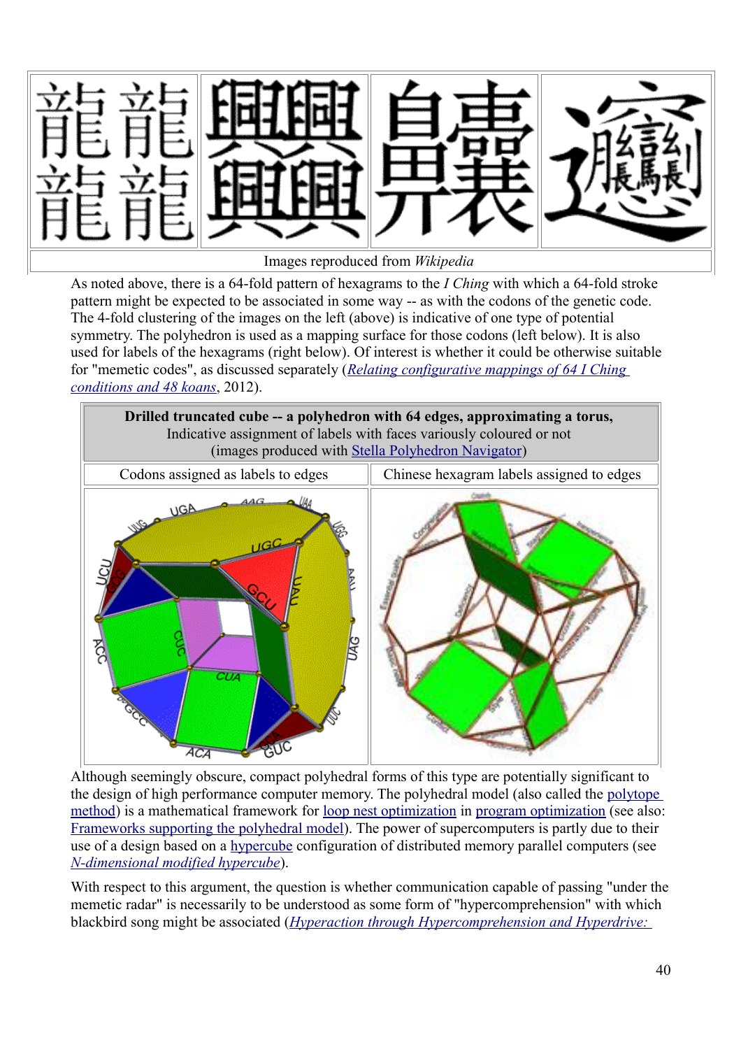Images reproduced from *Wikipedia*

As noted above, there is a 64-fold pattern of hexagrams to the *I Ching* with which a 64-fold stroke pattern might be expected to be associated in some way -- as with the codons of the genetic code. The 4-fold clustering of the images on the left (above) is indicative of one type of potential symmetry. The polyhedron is used as a mapping surface for those codons (left below). It is also used for labels of the hexagrams (right below). Of interest is whether it could be otherwise suitable for "memetic codes", as discussed separately (*Relating configurative mappings of 64 I Ching conditions and 48 koans*, 2012).

| **Drilled truncated cube -- a polyhedron with 64 edges, approximating a torus,** Indicative assignment of labels with faces variously coloured or not (images produced with Stella Polyhedron Navigator) | |
|---|---|
| Codons assigned as labels to edges | Chinese hexagram labels assigned to edges |

Although seemingly obscure, compact polyhedral forms of this type are potentially significant to the design of high performance computer memory. The polyhedral model (also called the polytope method) is a mathematical framework for loop nest optimization in program optimization (see also: Frameworks supporting the polyhedral model). The power of supercomputers is partly due to their use of a design based on a hypercube configuration of distributed memory parallel computers (see *N-dimensional modified hypercube*).

With respect to this argument, the question is whether communication capable of passing "under the memetic radar" is necessarily to be understood as some form of "hypercomprehension" with which blackbird song might be associated (*Hyperaction through Hypercomprehension and Hyperdrive:*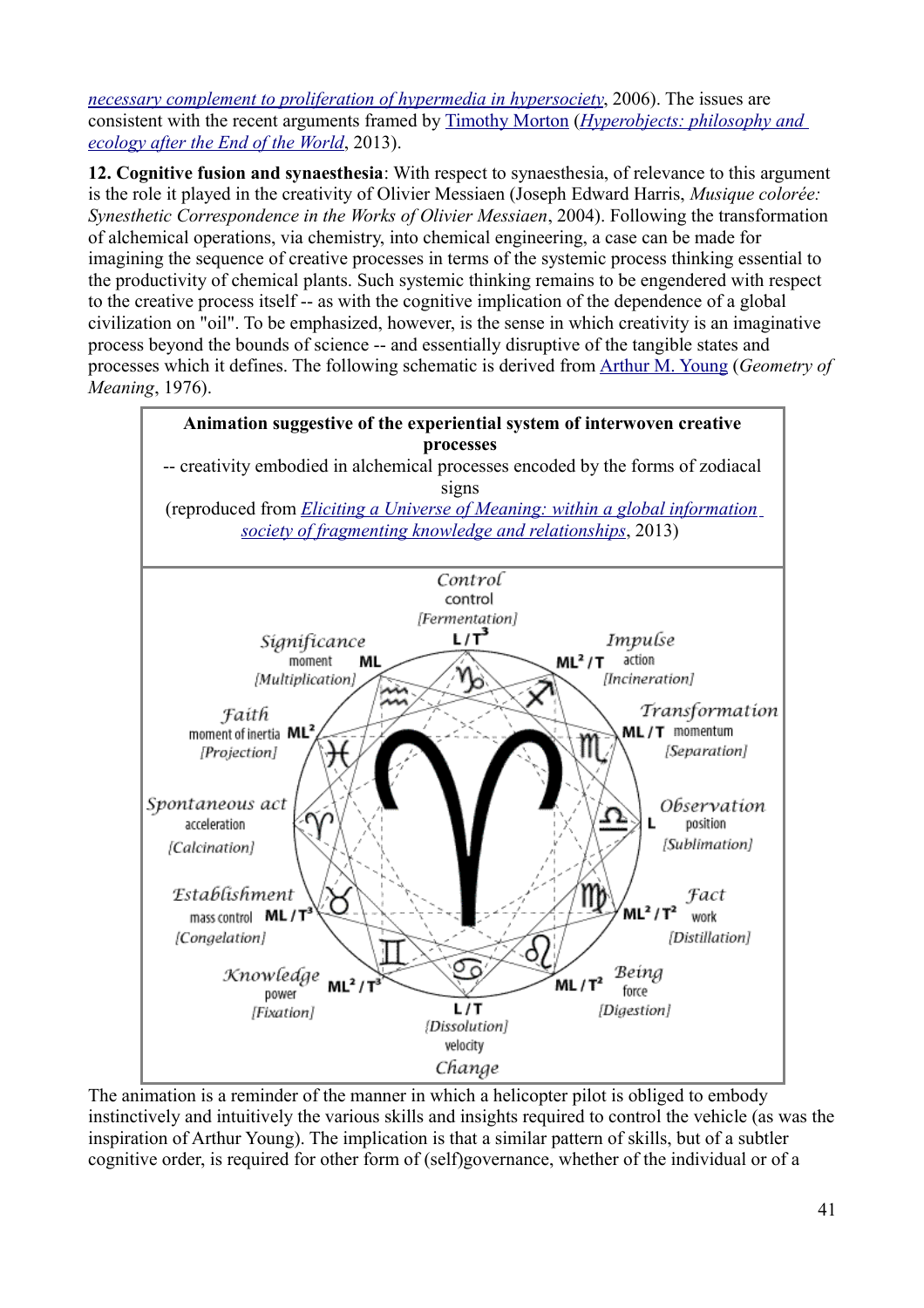*necessary complement to proliferation of hypermedia in hypersociety*, 2006). The issues are consistent with the recent arguments framed by Timothy Morton (*Hyperobjects: philosophy and ecology after the End of the World*, 2013).

**12. Cognitive fusion and synaesthesia**: With respect to synaesthesia, of relevance to this argument is the role it played in the creativity of Olivier Messiaen (Joseph Edward Harris, *Musique colorée: Synesthetic Correspondence in the Works of Olivier Messiaen*, 2004). Following the transformation of alchemical operations, via chemistry, into chemical engineering, a case can be made for imagining the sequence of creative processes in terms of the systemic process thinking essential to the productivity of chemical plants. Such systemic thinking remains to be engendered with respect to the creative process itself -- as with the cognitive implication of the dependence of a global civilization on "oil". To be emphasized, however, is the sense in which creativity is an imaginative process beyond the bounds of science -- and essentially disruptive of the tangible states and processes which it defines. The following schematic is derived from Arthur M. Young (*Geometry of Meaning*, 1976).

**Animation suggestive of the experiential system of interwoven creative processes**
-- creativity embodied in alchemical processes encoded by the forms of zodiacal signs
(reproduced from *Eliciting a Universe of Meaning: within a global information society of fragmenting knowledge and relationships*, 2013)

| Label | Quantity | Dimension | Process |
|---|---|---|---|
| Control | control | $L/T^3$ | [Fermentation] |
| Impulse | action | $ML^2/T$ | [Incineration] |
| Transformation | momentum | $ML/T$ | [Separation] |
| Observation | position | $L$ | [Sublimation] |
| Fact | work | $ML^2/T^2$ | [Distillation] |
| Being | force | $ML/T^2$ | [Digestion] |
| Change | velocity | $L/T$ | [Dissolution] |
| Knowledge | power | $ML^2/T^3$ | [Fixation] |
| Establishment | mass control | $ML/T^3$ | [Congelation] |
| Spontaneous act | acceleration | | [Calcination] |
| Faith | moment of inertia | $ML^2$ | [Projection] |
| Significance | moment | $ML$ | [Multiplication] |

The animation is a reminder of the manner in which a helicopter pilot is obliged to embody instinctively and intuitively the various skills and insights required to control the vehicle (as was the inspiration of Arthur Young). The implication is that a similar pattern of skills, but of a subtler cognitive order, is required for other form of (self)governance, whether of the individual or of a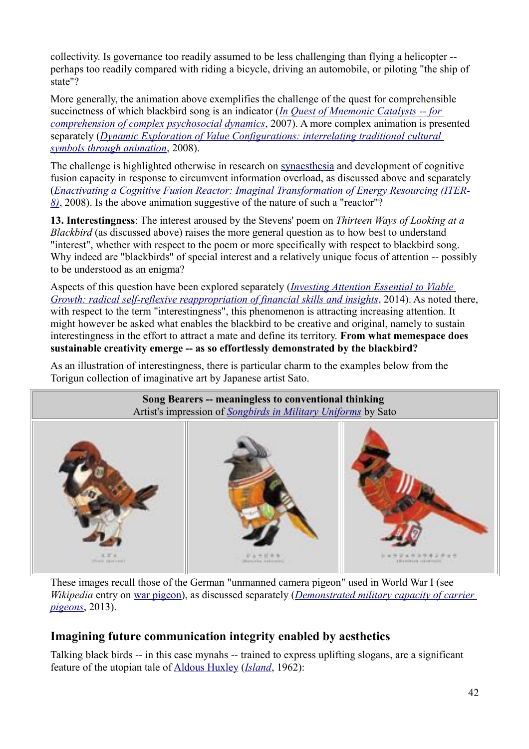collectivity. Is governance too readily assumed to be less challenging than flying a helicopter -- perhaps too readily compared with riding a bicycle, driving an automobile, or piloting "the ship of state"?

More generally, the animation above exemplifies the challenge of the quest for comprehensible succinctness of which blackbird song is an indicator (*In Quest of Mnemonic Catalysts -- for comprehension of complex psychosocial dynamics*, 2007). A more complex animation is presented separately (*Dynamic Exploration of Value Configurations: interrelating traditional cultural symbols through animation*, 2008).

The challenge is highlighted otherwise in research on synaesthesia and development of cognitive fusion capacity in response to circumvent information overload, as discussed above and separately (*Enactivating a Cognitive Fusion Reactor: Imaginal Transformation of Energy Resourcing (ITER-8)*, 2008). Is the above animation suggestive of the nature of such a "reactor"?

**13. Interestingness**: The interest aroused by the Stevens' poem on *Thirteen Ways of Looking at a Blackbird* (as discussed above) raises the more general question as to how best to understand "interest", whether with respect to the poem or more specifically with respect to blackbird song. Why indeed are "blackbirds" of special interest and a relatively unique focus of attention -- possibly to be understood as an enigma?

Aspects of this question have been explored separately (*Investing Attention Essential to Viable Growth: radical self-reflexive reappropriation of financial skills and insights*, 2014). As noted there, with respect to the term "interestingness", this phenomenon is attracting increasing attention. It might however be asked what enables the blackbird to be creative and original, namely to sustain interestingness in the effort to attract a mate and define its territory. **From what memespace does sustainable creativity emerge -- as so effortlessly demonstrated by the blackbird?**

As an illustration of interestingness, there is particular charm to the examples below from the Torigun collection of imaginative art by Japanese artist Sato.

**Song Bearers -- meaningless to conventional thinking**
Artist's impression of *Songbirds in Military Uniforms* by Sato

These images recall those of the German "unmanned camera pigeon" used in World War I (see *Wikipedia* entry on war pigeon), as discussed separately (*Demonstrated military capacity of carrier pigeons*, 2013).

## Imagining future communication integrity enabled by aesthetics

Talking black birds -- in this case mynahs -- trained to express uplifting slogans, are a significant feature of the utopian tale of Aldous Huxley (*Island*, 1962):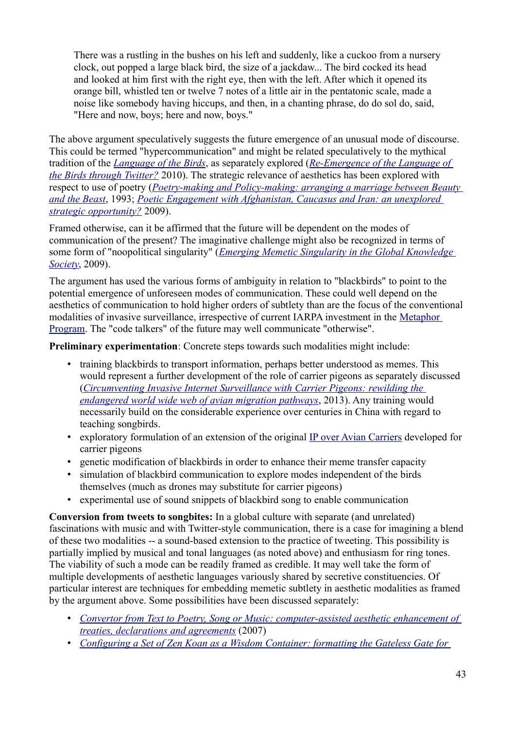> There was a rustling in the bushes on his left and suddenly, like a cuckoo from a nursery clock, out popped a large black bird, the size of a jackdaw... The bird cocked its head and looked at him first with the right eye, then with the left. After which it opened its orange bill, whistled ten or twelve 7 notes of a little air in the pentatonic scale, made a noise like somebody having hiccups, and then, in a chanting phrase, do do sol do, said, "Here and now, boys; here and now, boys."

The above argument speculatively suggests the future emergence of an unusual mode of discourse. This could be termed "hypercommunication" and might be related speculatively to the mythical tradition of the *Language of the Birds*, as separately explored (*Re-Emergence of the Language of the Birds through Twitter?* 2010). The strategic relevance of aesthetics has been explored with respect to use of poetry (*Poetry-making and Policy-making: arranging a marriage between Beauty and the Beast*, 1993; *Poetic Engagement with Afghanistan, Caucasus and Iran: an unexplored strategic opportunity?* 2009).

Framed otherwise, can it be affirmed that the future will be dependent on the modes of communication of the present? The imaginative challenge might also be recognized in terms of some form of "noopolitical singularity" (*Emerging Memetic Singularity in the Global Knowledge Society*, 2009).

The argument has used the various forms of ambiguity in relation to "blackbirds" to point to the potential emergence of unforeseen modes of communication. These could well depend on the aesthetics of communication to hold higher orders of subtlety than are the focus of the conventional modalities of invasive surveillance, irrespective of current IARPA investment in the Metaphor Program. The "code talkers" of the future may well communicate "otherwise".

**Preliminary experimentation**: Concrete steps towards such modalities might include:

- training blackbirds to transport information, perhaps better understood as memes. This would represent a further development of the role of carrier pigeons as separately discussed (*Circumventing Invasive Internet Surveillance with Carrier Pigeons: rewilding the endangered world wide web of avian migration pathways*, 2013). Any training would necessarily build on the considerable experience over centuries in China with regard to teaching songbirds.
- exploratory formulation of an extension of the original IP over Avian Carriers developed for carrier pigeons
- genetic modification of blackbirds in order to enhance their meme transfer capacity
- simulation of blackbird communication to explore modes independent of the birds themselves (much as drones may substitute for carrier pigeons)
- experimental use of sound snippets of blackbird song to enable communication

**Conversion from tweets to songbites:** In a global culture with separate (and unrelated) fascinations with music and with Twitter-style communication, there is a case for imagining a blend of these two modalities -- a sound-based extension to the practice of tweeting. This possibility is partially implied by musical and tonal languages (as noted above) and enthusiasm for ring tones. The viability of such a mode can be readily framed as credible. It may well take the form of multiple developments of aesthetic languages variously shared by secretive constituencies. Of particular interest are techniques for embedding memetic subtlety in aesthetic modalities as framed by the argument above. Some possibilities have been discussed separately:

- *Convertor from Text to Poetry, Song or Music: computer-assisted aesthetic enhancement of treaties, declarations and agreements* (2007)
- *Configuring a Set of Zen Koan as a Wisdom Container: formatting the Gateless Gate for*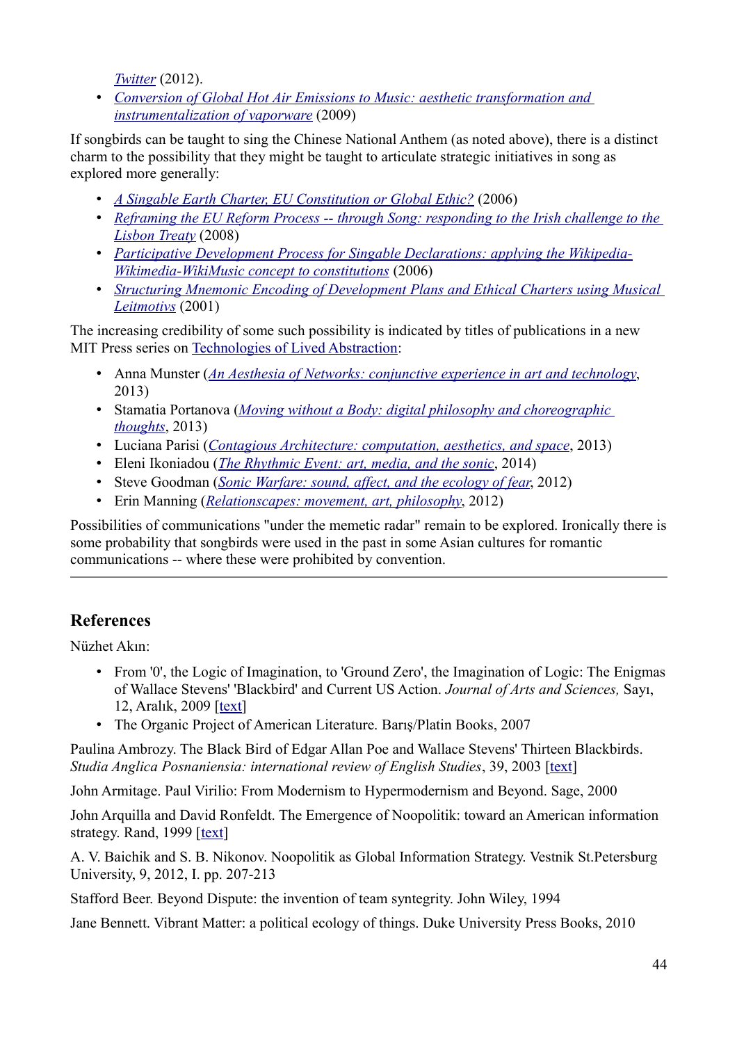*Twitter* (2012).

- *Conversion of Global Hot Air Emissions to Music: aesthetic transformation and instrumentalization of vaporware* (2009)

If songbirds can be taught to sing the Chinese National Anthem (as noted above), there is a distinct charm to the possibility that they might be taught to articulate strategic initiatives in song as explored more generally:

- *A Singable Earth Charter, EU Constitution or Global Ethic?* (2006)
- *Reframing the EU Reform Process -- through Song: responding to the Irish challenge to the Lisbon Treaty* (2008)
- *Participative Development Process for Singable Declarations: applying the Wikipedia-Wikimedia-WikiMusic concept to constitutions* (2006)
- *Structuring Mnemonic Encoding of Development Plans and Ethical Charters using Musical Leitmotivs* (2001)

The increasing credibility of some such possibility is indicated by titles of publications in a new MIT Press series on Technologies of Lived Abstraction:

- Anna Munster (*An Aesthesia of Networks: conjunctive experience in art and technology*, 2013)
- Stamatia Portanova (*Moving without a Body: digital philosophy and choreographic thoughts*, 2013)
- Luciana Parisi (*Contagious Architecture: computation, aesthetics, and space*, 2013)
- Eleni Ikoniadou (*The Rhythmic Event: art, media, and the sonic*, 2014)
- Steve Goodman (*Sonic Warfare: sound, affect, and the ecology of fear*, 2012)
- Erin Manning (*Relationscapes: movement, art, philosophy*, 2012)

Possibilities of communications "under the memetic radar" remain to be explored. Ironically there is some probability that songbirds were used in the past in some Asian cultures for romantic communications -- where these were prohibited by convention.

---

## References

Nüzhet Akın:

- From '0', the Logic of Imagination, to 'Ground Zero', the Imagination of Logic: The Enigmas of Wallace Stevens' 'Blackbird' and Current US Action. *Journal of Arts and Sciences,* Sayı, 12, Aralık, 2009 [text]
- The Organic Project of American Literature. Barış/Platin Books, 2007

Paulina Ambrozy. The Black Bird of Edgar Allan Poe and Wallace Stevens' Thirteen Blackbirds. *Studia Anglica Posnaniensia: international review of English Studies*, 39, 2003 [text]

John Armitage. Paul Virilio: From Modernism to Hypermodernism and Beyond. Sage, 2000

John Arquilla and David Ronfeldt. The Emergence of Noopolitik: toward an American information strategy. Rand, 1999 [text]

A. V. Baichik and S. B. Nikonov. Noopolitik as Global Information Strategy. Vestnik St.Petersburg University, 9, 2012, I. pp. 207-213

Stafford Beer. Beyond Dispute: the invention of team syntegrity. John Wiley, 1994

Jane Bennett. Vibrant Matter: a political ecology of things. Duke University Press Books, 2010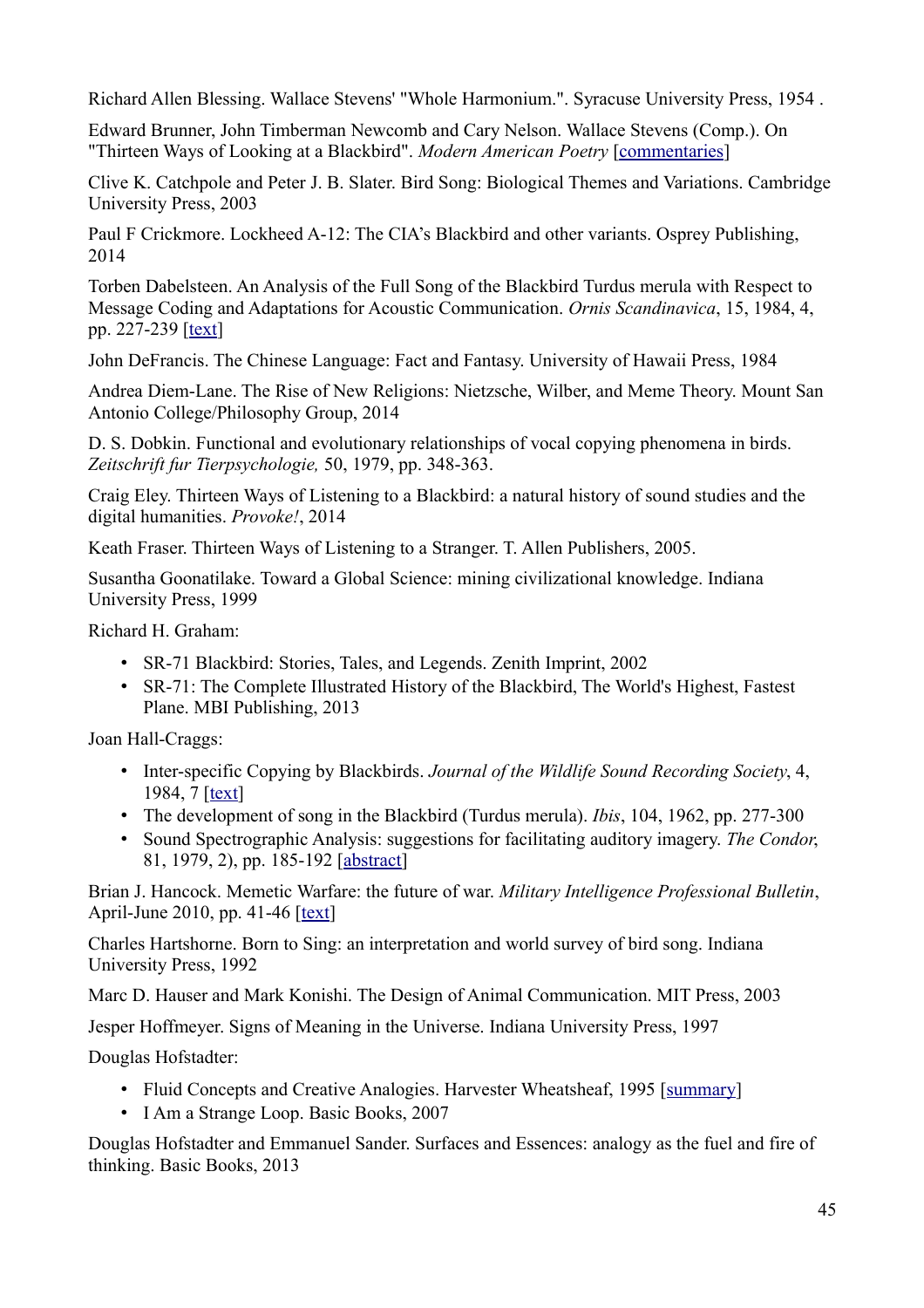Richard Allen Blessing. Wallace Stevens' "Whole Harmonium.". Syracuse University Press, 1954 .

Edward Brunner, John Timberman Newcomb and Cary Nelson. Wallace Stevens (Comp.). On "Thirteen Ways of Looking at a Blackbird". *Modern American Poetry* [commentaries]

Clive K. Catchpole and Peter J. B. Slater. Bird Song: Biological Themes and Variations. Cambridge University Press, 2003

Paul F Crickmore. Lockheed A-12: The CIA's Blackbird and other variants. Osprey Publishing, 2014

Torben Dabelsteen. An Analysis of the Full Song of the Blackbird Turdus merula with Respect to Message Coding and Adaptations for Acoustic Communication. *Ornis Scandinavica*, 15, 1984, 4, pp. 227-239 [text]

John DeFrancis. The Chinese Language: Fact and Fantasy. University of Hawaii Press, 1984

Andrea Diem-Lane. The Rise of New Religions: Nietzsche, Wilber, and Meme Theory. Mount San Antonio College/Philosophy Group, 2014

D. S. Dobkin. Functional and evolutionary relationships of vocal copying phenomena in birds. *Zeitschrift fur Tierpsychologie,* 50, 1979, pp. 348-363.

Craig Eley. Thirteen Ways of Listening to a Blackbird: a natural history of sound studies and the digital humanities. *Provoke!*, 2014

Keath Fraser. Thirteen Ways of Listening to a Stranger. T. Allen Publishers, 2005.

Susantha Goonatilake. Toward a Global Science: mining civilizational knowledge. Indiana University Press, 1999

Richard H. Graham:

- SR-71 Blackbird: Stories, Tales, and Legends. Zenith Imprint, 2002
- SR-71: The Complete Illustrated History of the Blackbird, The World's Highest, Fastest Plane. MBI Publishing, 2013

Joan Hall-Craggs:

- Inter-specific Copying by Blackbirds. *Journal of the Wildlife Sound Recording Society*, 4, 1984, 7 [text]
- The development of song in the Blackbird (Turdus merula). *Ibis*, 104, 1962, pp. 277-300
- Sound Spectrographic Analysis: suggestions for facilitating auditory imagery. *The Condor*, 81, 1979, 2), pp. 185-192 [abstract]

Brian J. Hancock. Memetic Warfare: the future of war. *Military Intelligence Professional Bulletin*, April-June 2010, pp. 41-46 [text]

Charles Hartshorne. Born to Sing: an interpretation and world survey of bird song. Indiana University Press, 1992

Marc D. Hauser and Mark Konishi. The Design of Animal Communication. MIT Press, 2003

Jesper Hoffmeyer. Signs of Meaning in the Universe. Indiana University Press, 1997

Douglas Hofstadter:

- Fluid Concepts and Creative Analogies. Harvester Wheatsheaf, 1995 [summary]
- I Am a Strange Loop. Basic Books, 2007

Douglas Hofstadter and Emmanuel Sander. Surfaces and Essences: analogy as the fuel and fire of thinking. Basic Books, 2013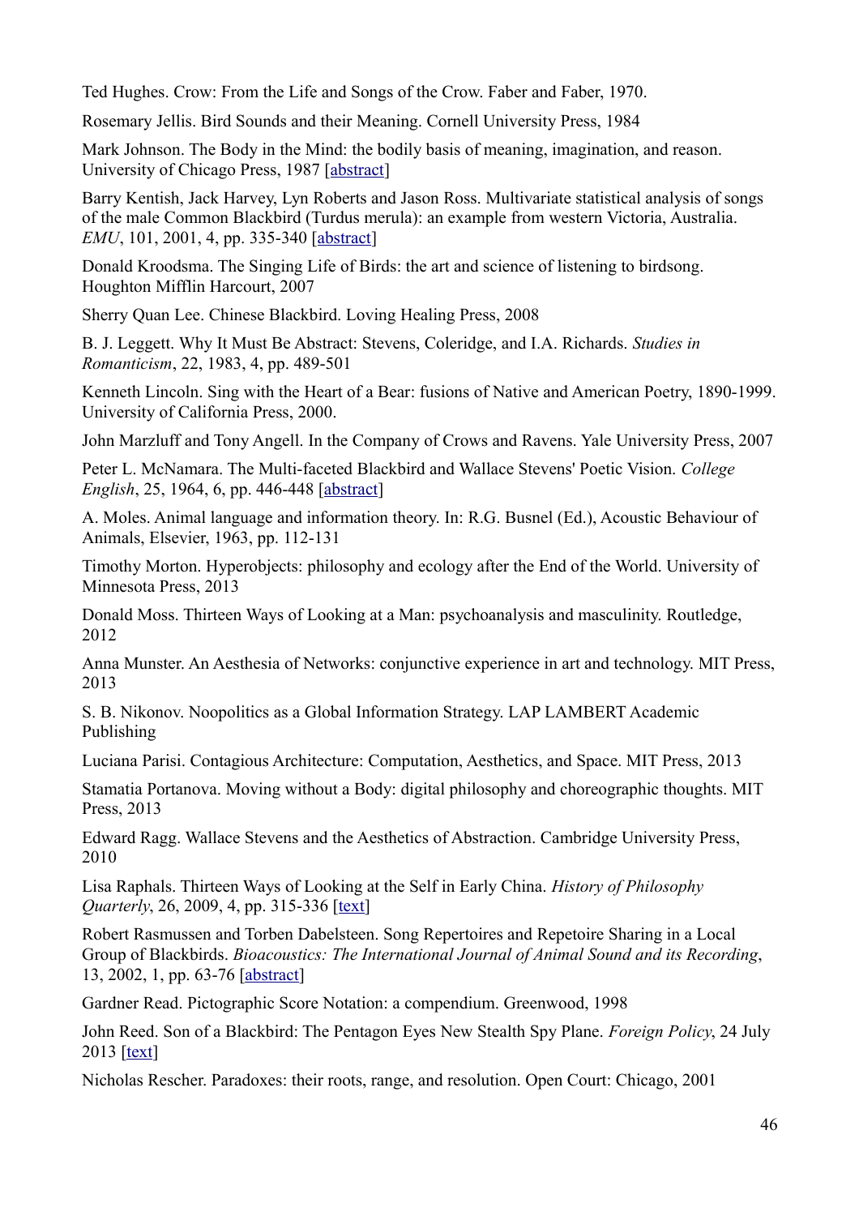Ted Hughes. Crow: From the Life and Songs of the Crow. Faber and Faber, 1970.

Rosemary Jellis. Bird Sounds and their Meaning. Cornell University Press, 1984

Mark Johnson. The Body in the Mind: the bodily basis of meaning, imagination, and reason. University of Chicago Press, 1987 [abstract]

Barry Kentish, Jack Harvey, Lyn Roberts and Jason Ross. Multivariate statistical analysis of songs of the male Common Blackbird (Turdus merula): an example from western Victoria, Australia. *EMU*, 101, 2001, 4, pp. 335-340 [abstract]

Donald Kroodsma. The Singing Life of Birds: the art and science of listening to birdsong. Houghton Mifflin Harcourt, 2007

Sherry Quan Lee. Chinese Blackbird. Loving Healing Press, 2008

B. J. Leggett. Why It Must Be Abstract: Stevens, Coleridge, and I.A. Richards. *Studies in Romanticism*, 22, 1983, 4, pp. 489-501

Kenneth Lincoln. Sing with the Heart of a Bear: fusions of Native and American Poetry, 1890-1999. University of California Press, 2000.

John Marzluff and Tony Angell. In the Company of Crows and Ravens. Yale University Press, 2007

Peter L. McNamara. The Multi-faceted Blackbird and Wallace Stevens' Poetic Vision. *College English*, 25, 1964, 6, pp. 446-448 [abstract]

A. Moles. Animal language and information theory. In: R.G. Busnel (Ed.), Acoustic Behaviour of Animals, Elsevier, 1963, pp. 112-131

Timothy Morton. Hyperobjects: philosophy and ecology after the End of the World. University of Minnesota Press, 2013

Donald Moss. Thirteen Ways of Looking at a Man: psychoanalysis and masculinity. Routledge, 2012

Anna Munster. An Aesthesia of Networks: conjunctive experience in art and technology. MIT Press, 2013

S. B. Nikonov. Noopolitics as a Global Information Strategy. LAP LAMBERT Academic Publishing

Luciana Parisi. Contagious Architecture: Computation, Aesthetics, and Space. MIT Press, 2013

Stamatia Portanova. Moving without a Body: digital philosophy and choreographic thoughts. MIT Press, 2013

Edward Ragg. Wallace Stevens and the Aesthetics of Abstraction. Cambridge University Press, 2010

Lisa Raphals. Thirteen Ways of Looking at the Self in Early China. *History of Philosophy Quarterly*, 26, 2009, 4, pp. 315-336 [text]

Robert Rasmussen and Torben Dabelsteen. Song Repertoires and Repetoire Sharing in a Local Group of Blackbirds. *Bioacoustics: The International Journal of Animal Sound and its Recording*, 13, 2002, 1, pp. 63-76 [abstract]

Gardner Read. Pictographic Score Notation: a compendium. Greenwood, 1998

John Reed. Son of a Blackbird: The Pentagon Eyes New Stealth Spy Plane. *Foreign Policy*, 24 July 2013 [text]

Nicholas Rescher. Paradoxes: their roots, range, and resolution. Open Court: Chicago, 2001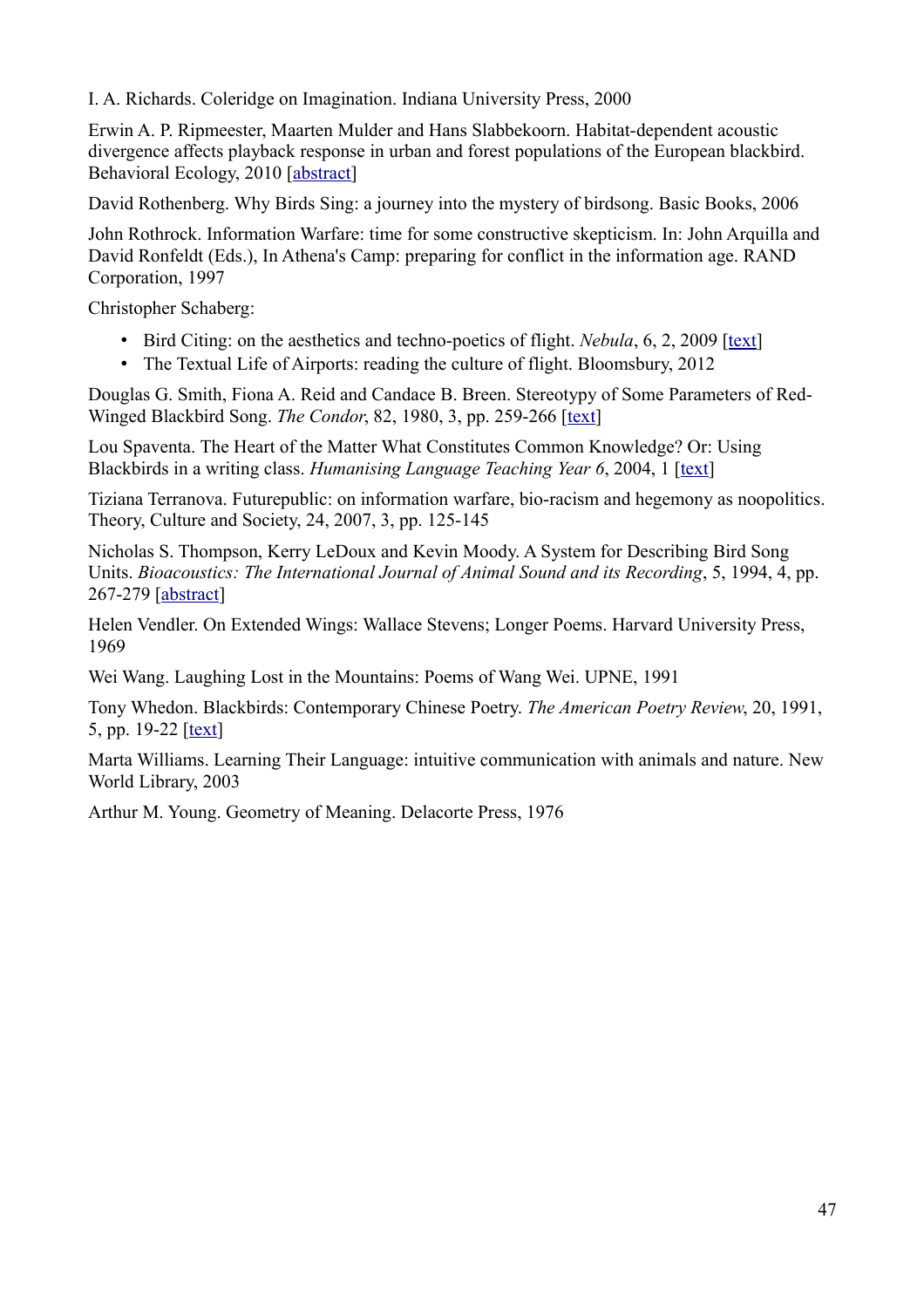I. A. Richards. Coleridge on Imagination. Indiana University Press, 2000

Erwin A. P. Ripmeester, Maarten Mulder and Hans Slabbekoorn. Habitat-dependent acoustic divergence affects playback response in urban and forest populations of the European blackbird. Behavioral Ecology, 2010 [abstract]

David Rothenberg. Why Birds Sing: a journey into the mystery of birdsong. Basic Books, 2006

John Rothrock. Information Warfare: time for some constructive skepticism. In: John Arquilla and David Ronfeldt (Eds.), In Athena's Camp: preparing for conflict in the information age. RAND Corporation, 1997

Christopher Schaberg:

- Bird Citing: on the aesthetics and techno-poetics of flight. *Nebula*, 6, 2, 2009 [text]
- The Textual Life of Airports: reading the culture of flight. Bloomsbury, 2012

Douglas G. Smith, Fiona A. Reid and Candace B. Breen. Stereotypy of Some Parameters of Red-Winged Blackbird Song. *The Condor*, 82, 1980, 3, pp. 259-266 [text]

Lou Spaventa. The Heart of the Matter What Constitutes Common Knowledge? Or: Using Blackbirds in a writing class. *Humanising Language Teaching Year 6*, 2004, 1 [text]

Tiziana Terranova. Futurepublic: on information warfare, bio-racism and hegemony as noopolitics. Theory, Culture and Society, 24, 2007, 3, pp. 125-145

Nicholas S. Thompson, Kerry LeDoux and Kevin Moody. A System for Describing Bird Song Units. *Bioacoustics: The International Journal of Animal Sound and its Recording*, 5, 1994, 4, pp. 267-279 [abstract]

Helen Vendler. On Extended Wings: Wallace Stevens; Longer Poems. Harvard University Press, 1969

Wei Wang. Laughing Lost in the Mountains: Poems of Wang Wei. UPNE, 1991

Tony Whedon. Blackbirds: Contemporary Chinese Poetry. *The American Poetry Review*, 20, 1991, 5, pp. 19-22 [text]

Marta Williams. Learning Their Language: intuitive communication with animals and nature. New World Library, 2003

Arthur M. Young. Geometry of Meaning. Delacorte Press, 1976